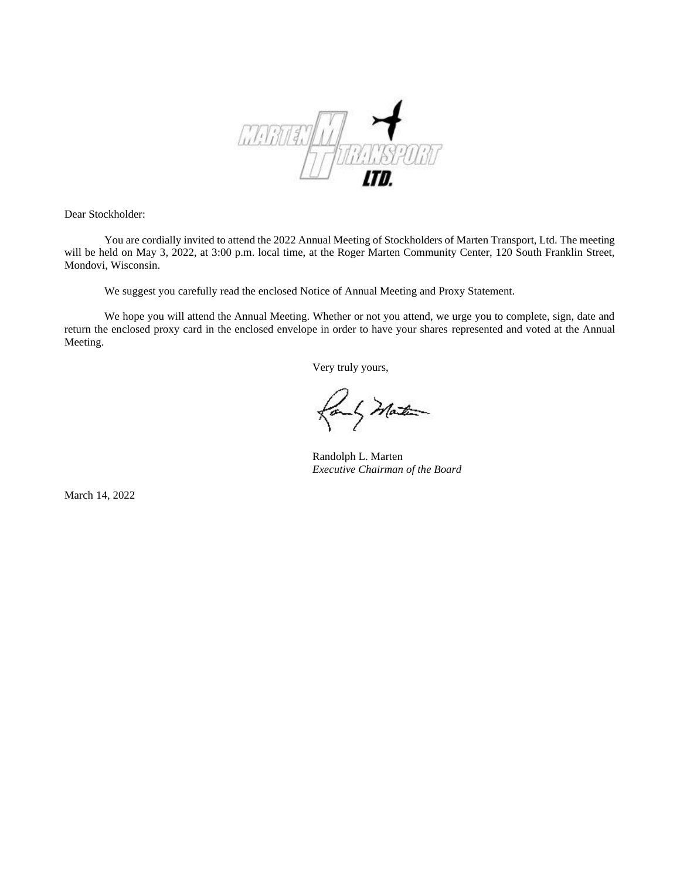Dear Stockholder:

You are cordially invited to attend the 2022 Annual Meeting of Stockholders of Marten Transport, Ltd. The meeting will be held on May 3, 2022, at 3:00 p.m. local time, at the Roger Marten Community Center, 120 South Franklin Street, Mondovi, Wisconsin.

We suggest you carefully read the enclosed Notice of Annual Meeting and Proxy Statement.

We hope you will attend the Annual Meeting. Whether or not you attend, we urge you to complete, sign, date and return the enclosed proxy card in the enclosed envelope in order to have your shares represented and voted at the Annual Meeting.

Very truly yours,

Randolph L. Marten
*Executive Chairman of the Board*

March 14, 2022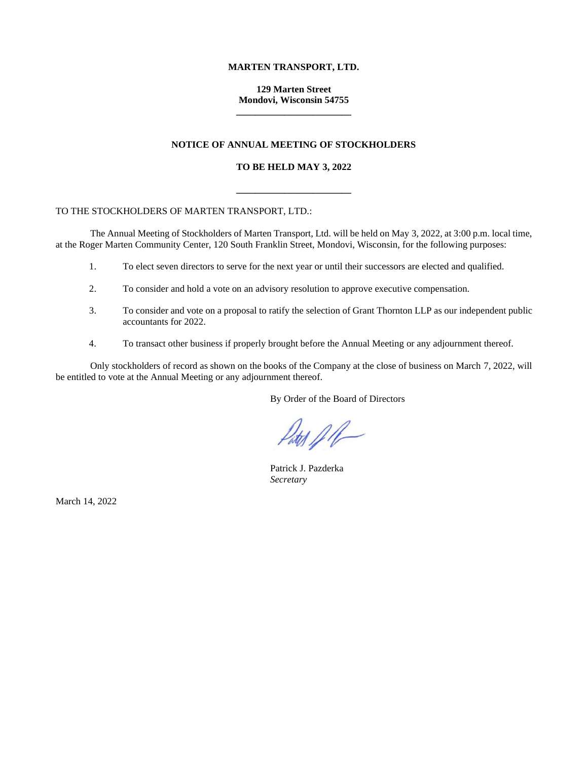**MARTEN TRANSPORT, LTD.**

**129 Marten Street**
**Mondovi, Wisconsin 54755**

---

## NOTICE OF ANNUAL MEETING OF STOCKHOLDERS

## TO BE HELD MAY 3, 2022

---

TO THE STOCKHOLDERS OF MARTEN TRANSPORT, LTD.:

The Annual Meeting of Stockholders of Marten Transport, Ltd. will be held on May 3, 2022, at 3:00 p.m. local time, at the Roger Marten Community Center, 120 South Franklin Street, Mondovi, Wisconsin, for the following purposes:

1. To elect seven directors to serve for the next year or until their successors are elected and qualified.
2. To consider and hold a vote on an advisory resolution to approve executive compensation.
3. To consider and vote on a proposal to ratify the selection of Grant Thornton LLP as our independent public accountants for 2022.
4. To transact other business if properly brought before the Annual Meeting or any adjournment thereof.

Only stockholders of record as shown on the books of the Company at the close of business on March 7, 2022, will be entitled to vote at the Annual Meeting or any adjournment thereof.

By Order of the Board of Directors

Patrick J. Pazderka
*Secretary*

March 14, 2022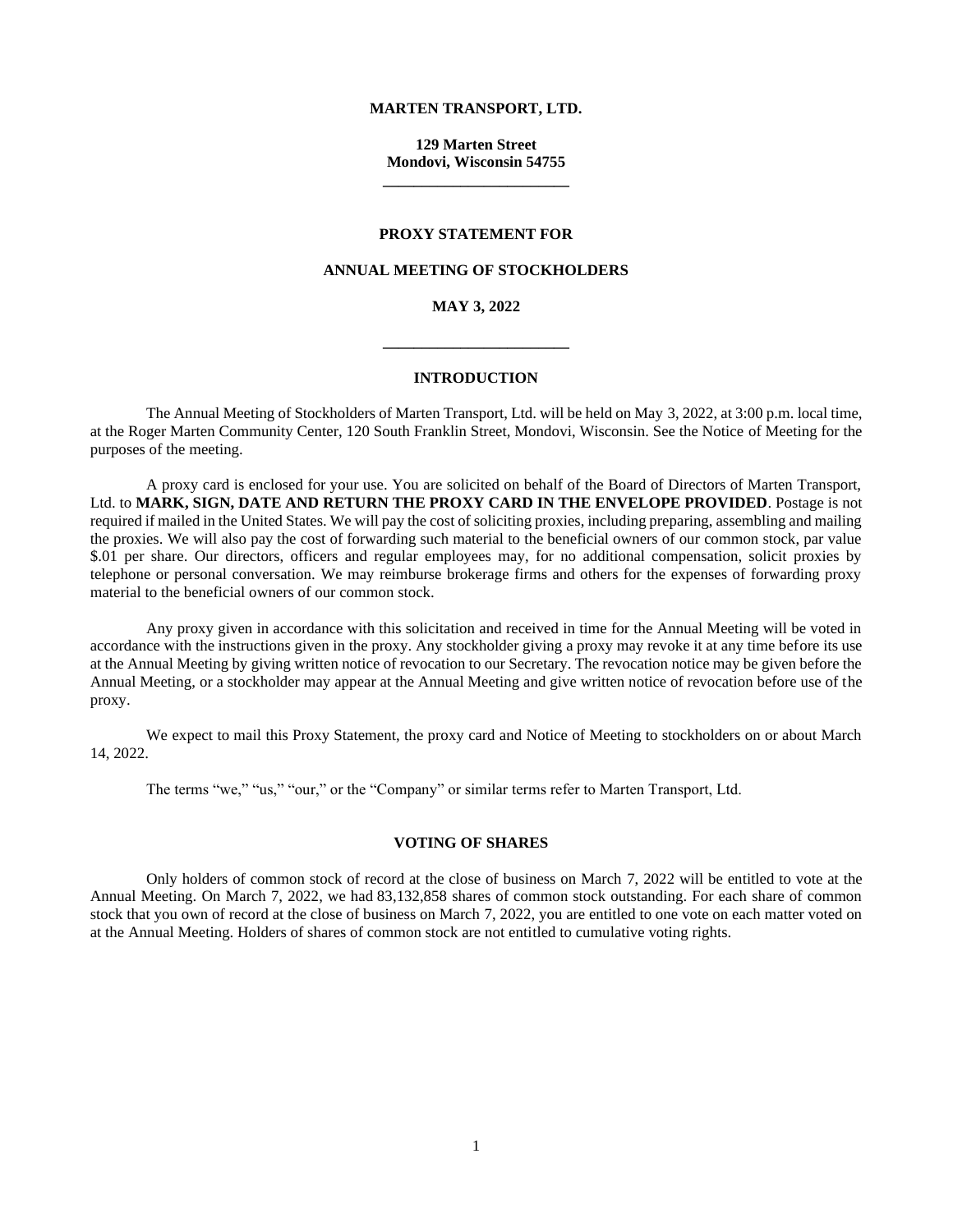**MARTEN TRANSPORT, LTD.**

**129 Marten Street**
**Mondovi, Wisconsin 54755**

---

**PROXY STATEMENT FOR**

**ANNUAL MEETING OF STOCKHOLDERS**

**MAY 3, 2022**

---

## INTRODUCTION

The Annual Meeting of Stockholders of Marten Transport, Ltd. will be held on May 3, 2022, at 3:00 p.m. local time, at the Roger Marten Community Center, 120 South Franklin Street, Mondovi, Wisconsin. See the Notice of Meeting for the purposes of the meeting.

A proxy card is enclosed for your use. You are solicited on behalf of the Board of Directors of Marten Transport, Ltd. to **MARK, SIGN, DATE AND RETURN THE PROXY CARD IN THE ENVELOPE PROVIDED**. Postage is not required if mailed in the United States. We will pay the cost of soliciting proxies, including preparing, assembling and mailing the proxies. We will also pay the cost of forwarding such material to the beneficial owners of our common stock, par value $.01 per share. Our directors, officers and regular employees may, for no additional compensation, solicit proxies by telephone or personal conversation. We may reimburse brokerage firms and others for the expenses of forwarding proxy material to the beneficial owners of our common stock.

Any proxy given in accordance with this solicitation and received in time for the Annual Meeting will be voted in accordance with the instructions given in the proxy. Any stockholder giving a proxy may revoke it at any time before its use at the Annual Meeting by giving written notice of revocation to our Secretary. The revocation notice may be given before the Annual Meeting, or a stockholder may appear at the Annual Meeting and give written notice of revocation before use of the proxy.

We expect to mail this Proxy Statement, the proxy card and Notice of Meeting to stockholders on or about March 14, 2022.

The terms "we," "us," "our," or the "Company" or similar terms refer to Marten Transport, Ltd.

## VOTING OF SHARES

Only holders of common stock of record at the close of business on March 7, 2022 will be entitled to vote at the Annual Meeting. On March 7, 2022, we had 83,132,858 shares of common stock outstanding. For each share of common stock that you own of record at the close of business on March 7, 2022, you are entitled to one vote on each matter voted on at the Annual Meeting. Holders of shares of common stock are not entitled to cumulative voting rights.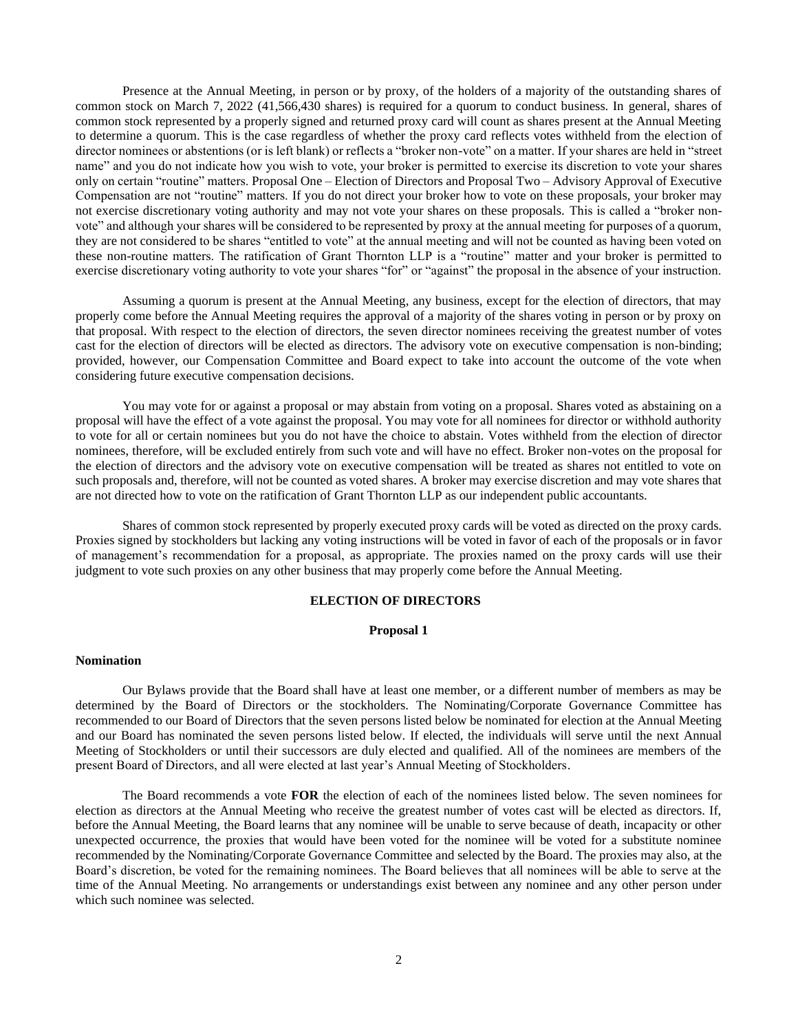Presence at the Annual Meeting, in person or by proxy, of the holders of a majority of the outstanding shares of common stock on March 7, 2022 (41,566,430 shares) is required for a quorum to conduct business. In general, shares of common stock represented by a properly signed and returned proxy card will count as shares present at the Annual Meeting to determine a quorum. This is the case regardless of whether the proxy card reflects votes withheld from the election of director nominees or abstentions (or is left blank) or reflects a "broker non-vote" on a matter. If your shares are held in "street name" and you do not indicate how you wish to vote, your broker is permitted to exercise its discretion to vote your shares only on certain "routine" matters. Proposal One – Election of Directors and Proposal Two – Advisory Approval of Executive Compensation are not "routine" matters. If you do not direct your broker how to vote on these proposals, your broker may not exercise discretionary voting authority and may not vote your shares on these proposals. This is called a "broker non-vote" and although your shares will be considered to be represented by proxy at the annual meeting for purposes of a quorum, they are not considered to be shares "entitled to vote" at the annual meeting and will not be counted as having been voted on these non-routine matters. The ratification of Grant Thornton LLP is a "routine" matter and your broker is permitted to exercise discretionary voting authority to vote your shares "for" or "against" the proposal in the absence of your instruction.

Assuming a quorum is present at the Annual Meeting, any business, except for the election of directors, that may properly come before the Annual Meeting requires the approval of a majority of the shares voting in person or by proxy on that proposal. With respect to the election of directors, the seven director nominees receiving the greatest number of votes cast for the election of directors will be elected as directors. The advisory vote on executive compensation is non-binding; provided, however, our Compensation Committee and Board expect to take into account the outcome of the vote when considering future executive compensation decisions.

You may vote for or against a proposal or may abstain from voting on a proposal. Shares voted as abstaining on a proposal will have the effect of a vote against the proposal. You may vote for all nominees for director or withhold authority to vote for all or certain nominees but you do not have the choice to abstain. Votes withheld from the election of director nominees, therefore, will be excluded entirely from such vote and will have no effect. Broker non-votes on the proposal for the election of directors and the advisory vote on executive compensation will be treated as shares not entitled to vote on such proposals and, therefore, will not be counted as voted shares. A broker may exercise discretion and may vote shares that are not directed how to vote on the ratification of Grant Thornton LLP as our independent public accountants.

Shares of common stock represented by properly executed proxy cards will be voted as directed on the proxy cards. Proxies signed by stockholders but lacking any voting instructions will be voted in favor of each of the proposals or in favor of management's recommendation for a proposal, as appropriate. The proxies named on the proxy cards will use their judgment to vote such proxies on any other business that may properly come before the Annual Meeting.

## ELECTION OF DIRECTORS

### Proposal 1

**Nomination**

Our Bylaws provide that the Board shall have at least one member, or a different number of members as may be determined by the Board of Directors or the stockholders. The Nominating/Corporate Governance Committee has recommended to our Board of Directors that the seven persons listed below be nominated for election at the Annual Meeting and our Board has nominated the seven persons listed below. If elected, the individuals will serve until the next Annual Meeting of Stockholders or until their successors are duly elected and qualified. All of the nominees are members of the present Board of Directors, and all were elected at last year's Annual Meeting of Stockholders.

The Board recommends a vote **FOR** the election of each of the nominees listed below. The seven nominees for election as directors at the Annual Meeting who receive the greatest number of votes cast will be elected as directors. If, before the Annual Meeting, the Board learns that any nominee will be unable to serve because of death, incapacity or other unexpected occurrence, the proxies that would have been voted for the nominee will be voted for a substitute nominee recommended by the Nominating/Corporate Governance Committee and selected by the Board. The proxies may also, at the Board's discretion, be voted for the remaining nominees. The Board believes that all nominees will be able to serve at the time of the Annual Meeting. No arrangements or understandings exist between any nominee and any other person under which such nominee was selected.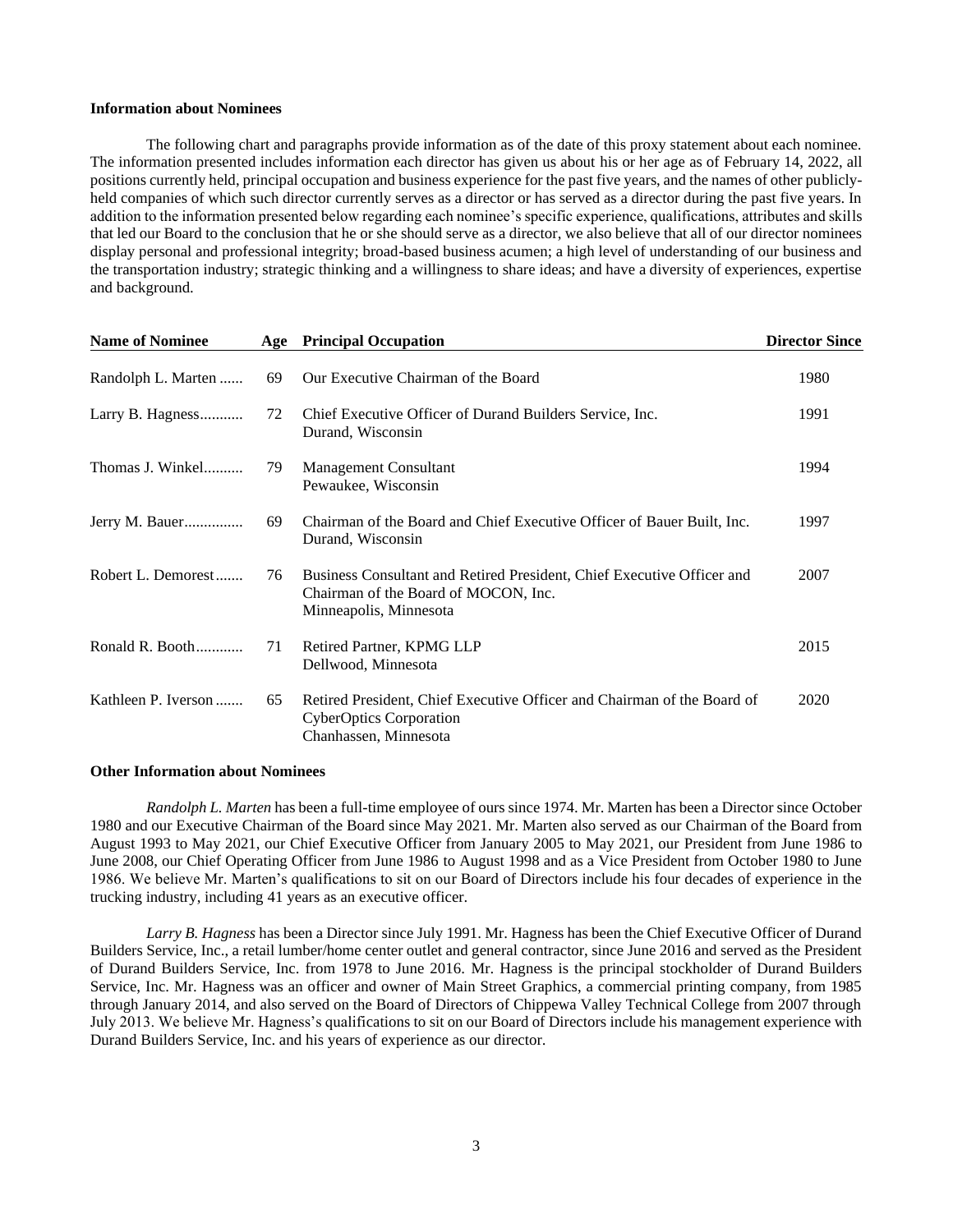### Information about Nominees

The following chart and paragraphs provide information as of the date of this proxy statement about each nominee. The information presented includes information each director has given us about his or her age as of February 14, 2022, all positions currently held, principal occupation and business experience for the past five years, and the names of other publicly-held companies of which such director currently serves as a director or has served as a director during the past five years. In addition to the information presented below regarding each nominee's specific experience, qualifications, attributes and skills that led our Board to the conclusion that he or she should serve as a director, we also believe that all of our director nominees display personal and professional integrity; broad-based business acumen; a high level of understanding of our business and the transportation industry; strategic thinking and a willingness to share ideas; and have a diversity of experiences, expertise and background.

| Name of Nominee | Age | Principal Occupation | Director Since |
|---|---|---|---|
| Randolph L. Marten | 69 | Our Executive Chairman of the Board | 1980 |
| Larry B. Hagness | 72 | Chief Executive Officer of Durand Builders Service, Inc.<br>Durand, Wisconsin | 1991 |
| Thomas J. Winkel | 79 | Management Consultant<br>Pewaukee, Wisconsin | 1994 |
| Jerry M. Bauer | 69 | Chairman of the Board and Chief Executive Officer of Bauer Built, Inc.<br>Durand, Wisconsin | 1997 |
| Robert L. Demorest | 76 | Business Consultant and Retired President, Chief Executive Officer and Chairman of the Board of MOCON, Inc.<br>Minneapolis, Minnesota | 2007 |
| Ronald R. Booth | 71 | Retired Partner, KPMG LLP<br>Dellwood, Minnesota | 2015 |
| Kathleen P. Iverson | 65 | Retired President, Chief Executive Officer and Chairman of the Board of CyberOptics Corporation<br>Chanhassen, Minnesota | 2020 |

### Other Information about Nominees

*Randolph L. Marten* has been a full-time employee of ours since 1974. Mr. Marten has been a Director since October 1980 and our Executive Chairman of the Board since May 2021. Mr. Marten also served as our Chairman of the Board from August 1993 to May 2021, our Chief Executive Officer from January 2005 to May 2021, our President from June 1986 to June 2008, our Chief Operating Officer from June 1986 to August 1998 and as a Vice President from October 1980 to June 1986. We believe Mr. Marten's qualifications to sit on our Board of Directors include his four decades of experience in the trucking industry, including 41 years as an executive officer.

*Larry B. Hagness* has been a Director since July 1991. Mr. Hagness has been the Chief Executive Officer of Durand Builders Service, Inc., a retail lumber/home center outlet and general contractor, since June 2016 and served as the President of Durand Builders Service, Inc. from 1978 to June 2016. Mr. Hagness is the principal stockholder of Durand Builders Service, Inc. Mr. Hagness was an officer and owner of Main Street Graphics, a commercial printing company, from 1985 through January 2014, and also served on the Board of Directors of Chippewa Valley Technical College from 2007 through July 2013. We believe Mr. Hagness's qualifications to sit on our Board of Directors include his management experience with Durand Builders Service, Inc. and his years of experience as our director.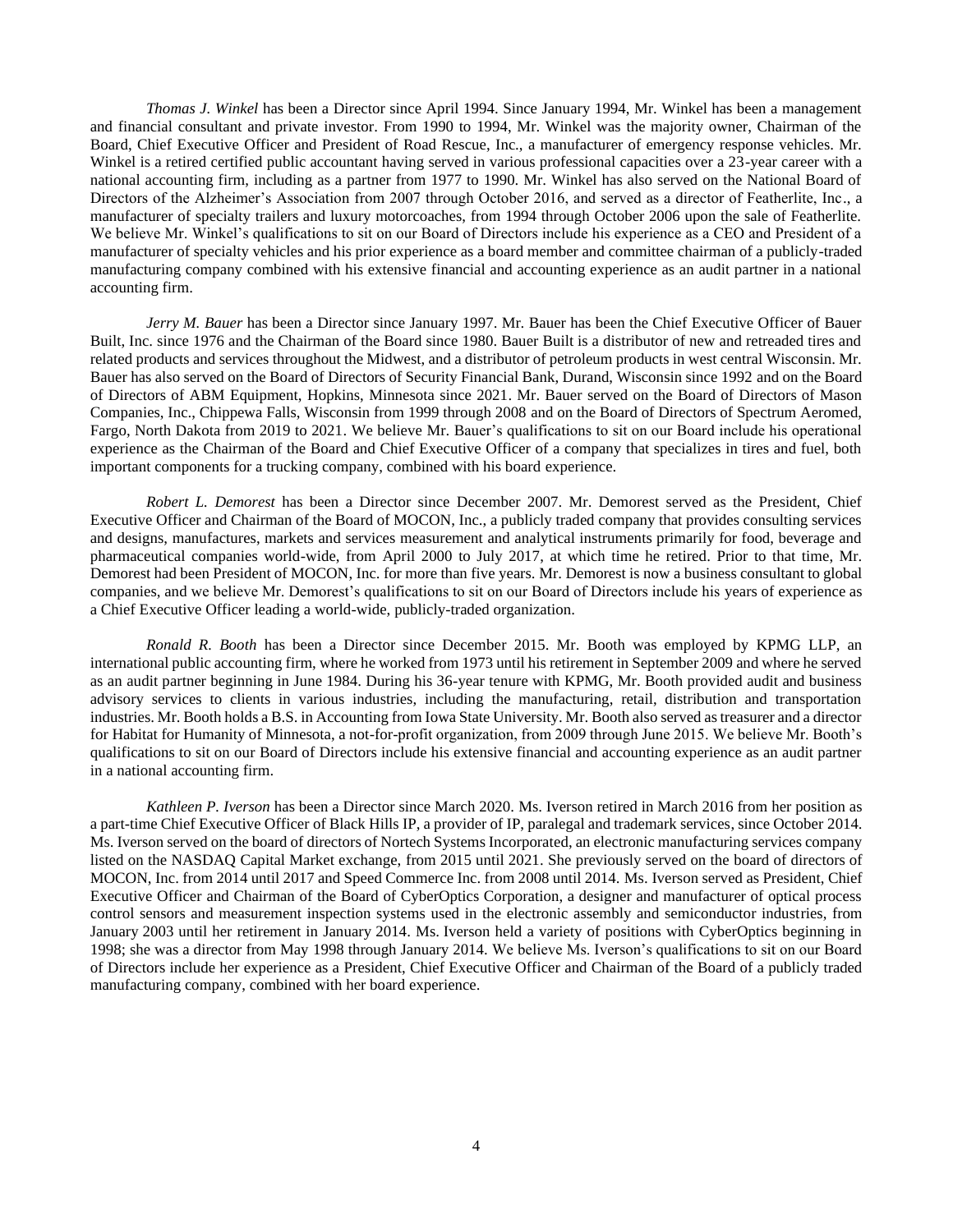*Thomas J. Winkel* has been a Director since April 1994. Since January 1994, Mr. Winkel has been a management and financial consultant and private investor. From 1990 to 1994, Mr. Winkel was the majority owner, Chairman of the Board, Chief Executive Officer and President of Road Rescue, Inc., a manufacturer of emergency response vehicles. Mr. Winkel is a retired certified public accountant having served in various professional capacities over a 23-year career with a national accounting firm, including as a partner from 1977 to 1990. Mr. Winkel has also served on the National Board of Directors of the Alzheimer's Association from 2007 through October 2016, and served as a director of Featherlite, Inc., a manufacturer of specialty trailers and luxury motorcoaches, from 1994 through October 2006 upon the sale of Featherlite. We believe Mr. Winkel's qualifications to sit on our Board of Directors include his experience as a CEO and President of a manufacturer of specialty vehicles and his prior experience as a board member and committee chairman of a publicly-traded manufacturing company combined with his extensive financial and accounting experience as an audit partner in a national accounting firm.

*Jerry M. Bauer* has been a Director since January 1997. Mr. Bauer has been the Chief Executive Officer of Bauer Built, Inc. since 1976 and the Chairman of the Board since 1980. Bauer Built is a distributor of new and retreaded tires and related products and services throughout the Midwest, and a distributor of petroleum products in west central Wisconsin. Mr. Bauer has also served on the Board of Directors of Security Financial Bank, Durand, Wisconsin since 1992 and on the Board of Directors of ABM Equipment, Hopkins, Minnesota since 2021. Mr. Bauer served on the Board of Directors of Mason Companies, Inc., Chippewa Falls, Wisconsin from 1999 through 2008 and on the Board of Directors of Spectrum Aeromed, Fargo, North Dakota from 2019 to 2021. We believe Mr. Bauer's qualifications to sit on our Board include his operational experience as the Chairman of the Board and Chief Executive Officer of a company that specializes in tires and fuel, both important components for a trucking company, combined with his board experience.

*Robert L. Demorest* has been a Director since December 2007. Mr. Demorest served as the President, Chief Executive Officer and Chairman of the Board of MOCON, Inc., a publicly traded company that provides consulting services and designs, manufactures, markets and services measurement and analytical instruments primarily for food, beverage and pharmaceutical companies world-wide, from April 2000 to July 2017, at which time he retired. Prior to that time, Mr. Demorest had been President of MOCON, Inc. for more than five years. Mr. Demorest is now a business consultant to global companies, and we believe Mr. Demorest's qualifications to sit on our Board of Directors include his years of experience as a Chief Executive Officer leading a world-wide, publicly-traded organization.

*Ronald R. Booth* has been a Director since December 2015. Mr. Booth was employed by KPMG LLP, an international public accounting firm, where he worked from 1973 until his retirement in September 2009 and where he served as an audit partner beginning in June 1984. During his 36-year tenure with KPMG, Mr. Booth provided audit and business advisory services to clients in various industries, including the manufacturing, retail, distribution and transportation industries. Mr. Booth holds a B.S. in Accounting from Iowa State University. Mr. Booth also served as treasurer and a director for Habitat for Humanity of Minnesota, a not-for-profit organization, from 2009 through June 2015. We believe Mr. Booth's qualifications to sit on our Board of Directors include his extensive financial and accounting experience as an audit partner in a national accounting firm.

*Kathleen P. Iverson* has been a Director since March 2020. Ms. Iverson retired in March 2016 from her position as a part-time Chief Executive Officer of Black Hills IP, a provider of IP, paralegal and trademark services, since October 2014. Ms. Iverson served on the board of directors of Nortech Systems Incorporated, an electronic manufacturing services company listed on the NASDAQ Capital Market exchange, from 2015 until 2021. She previously served on the board of directors of MOCON, Inc. from 2014 until 2017 and Speed Commerce Inc. from 2008 until 2014. Ms. Iverson served as President, Chief Executive Officer and Chairman of the Board of CyberOptics Corporation, a designer and manufacturer of optical process control sensors and measurement inspection systems used in the electronic assembly and semiconductor industries, from January 2003 until her retirement in January 2014. Ms. Iverson held a variety of positions with CyberOptics beginning in 1998; she was a director from May 1998 through January 2014. We believe Ms. Iverson's qualifications to sit on our Board of Directors include her experience as a President, Chief Executive Officer and Chairman of the Board of a publicly traded manufacturing company, combined with her board experience.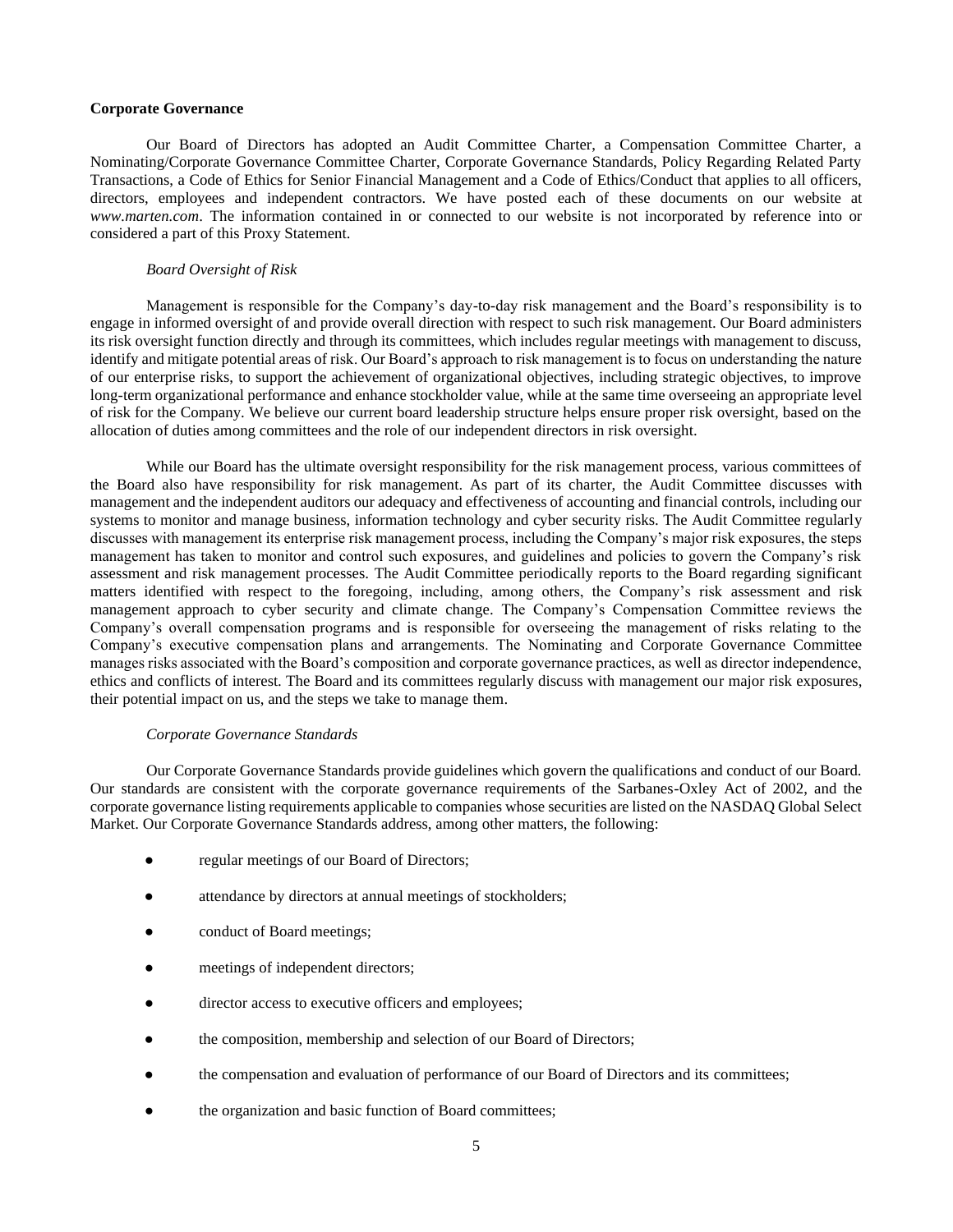**Corporate Governance**

Our Board of Directors has adopted an Audit Committee Charter, a Compensation Committee Charter, a Nominating/Corporate Governance Committee Charter, Corporate Governance Standards, Policy Regarding Related Party Transactions, a Code of Ethics for Senior Financial Management and a Code of Ethics/Conduct that applies to all officers, directors, employees and independent contractors. We have posted each of these documents on our website at *www.marten.com*. The information contained in or connected to our website is not incorporated by reference into or considered a part of this Proxy Statement.

*Board Oversight of Risk*

Management is responsible for the Company's day-to-day risk management and the Board's responsibility is to engage in informed oversight of and provide overall direction with respect to such risk management. Our Board administers its risk oversight function directly and through its committees, which includes regular meetings with management to discuss, identify and mitigate potential areas of risk. Our Board's approach to risk management is to focus on understanding the nature of our enterprise risks, to support the achievement of organizational objectives, including strategic objectives, to improve long-term organizational performance and enhance stockholder value, while at the same time overseeing an appropriate level of risk for the Company. We believe our current board leadership structure helps ensure proper risk oversight, based on the allocation of duties among committees and the role of our independent directors in risk oversight.

While our Board has the ultimate oversight responsibility for the risk management process, various committees of the Board also have responsibility for risk management. As part of its charter, the Audit Committee discusses with management and the independent auditors our adequacy and effectiveness of accounting and financial controls, including our systems to monitor and manage business, information technology and cyber security risks. The Audit Committee regularly discusses with management its enterprise risk management process, including the Company's major risk exposures, the steps management has taken to monitor and control such exposures, and guidelines and policies to govern the Company's risk assessment and risk management processes. The Audit Committee periodically reports to the Board regarding significant matters identified with respect to the foregoing, including, among others, the Company's risk assessment and risk management approach to cyber security and climate change. The Company's Compensation Committee reviews the Company's overall compensation programs and is responsible for overseeing the management of risks relating to the Company's executive compensation plans and arrangements. The Nominating and Corporate Governance Committee manages risks associated with the Board's composition and corporate governance practices, as well as director independence, ethics and conflicts of interest. The Board and its committees regularly discuss with management our major risk exposures, their potential impact on us, and the steps we take to manage them.

*Corporate Governance Standards*

Our Corporate Governance Standards provide guidelines which govern the qualifications and conduct of our Board. Our standards are consistent with the corporate governance requirements of the Sarbanes-Oxley Act of 2002, and the corporate governance listing requirements applicable to companies whose securities are listed on the NASDAQ Global Select Market. Our Corporate Governance Standards address, among other matters, the following:

- regular meetings of our Board of Directors;
- attendance by directors at annual meetings of stockholders;
- conduct of Board meetings;
- meetings of independent directors;
- director access to executive officers and employees;
- the composition, membership and selection of our Board of Directors;
- the compensation and evaluation of performance of our Board of Directors and its committees;
- the organization and basic function of Board committees;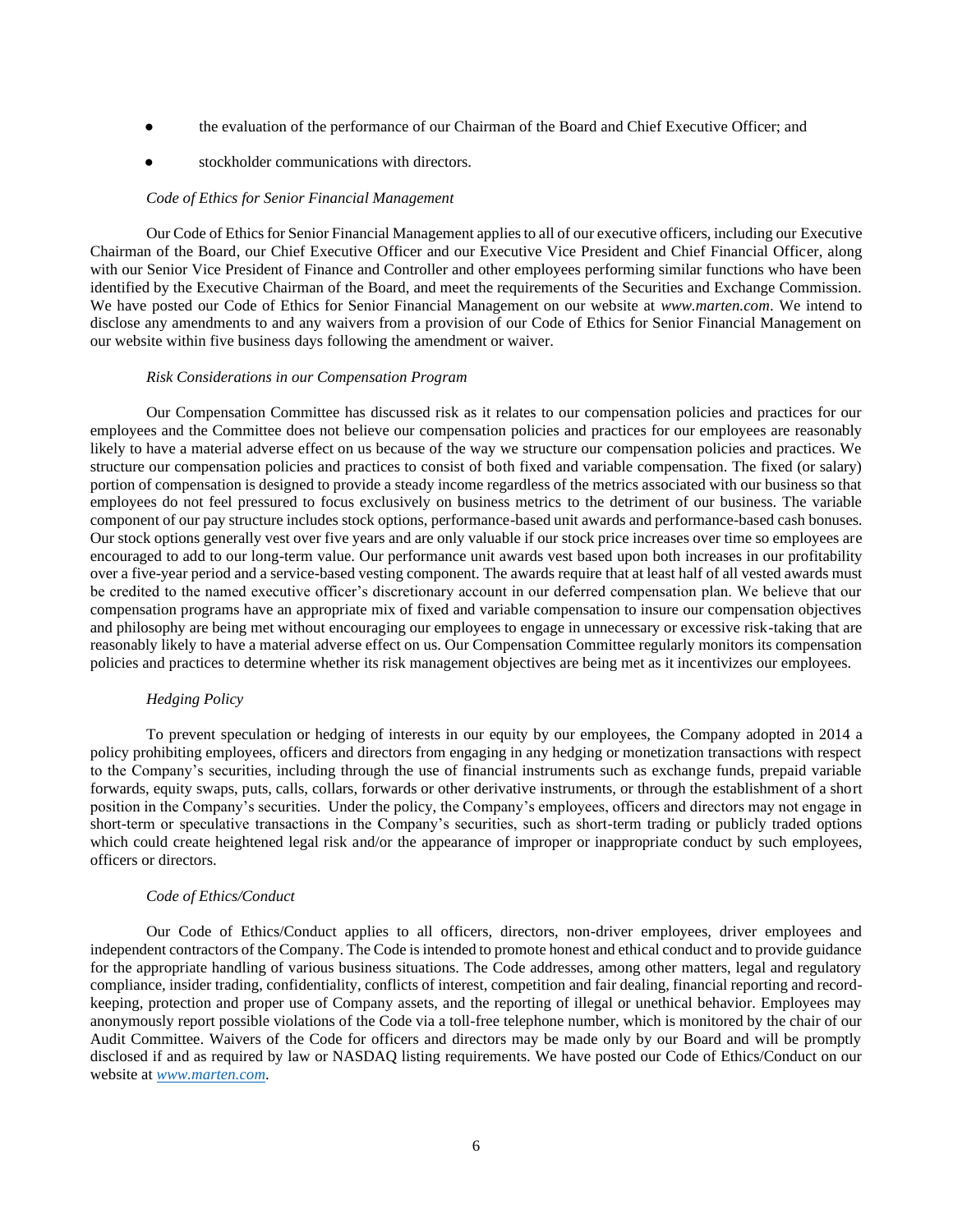- the evaluation of the performance of our Chairman of the Board and Chief Executive Officer; and
- stockholder communications with directors.

*Code of Ethics for Senior Financial Management*

Our Code of Ethics for Senior Financial Management applies to all of our executive officers, including our Executive Chairman of the Board, our Chief Executive Officer and our Executive Vice President and Chief Financial Officer, along with our Senior Vice President of Finance and Controller and other employees performing similar functions who have been identified by the Executive Chairman of the Board, and meet the requirements of the Securities and Exchange Commission. We have posted our Code of Ethics for Senior Financial Management on our website at *www.marten.com*. We intend to disclose any amendments to and any waivers from a provision of our Code of Ethics for Senior Financial Management on our website within five business days following the amendment or waiver.

*Risk Considerations in our Compensation Program*

Our Compensation Committee has discussed risk as it relates to our compensation policies and practices for our employees and the Committee does not believe our compensation policies and practices for our employees are reasonably likely to have a material adverse effect on us because of the way we structure our compensation policies and practices. We structure our compensation policies and practices to consist of both fixed and variable compensation. The fixed (or salary) portion of compensation is designed to provide a steady income regardless of the metrics associated with our business so that employees do not feel pressured to focus exclusively on business metrics to the detriment of our business. The variable component of our pay structure includes stock options, performance-based unit awards and performance-based cash bonuses. Our stock options generally vest over five years and are only valuable if our stock price increases over time so employees are encouraged to add to our long-term value. Our performance unit awards vest based upon both increases in our profitability over a five-year period and a service-based vesting component. The awards require that at least half of all vested awards must be credited to the named executive officer's discretionary account in our deferred compensation plan. We believe that our compensation programs have an appropriate mix of fixed and variable compensation to insure our compensation objectives and philosophy are being met without encouraging our employees to engage in unnecessary or excessive risk-taking that are reasonably likely to have a material adverse effect on us. Our Compensation Committee regularly monitors its compensation policies and practices to determine whether its risk management objectives are being met as it incentivizes our employees.

*Hedging Policy*

To prevent speculation or hedging of interests in our equity by our employees, the Company adopted in 2014 a policy prohibiting employees, officers and directors from engaging in any hedging or monetization transactions with respect to the Company's securities, including through the use of financial instruments such as exchange funds, prepaid variable forwards, equity swaps, puts, calls, collars, forwards or other derivative instruments, or through the establishment of a short position in the Company's securities. Under the policy, the Company's employees, officers and directors may not engage in short-term or speculative transactions in the Company's securities, such as short-term trading or publicly traded options which could create heightened legal risk and/or the appearance of improper or inappropriate conduct by such employees, officers or directors.

*Code of Ethics/Conduct*

Our Code of Ethics/Conduct applies to all officers, directors, non-driver employees, driver employees and independent contractors of the Company. The Code is intended to promote honest and ethical conduct and to provide guidance for the appropriate handling of various business situations. The Code addresses, among other matters, legal and regulatory compliance, insider trading, confidentiality, conflicts of interest, competition and fair dealing, financial reporting and record-keeping, protection and proper use of Company assets, and the reporting of illegal or unethical behavior. Employees may anonymously report possible violations of the Code via a toll-free telephone number, which is monitored by the chair of our Audit Committee. Waivers of the Code for officers and directors may be made only by our Board and will be promptly disclosed if and as required by law or NASDAQ listing requirements. We have posted our Code of Ethics/Conduct on our website at *www.marten.com*.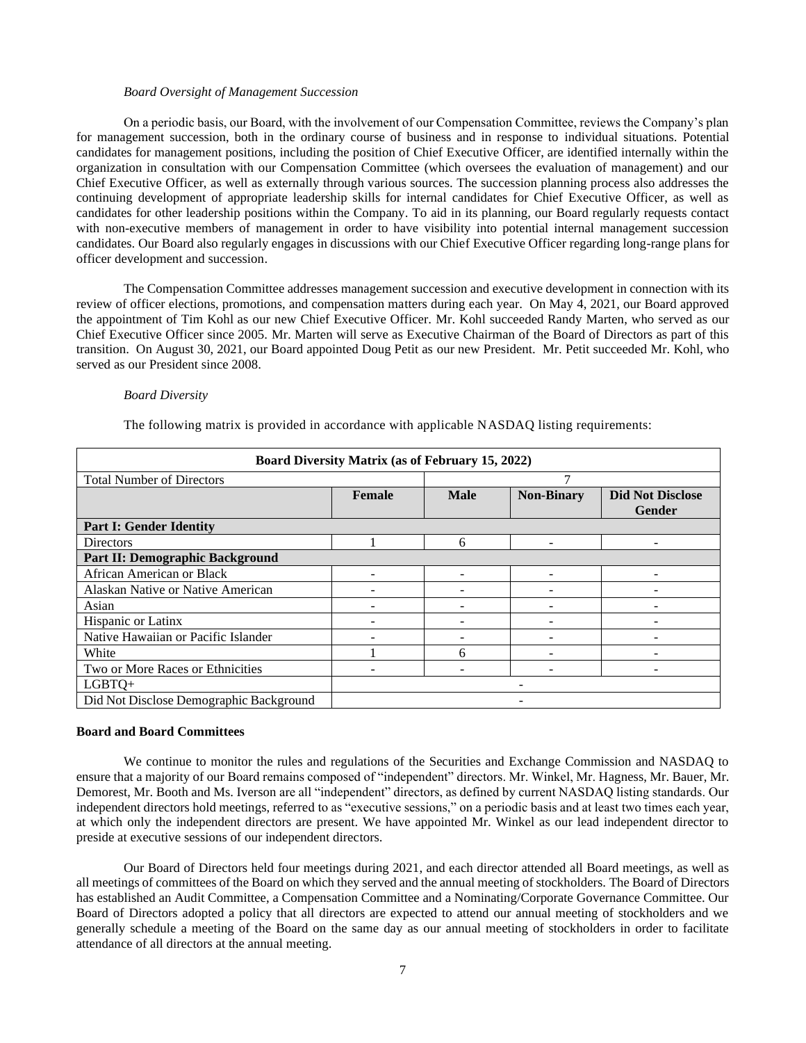*Board Oversight of Management Succession*

On a periodic basis, our Board, with the involvement of our Compensation Committee, reviews the Company's plan for management succession, both in the ordinary course of business and in response to individual situations. Potential candidates for management positions, including the position of Chief Executive Officer, are identified internally within the organization in consultation with our Compensation Committee (which oversees the evaluation of management) and our Chief Executive Officer, as well as externally through various sources. The succession planning process also addresses the continuing development of appropriate leadership skills for internal candidates for Chief Executive Officer, as well as candidates for other leadership positions within the Company. To aid in its planning, our Board regularly requests contact with non-executive members of management in order to have visibility into potential internal management succession candidates. Our Board also regularly engages in discussions with our Chief Executive Officer regarding long-range plans for officer development and succession.

The Compensation Committee addresses management succession and executive development in connection with its review of officer elections, promotions, and compensation matters during each year. On May 4, 2021, our Board approved the appointment of Tim Kohl as our new Chief Executive Officer. Mr. Kohl succeeded Randy Marten, who served as our Chief Executive Officer since 2005. Mr. Marten will serve as Executive Chairman of the Board of Directors as part of this transition. On August 30, 2021, our Board appointed Doug Petit as our new President. Mr. Petit succeeded Mr. Kohl, who served as our President since 2008.

*Board Diversity*

The following matrix is provided in accordance with applicable NASDAQ listing requirements:

| **Board Diversity Matrix (as of February 15, 2022)** | | | | |
|---|---|---|---|---|
| Total Number of Directors | 7 | | | |
| | **Female** | **Male** | **Non-Binary** | **Did Not Disclose Gender** |
| **Part I: Gender Identity** | | | | |
| Directors | 1 | 6 | - | - |
| **Part II: Demographic Background** | | | | |
| African American or Black | - | - | - | - |
| Alaskan Native or Native American | - | - | - | - |
| Asian | - | - | - | - |
| Hispanic or Latinx | - | - | - | - |
| Native Hawaiian or Pacific Islander | - | - | - | - |
| White | 1 | 6 | - | - |
| Two or More Races or Ethnicities | - | - | - | - |
| LGBTQ+ | - | | | |
| Did Not Disclose Demographic Background | - | | | |

**Board and Board Committees**

We continue to monitor the rules and regulations of the Securities and Exchange Commission and NASDAQ to ensure that a majority of our Board remains composed of "independent" directors. Mr. Winkel, Mr. Hagness, Mr. Bauer, Mr. Demorest, Mr. Booth and Ms. Iverson are all "independent" directors, as defined by current NASDAQ listing standards. Our independent directors hold meetings, referred to as "executive sessions," on a periodic basis and at least two times each year, at which only the independent directors are present. We have appointed Mr. Winkel as our lead independent director to preside at executive sessions of our independent directors.

Our Board of Directors held four meetings during 2021, and each director attended all Board meetings, as well as all meetings of committees of the Board on which they served and the annual meeting of stockholders. The Board of Directors has established an Audit Committee, a Compensation Committee and a Nominating/Corporate Governance Committee. Our Board of Directors adopted a policy that all directors are expected to attend our annual meeting of stockholders and we generally schedule a meeting of the Board on the same day as our annual meeting of stockholders in order to facilitate attendance of all directors at the annual meeting.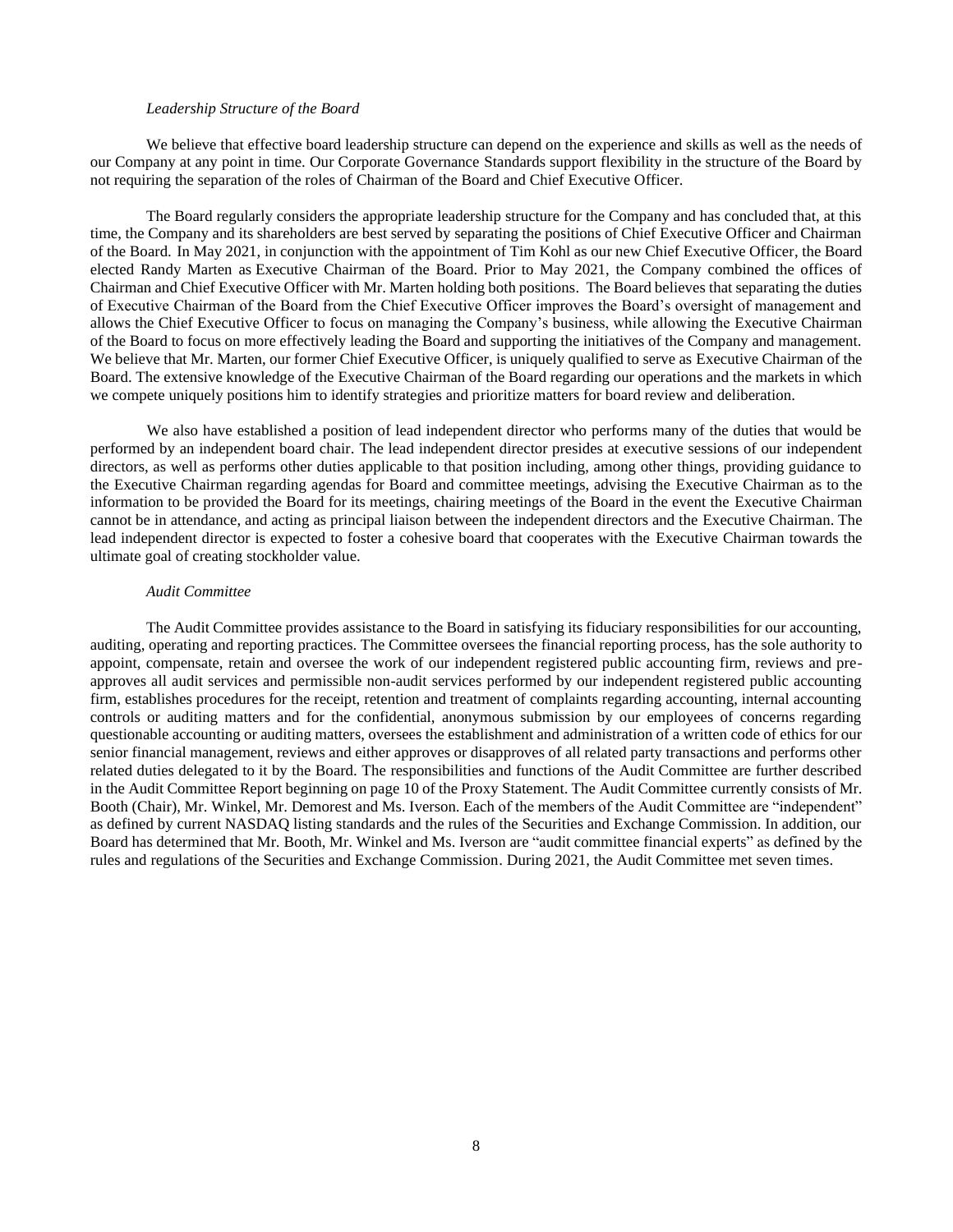*Leadership Structure of the Board*

We believe that effective board leadership structure can depend on the experience and skills as well as the needs of our Company at any point in time. Our Corporate Governance Standards support flexibility in the structure of the Board by not requiring the separation of the roles of Chairman of the Board and Chief Executive Officer.

The Board regularly considers the appropriate leadership structure for the Company and has concluded that, at this time, the Company and its shareholders are best served by separating the positions of Chief Executive Officer and Chairman of the Board. In May 2021, in conjunction with the appointment of Tim Kohl as our new Chief Executive Officer, the Board elected Randy Marten as Executive Chairman of the Board. Prior to May 2021, the Company combined the offices of Chairman and Chief Executive Officer with Mr. Marten holding both positions. The Board believes that separating the duties of Executive Chairman of the Board from the Chief Executive Officer improves the Board's oversight of management and allows the Chief Executive Officer to focus on managing the Company's business, while allowing the Executive Chairman of the Board to focus on more effectively leading the Board and supporting the initiatives of the Company and management. We believe that Mr. Marten, our former Chief Executive Officer, is uniquely qualified to serve as Executive Chairman of the Board. The extensive knowledge of the Executive Chairman of the Board regarding our operations and the markets in which we compete uniquely positions him to identify strategies and prioritize matters for board review and deliberation.

We also have established a position of lead independent director who performs many of the duties that would be performed by an independent board chair. The lead independent director presides at executive sessions of our independent directors, as well as performs other duties applicable to that position including, among other things, providing guidance to the Executive Chairman regarding agendas for Board and committee meetings, advising the Executive Chairman as to the information to be provided the Board for its meetings, chairing meetings of the Board in the event the Executive Chairman cannot be in attendance, and acting as principal liaison between the independent directors and the Executive Chairman. The lead independent director is expected to foster a cohesive board that cooperates with the Executive Chairman towards the ultimate goal of creating stockholder value.

*Audit Committee*

The Audit Committee provides assistance to the Board in satisfying its fiduciary responsibilities for our accounting, auditing, operating and reporting practices. The Committee oversees the financial reporting process, has the sole authority to appoint, compensate, retain and oversee the work of our independent registered public accounting firm, reviews and pre-approves all audit services and permissible non-audit services performed by our independent registered public accounting firm, establishes procedures for the receipt, retention and treatment of complaints regarding accounting, internal accounting controls or auditing matters and for the confidential, anonymous submission by our employees of concerns regarding questionable accounting or auditing matters, oversees the establishment and administration of a written code of ethics for our senior financial management, reviews and either approves or disapproves of all related party transactions and performs other related duties delegated to it by the Board. The responsibilities and functions of the Audit Committee are further described in the Audit Committee Report beginning on page 10 of the Proxy Statement. The Audit Committee currently consists of Mr. Booth (Chair), Mr. Winkel, Mr. Demorest and Ms. Iverson. Each of the members of the Audit Committee are "independent" as defined by current NASDAQ listing standards and the rules of the Securities and Exchange Commission. In addition, our Board has determined that Mr. Booth, Mr. Winkel and Ms. Iverson are "audit committee financial experts" as defined by the rules and regulations of the Securities and Exchange Commission. During 2021, the Audit Committee met seven times.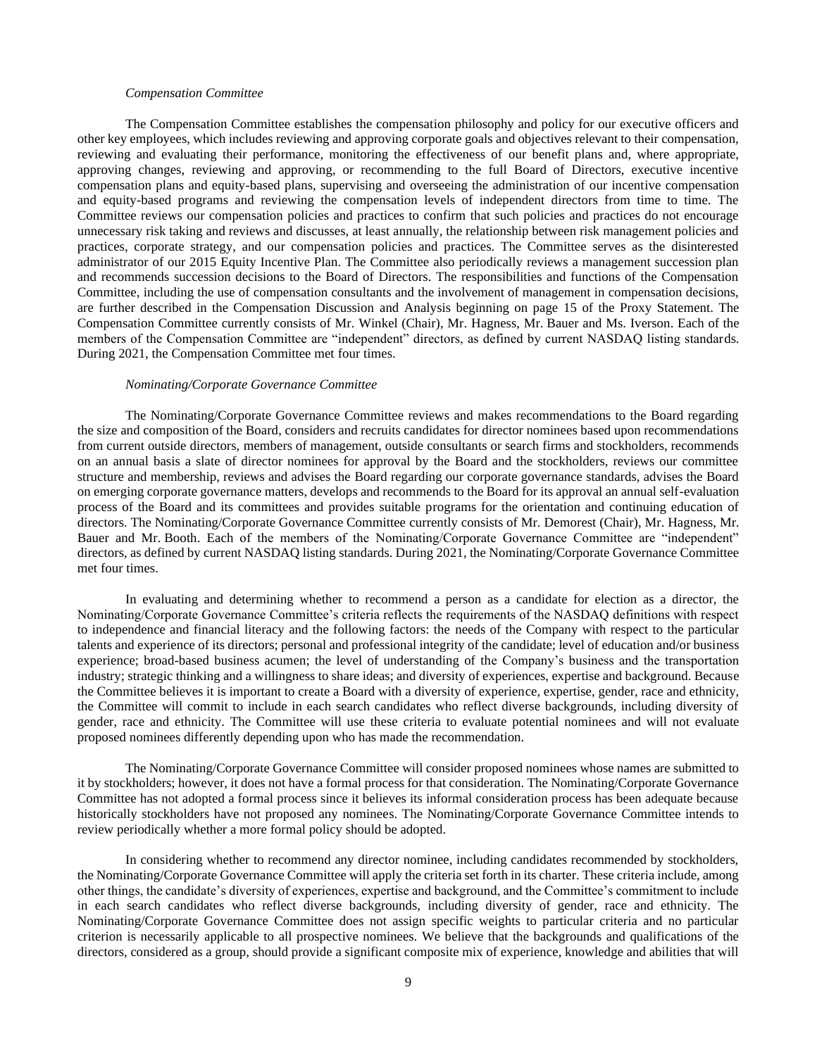*Compensation Committee*

The Compensation Committee establishes the compensation philosophy and policy for our executive officers and other key employees, which includes reviewing and approving corporate goals and objectives relevant to their compensation, reviewing and evaluating their performance, monitoring the effectiveness of our benefit plans and, where appropriate, approving changes, reviewing and approving, or recommending to the full Board of Directors, executive incentive compensation plans and equity-based plans, supervising and overseeing the administration of our incentive compensation and equity-based programs and reviewing the compensation levels of independent directors from time to time. The Committee reviews our compensation policies and practices to confirm that such policies and practices do not encourage unnecessary risk taking and reviews and discusses, at least annually, the relationship between risk management policies and practices, corporate strategy, and our compensation policies and practices. The Committee serves as the disinterested administrator of our 2015 Equity Incentive Plan. The Committee also periodically reviews a management succession plan and recommends succession decisions to the Board of Directors. The responsibilities and functions of the Compensation Committee, including the use of compensation consultants and the involvement of management in compensation decisions, are further described in the Compensation Discussion and Analysis beginning on page 15 of the Proxy Statement. The Compensation Committee currently consists of Mr. Winkel (Chair), Mr. Hagness, Mr. Bauer and Ms. Iverson. Each of the members of the Compensation Committee are "independent" directors, as defined by current NASDAQ listing standards. During 2021, the Compensation Committee met four times.

*Nominating/Corporate Governance Committee*

The Nominating/Corporate Governance Committee reviews and makes recommendations to the Board regarding the size and composition of the Board, considers and recruits candidates for director nominees based upon recommendations from current outside directors, members of management, outside consultants or search firms and stockholders, recommends on an annual basis a slate of director nominees for approval by the Board and the stockholders, reviews our committee structure and membership, reviews and advises the Board regarding our corporate governance standards, advises the Board on emerging corporate governance matters, develops and recommends to the Board for its approval an annual self-evaluation process of the Board and its committees and provides suitable programs for the orientation and continuing education of directors. The Nominating/Corporate Governance Committee currently consists of Mr. Demorest (Chair), Mr. Hagness, Mr. Bauer and Mr. Booth. Each of the members of the Nominating/Corporate Governance Committee are "independent" directors, as defined by current NASDAQ listing standards. During 2021, the Nominating/Corporate Governance Committee met four times.

In evaluating and determining whether to recommend a person as a candidate for election as a director, the Nominating/Corporate Governance Committee's criteria reflects the requirements of the NASDAQ definitions with respect to independence and financial literacy and the following factors: the needs of the Company with respect to the particular talents and experience of its directors; personal and professional integrity of the candidate; level of education and/or business experience; broad-based business acumen; the level of understanding of the Company's business and the transportation industry; strategic thinking and a willingness to share ideas; and diversity of experiences, expertise and background. Because the Committee believes it is important to create a Board with a diversity of experience, expertise, gender, race and ethnicity, the Committee will commit to include in each search candidates who reflect diverse backgrounds, including diversity of gender, race and ethnicity. The Committee will use these criteria to evaluate potential nominees and will not evaluate proposed nominees differently depending upon who has made the recommendation.

The Nominating/Corporate Governance Committee will consider proposed nominees whose names are submitted to it by stockholders; however, it does not have a formal process for that consideration. The Nominating/Corporate Governance Committee has not adopted a formal process since it believes its informal consideration process has been adequate because historically stockholders have not proposed any nominees. The Nominating/Corporate Governance Committee intends to review periodically whether a more formal policy should be adopted.

In considering whether to recommend any director nominee, including candidates recommended by stockholders, the Nominating/Corporate Governance Committee will apply the criteria set forth in its charter. These criteria include, among other things, the candidate's diversity of experiences, expertise and background, and the Committee's commitment to include in each search candidates who reflect diverse backgrounds, including diversity of gender, race and ethnicity. The Nominating/Corporate Governance Committee does not assign specific weights to particular criteria and no particular criterion is necessarily applicable to all prospective nominees. We believe that the backgrounds and qualifications of the directors, considered as a group, should provide a significant composite mix of experience, knowledge and abilities that will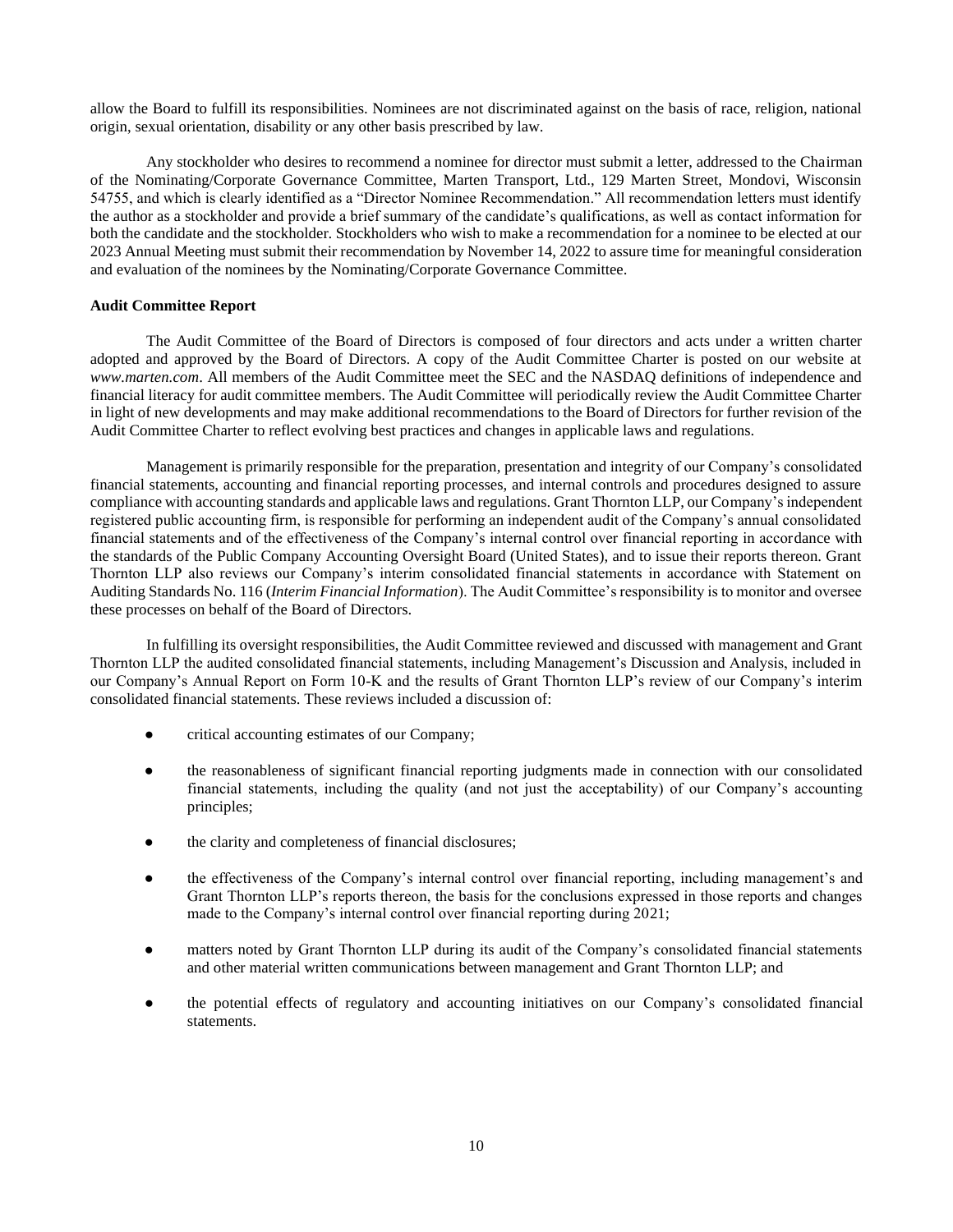allow the Board to fulfill its responsibilities. Nominees are not discriminated against on the basis of race, religion, national origin, sexual orientation, disability or any other basis prescribed by law.

Any stockholder who desires to recommend a nominee for director must submit a letter, addressed to the Chairman of the Nominating/Corporate Governance Committee, Marten Transport, Ltd., 129 Marten Street, Mondovi, Wisconsin 54755, and which is clearly identified as a "Director Nominee Recommendation." All recommendation letters must identify the author as a stockholder and provide a brief summary of the candidate's qualifications, as well as contact information for both the candidate and the stockholder. Stockholders who wish to make a recommendation for a nominee to be elected at our 2023 Annual Meeting must submit their recommendation by November 14, 2022 to assure time for meaningful consideration and evaluation of the nominees by the Nominating/Corporate Governance Committee.

**Audit Committee Report**

The Audit Committee of the Board of Directors is composed of four directors and acts under a written charter adopted and approved by the Board of Directors. A copy of the Audit Committee Charter is posted on our website at *www.marten.com*. All members of the Audit Committee meet the SEC and the NASDAQ definitions of independence and financial literacy for audit committee members. The Audit Committee will periodically review the Audit Committee Charter in light of new developments and may make additional recommendations to the Board of Directors for further revision of the Audit Committee Charter to reflect evolving best practices and changes in applicable laws and regulations.

Management is primarily responsible for the preparation, presentation and integrity of our Company's consolidated financial statements, accounting and financial reporting processes, and internal controls and procedures designed to assure compliance with accounting standards and applicable laws and regulations. Grant Thornton LLP, our Company's independent registered public accounting firm, is responsible for performing an independent audit of the Company's annual consolidated financial statements and of the effectiveness of the Company's internal control over financial reporting in accordance with the standards of the Public Company Accounting Oversight Board (United States), and to issue their reports thereon. Grant Thornton LLP also reviews our Company's interim consolidated financial statements in accordance with Statement on Auditing Standards No. 116 (*Interim Financial Information*). The Audit Committee's responsibility is to monitor and oversee these processes on behalf of the Board of Directors.

In fulfilling its oversight responsibilities, the Audit Committee reviewed and discussed with management and Grant Thornton LLP the audited consolidated financial statements, including Management's Discussion and Analysis, included in our Company's Annual Report on Form 10-K and the results of Grant Thornton LLP's review of our Company's interim consolidated financial statements. These reviews included a discussion of:

- critical accounting estimates of our Company;
- the reasonableness of significant financial reporting judgments made in connection with our consolidated financial statements, including the quality (and not just the acceptability) of our Company's accounting principles;
- the clarity and completeness of financial disclosures;
- the effectiveness of the Company's internal control over financial reporting, including management's and Grant Thornton LLP's reports thereon, the basis for the conclusions expressed in those reports and changes made to the Company's internal control over financial reporting during 2021;
- matters noted by Grant Thornton LLP during its audit of the Company's consolidated financial statements and other material written communications between management and Grant Thornton LLP; and
- the potential effects of regulatory and accounting initiatives on our Company's consolidated financial statements.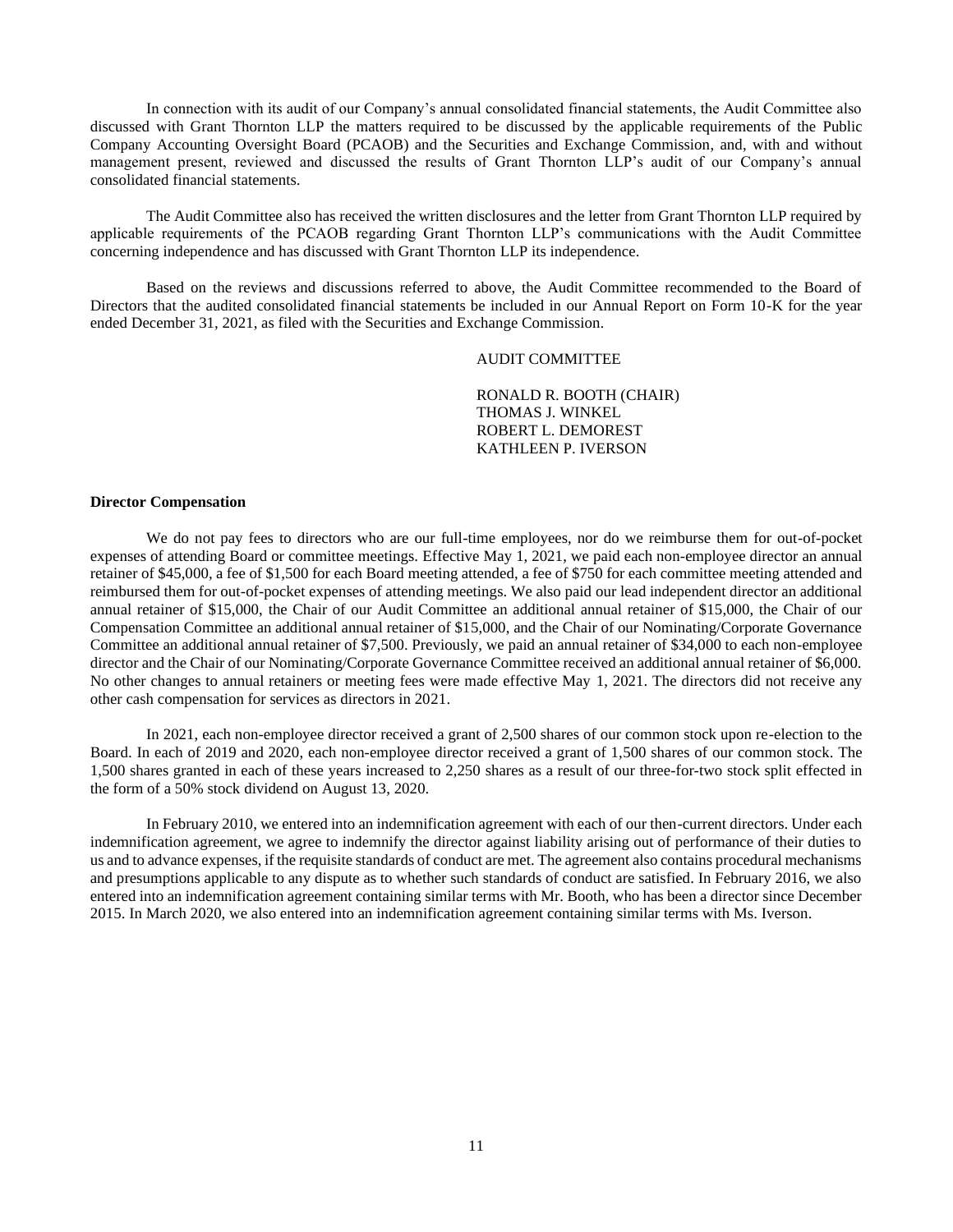In connection with its audit of our Company's annual consolidated financial statements, the Audit Committee also discussed with Grant Thornton LLP the matters required to be discussed by the applicable requirements of the Public Company Accounting Oversight Board (PCAOB) and the Securities and Exchange Commission, and, with and without management present, reviewed and discussed the results of Grant Thornton LLP's audit of our Company's annual consolidated financial statements.

The Audit Committee also has received the written disclosures and the letter from Grant Thornton LLP required by applicable requirements of the PCAOB regarding Grant Thornton LLP's communications with the Audit Committee concerning independence and has discussed with Grant Thornton LLP its independence.

Based on the reviews and discussions referred to above, the Audit Committee recommended to the Board of Directors that the audited consolidated financial statements be included in our Annual Report on Form 10-K for the year ended December 31, 2021, as filed with the Securities and Exchange Commission.

AUDIT COMMITTEE

RONALD R. BOOTH (CHAIR)
THOMAS J. WINKEL
ROBERT L. DEMOREST
KATHLEEN P. IVERSON

**Director Compensation**

We do not pay fees to directors who are our full-time employees, nor do we reimburse them for out-of-pocket expenses of attending Board or committee meetings. Effective May 1, 2021, we paid each non-employee director an annual retainer of $45,000, a fee of $1,500 for each Board meeting attended, a fee of $750 for each committee meeting attended and reimbursed them for out-of-pocket expenses of attending meetings. We also paid our lead independent director an additional annual retainer of $15,000, the Chair of our Audit Committee an additional annual retainer of $15,000, the Chair of our Compensation Committee an additional annual retainer of $15,000, and the Chair of our Nominating/Corporate Governance Committee an additional annual retainer of $7,500. Previously, we paid an annual retainer of $34,000 to each non-employee director and the Chair of our Nominating/Corporate Governance Committee received an additional annual retainer of $6,000. No other changes to annual retainers or meeting fees were made effective May 1, 2021. The directors did not receive any other cash compensation for services as directors in 2021.

In 2021, each non-employee director received a grant of 2,500 shares of our common stock upon re-election to the Board. In each of 2019 and 2020, each non-employee director received a grant of 1,500 shares of our common stock. The 1,500 shares granted in each of these years increased to 2,250 shares as a result of our three-for-two stock split effected in the form of a 50% stock dividend on August 13, 2020.

In February 2010, we entered into an indemnification agreement with each of our then-current directors. Under each indemnification agreement, we agree to indemnify the director against liability arising out of performance of their duties to us and to advance expenses, if the requisite standards of conduct are met. The agreement also contains procedural mechanisms and presumptions applicable to any dispute as to whether such standards of conduct are satisfied. In February 2016, we also entered into an indemnification agreement containing similar terms with Mr. Booth, who has been a director since December 2015. In March 2020, we also entered into an indemnification agreement containing similar terms with Ms. Iverson.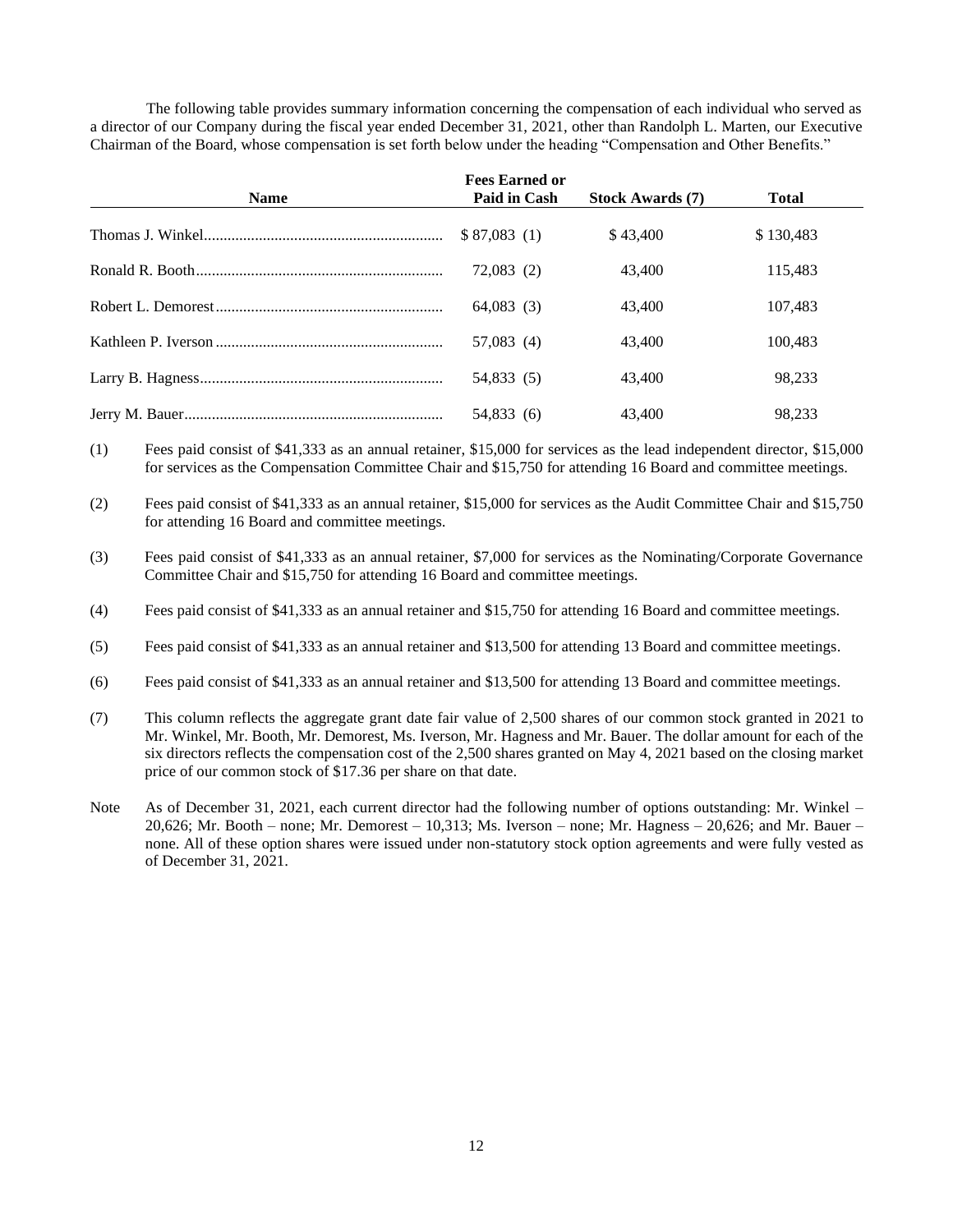The following table provides summary information concerning the compensation of each individual who served as a director of our Company during the fiscal year ended December 31, 2021, other than Randolph L. Marten, our Executive Chairman of the Board, whose compensation is set forth below under the heading "Compensation and Other Benefits."

| Name | Fees Earned or Paid in Cash | Stock Awards (7) | Total |
|---|---|---|---|
| Thomas J. Winkel | $ 87,083 (1) | $ 43,400 | $ 130,483 |
| Ronald R. Booth | 72,083 (2) | 43,400 | 115,483 |
| Robert L. Demorest | 64,083 (3) | 43,400 | 107,483 |
| Kathleen P. Iverson | 57,083 (4) | 43,400 | 100,483 |
| Larry B. Hagness | 54,833 (5) | 43,400 | 98,233 |
| Jerry M. Bauer | 54,833 (6) | 43,400 | 98,233 |

(1) Fees paid consist of $41,333 as an annual retainer, $15,000 for services as the lead independent director, $15,000 for services as the Compensation Committee Chair and $15,750 for attending 16 Board and committee meetings.

(2) Fees paid consist of $41,333 as an annual retainer, $15,000 for services as the Audit Committee Chair and $15,750 for attending 16 Board and committee meetings.

(3) Fees paid consist of $41,333 as an annual retainer, $7,000 for services as the Nominating/Corporate Governance Committee Chair and $15,750 for attending 16 Board and committee meetings.

(4) Fees paid consist of $41,333 as an annual retainer and $15,750 for attending 16 Board and committee meetings.

(5) Fees paid consist of $41,333 as an annual retainer and $13,500 for attending 13 Board and committee meetings.

(6) Fees paid consist of $41,333 as an annual retainer and $13,500 for attending 13 Board and committee meetings.

(7) This column reflects the aggregate grant date fair value of 2,500 shares of our common stock granted in 2021 to Mr. Winkel, Mr. Booth, Mr. Demorest, Ms. Iverson, Mr. Hagness and Mr. Bauer. The dollar amount for each of the six directors reflects the compensation cost of the 2,500 shares granted on May 4, 2021 based on the closing market price of our common stock of $17.36 per share on that date.

Note As of December 31, 2021, each current director had the following number of options outstanding: Mr. Winkel – 20,626; Mr. Booth – none; Mr. Demorest – 10,313; Ms. Iverson – none; Mr. Hagness – 20,626; and Mr. Bauer – none. All of these option shares were issued under non-statutory stock option agreements and were fully vested as of December 31, 2021.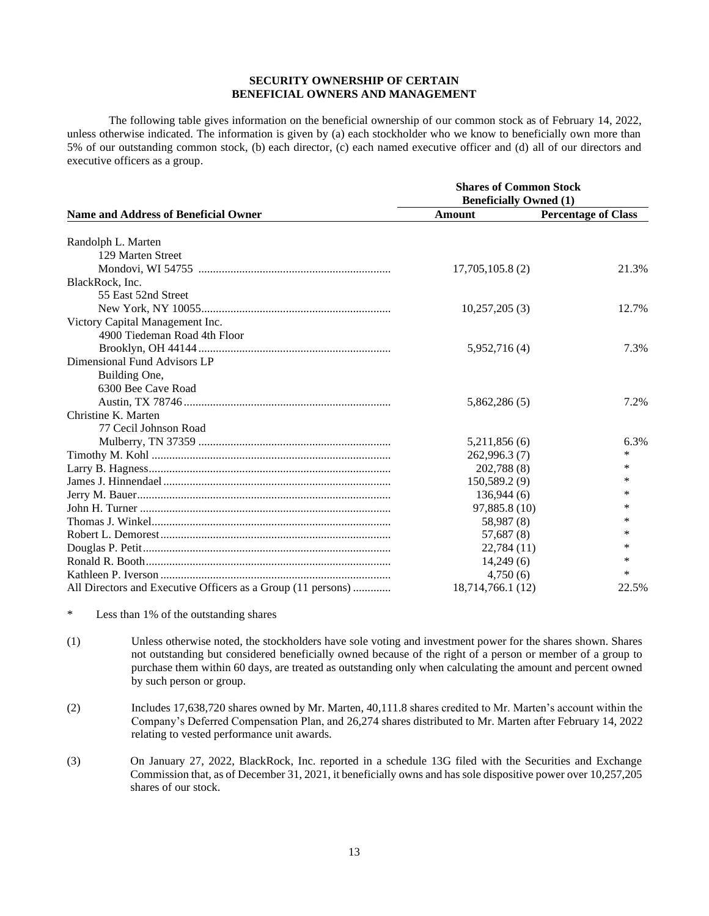## SECURITY OWNERSHIP OF CERTAIN BENEFICIAL OWNERS AND MANAGEMENT

The following table gives information on the beneficial ownership of our common stock as of February 14, 2022, unless otherwise indicated. The information is given by (a) each stockholder who we know to beneficially own more than 5% of our outstanding common stock, (b) each director, (c) each named executive officer and (d) all of our directors and executive officers as a group.

| | Shares of Common Stock Beneficially Owned (1) | |
|---|---|---|
| **Name and Address of Beneficial Owner** | **Amount** | **Percentage of Class** |
| Randolph L. Marten<br>129 Marten Street<br>Mondovi, WI 54755 | 17,705,105.8 (2) | 21.3% |
| BlackRock, Inc.<br>55 East 52nd Street<br>New York, NY 10055 | 10,257,205 (3) | 12.7% |
| Victory Capital Management Inc.<br>4900 Tiedeman Road 4th Floor<br>Brooklyn, OH 44144 | 5,952,716 (4) | 7.3% |
| Dimensional Fund Advisors LP<br>Building One,<br>6300 Bee Cave Road<br>Austin, TX 78746 | 5,862,286 (5) | 7.2% |
| Christine K. Marten<br>77 Cecil Johnson Road<br>Mulberry, TN 37359 | 5,211,856 (6) | 6.3% |
| Timothy M. Kohl | 262,996.3 (7) | * |
| Larry B. Hagness | 202,788 (8) | * |
| James J. Hinnendael | 150,589.2 (9) | * |
| Jerry M. Bauer | 136,944 (6) | * |
| John H. Turner | 97,885.8 (10) | * |
| Thomas J. Winkel | 58,987 (8) | * |
| Robert L. Demorest | 57,687 (8) | * |
| Douglas P. Petit | 22,784 (11) | * |
| Ronald R. Booth | 14,249 (6) | * |
| Kathleen P. Iverson | 4,750 (6) | * |
| All Directors and Executive Officers as a Group (11 persons) | 18,714,766.1 (12) | 22.5% |

\* Less than 1% of the outstanding shares

(1) Unless otherwise noted, the stockholders have sole voting and investment power for the shares shown. Shares not outstanding but considered beneficially owned because of the right of a person or member of a group to purchase them within 60 days, are treated as outstanding only when calculating the amount and percent owned by such person or group.

(2) Includes 17,638,720 shares owned by Mr. Marten, 40,111.8 shares credited to Mr. Marten's account within the Company's Deferred Compensation Plan, and 26,274 shares distributed to Mr. Marten after February 14, 2022 relating to vested performance unit awards.

(3) On January 27, 2022, BlackRock, Inc. reported in a schedule 13G filed with the Securities and Exchange Commission that, as of December 31, 2021, it beneficially owns and has sole dispositive power over 10,257,205 shares of our stock.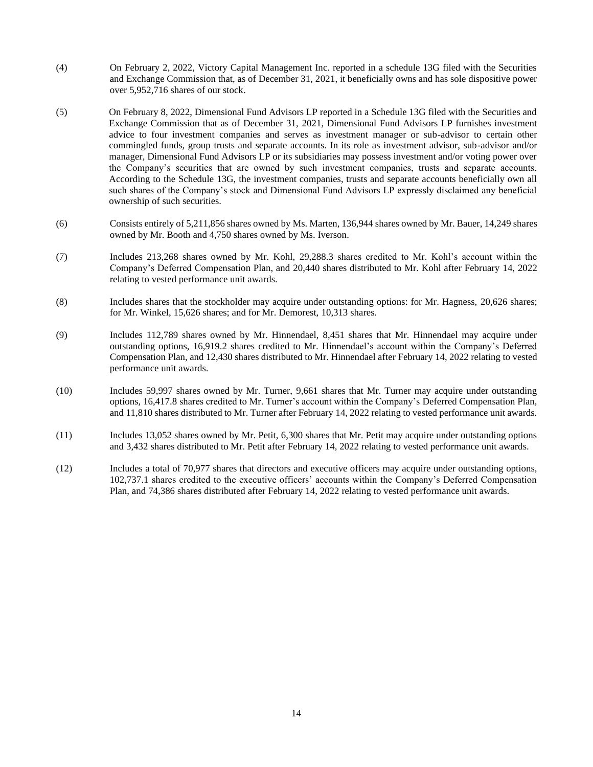(4) On February 2, 2022, Victory Capital Management Inc. reported in a schedule 13G filed with the Securities and Exchange Commission that, as of December 31, 2021, it beneficially owns and has sole dispositive power over 5,952,716 shares of our stock.

(5) On February 8, 2022, Dimensional Fund Advisors LP reported in a Schedule 13G filed with the Securities and Exchange Commission that as of December 31, 2021, Dimensional Fund Advisors LP furnishes investment advice to four investment companies and serves as investment manager or sub-advisor to certain other commingled funds, group trusts and separate accounts. In its role as investment advisor, sub-advisor and/or manager, Dimensional Fund Advisors LP or its subsidiaries may possess investment and/or voting power over the Company's securities that are owned by such investment companies, trusts and separate accounts. According to the Schedule 13G, the investment companies, trusts and separate accounts beneficially own all such shares of the Company's stock and Dimensional Fund Advisors LP expressly disclaimed any beneficial ownership of such securities.

(6) Consists entirely of 5,211,856 shares owned by Ms. Marten, 136,944 shares owned by Mr. Bauer, 14,249 shares owned by Mr. Booth and 4,750 shares owned by Ms. Iverson.

(7) Includes 213,268 shares owned by Mr. Kohl, 29,288.3 shares credited to Mr. Kohl's account within the Company's Deferred Compensation Plan, and 20,440 shares distributed to Mr. Kohl after February 14, 2022 relating to vested performance unit awards.

(8) Includes shares that the stockholder may acquire under outstanding options: for Mr. Hagness, 20,626 shares; for Mr. Winkel, 15,626 shares; and for Mr. Demorest, 10,313 shares.

(9) Includes 112,789 shares owned by Mr. Hinnendael, 8,451 shares that Mr. Hinnendael may acquire under outstanding options, 16,919.2 shares credited to Mr. Hinnendael's account within the Company's Deferred Compensation Plan, and 12,430 shares distributed to Mr. Hinnendael after February 14, 2022 relating to vested performance unit awards.

(10) Includes 59,997 shares owned by Mr. Turner, 9,661 shares that Mr. Turner may acquire under outstanding options, 16,417.8 shares credited to Mr. Turner's account within the Company's Deferred Compensation Plan, and 11,810 shares distributed to Mr. Turner after February 14, 2022 relating to vested performance unit awards.

(11) Includes 13,052 shares owned by Mr. Petit, 6,300 shares that Mr. Petit may acquire under outstanding options and 3,432 shares distributed to Mr. Petit after February 14, 2022 relating to vested performance unit awards.

(12) Includes a total of 70,977 shares that directors and executive officers may acquire under outstanding options, 102,737.1 shares credited to the executive officers' accounts within the Company's Deferred Compensation Plan, and 74,386 shares distributed after February 14, 2022 relating to vested performance unit awards.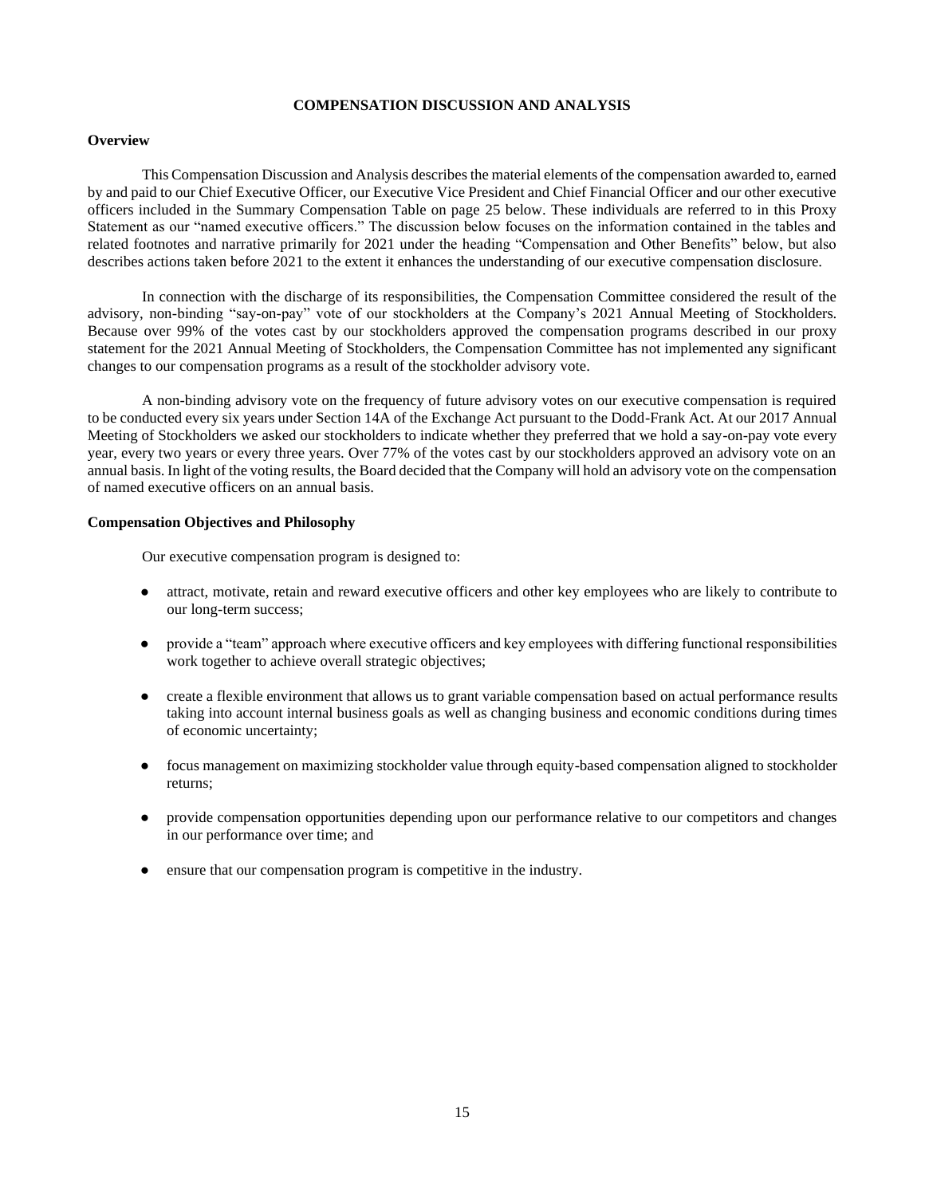## COMPENSATION DISCUSSION AND ANALYSIS

### Overview

This Compensation Discussion and Analysis describes the material elements of the compensation awarded to, earned by and paid to our Chief Executive Officer, our Executive Vice President and Chief Financial Officer and our other executive officers included in the Summary Compensation Table on page 25 below. These individuals are referred to in this Proxy Statement as our "named executive officers." The discussion below focuses on the information contained in the tables and related footnotes and narrative primarily for 2021 under the heading "Compensation and Other Benefits" below, but also describes actions taken before 2021 to the extent it enhances the understanding of our executive compensation disclosure.

In connection with the discharge of its responsibilities, the Compensation Committee considered the result of the advisory, non-binding "say-on-pay" vote of our stockholders at the Company's 2021 Annual Meeting of Stockholders. Because over 99% of the votes cast by our stockholders approved the compensation programs described in our proxy statement for the 2021 Annual Meeting of Stockholders, the Compensation Committee has not implemented any significant changes to our compensation programs as a result of the stockholder advisory vote.

A non-binding advisory vote on the frequency of future advisory votes on our executive compensation is required to be conducted every six years under Section 14A of the Exchange Act pursuant to the Dodd-Frank Act. At our 2017 Annual Meeting of Stockholders we asked our stockholders to indicate whether they preferred that we hold a say-on-pay vote every year, every two years or every three years. Over 77% of the votes cast by our stockholders approved an advisory vote on an annual basis. In light of the voting results, the Board decided that the Company will hold an advisory vote on the compensation of named executive officers on an annual basis.

### Compensation Objectives and Philosophy

Our executive compensation program is designed to:

- attract, motivate, retain and reward executive officers and other key employees who are likely to contribute to our long-term success;
- provide a "team" approach where executive officers and key employees with differing functional responsibilities work together to achieve overall strategic objectives;
- create a flexible environment that allows us to grant variable compensation based on actual performance results taking into account internal business goals as well as changing business and economic conditions during times of economic uncertainty;
- focus management on maximizing stockholder value through equity-based compensation aligned to stockholder returns;
- provide compensation opportunities depending upon our performance relative to our competitors and changes in our performance over time; and
- ensure that our compensation program is competitive in the industry.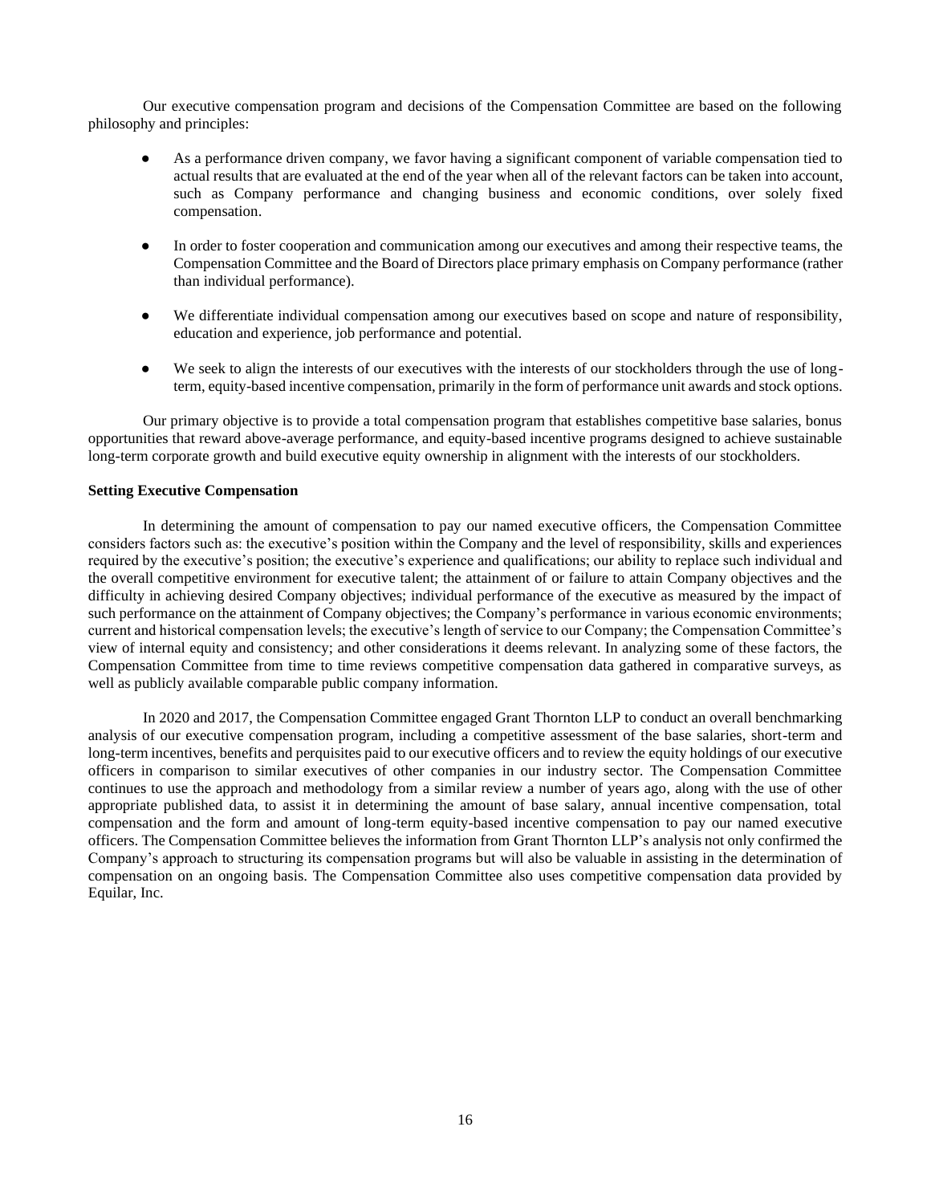Our executive compensation program and decisions of the Compensation Committee are based on the following philosophy and principles:

- As a performance driven company, we favor having a significant component of variable compensation tied to actual results that are evaluated at the end of the year when all of the relevant factors can be taken into account, such as Company performance and changing business and economic conditions, over solely fixed compensation.
- In order to foster cooperation and communication among our executives and among their respective teams, the Compensation Committee and the Board of Directors place primary emphasis on Company performance (rather than individual performance).
- We differentiate individual compensation among our executives based on scope and nature of responsibility, education and experience, job performance and potential.
- We seek to align the interests of our executives with the interests of our stockholders through the use of long-term, equity-based incentive compensation, primarily in the form of performance unit awards and stock options.

Our primary objective is to provide a total compensation program that establishes competitive base salaries, bonus opportunities that reward above-average performance, and equity-based incentive programs designed to achieve sustainable long-term corporate growth and build executive equity ownership in alignment with the interests of our stockholders.

**Setting Executive Compensation**

In determining the amount of compensation to pay our named executive officers, the Compensation Committee considers factors such as: the executive's position within the Company and the level of responsibility, skills and experiences required by the executive's position; the executive's experience and qualifications; our ability to replace such individual and the overall competitive environment for executive talent; the attainment of or failure to attain Company objectives and the difficulty in achieving desired Company objectives; individual performance of the executive as measured by the impact of such performance on the attainment of Company objectives; the Company's performance in various economic environments; current and historical compensation levels; the executive's length of service to our Company; the Compensation Committee's view of internal equity and consistency; and other considerations it deems relevant. In analyzing some of these factors, the Compensation Committee from time to time reviews competitive compensation data gathered in comparative surveys, as well as publicly available comparable public company information.

In 2020 and 2017, the Compensation Committee engaged Grant Thornton LLP to conduct an overall benchmarking analysis of our executive compensation program, including a competitive assessment of the base salaries, short-term and long-term incentives, benefits and perquisites paid to our executive officers and to review the equity holdings of our executive officers in comparison to similar executives of other companies in our industry sector. The Compensation Committee continues to use the approach and methodology from a similar review a number of years ago, along with the use of other appropriate published data, to assist it in determining the amount of base salary, annual incentive compensation, total compensation and the form and amount of long-term equity-based incentive compensation to pay our named executive officers. The Compensation Committee believes the information from Grant Thornton LLP's analysis not only confirmed the Company's approach to structuring its compensation programs but will also be valuable in assisting in the determination of compensation on an ongoing basis. The Compensation Committee also uses competitive compensation data provided by Equilar, Inc.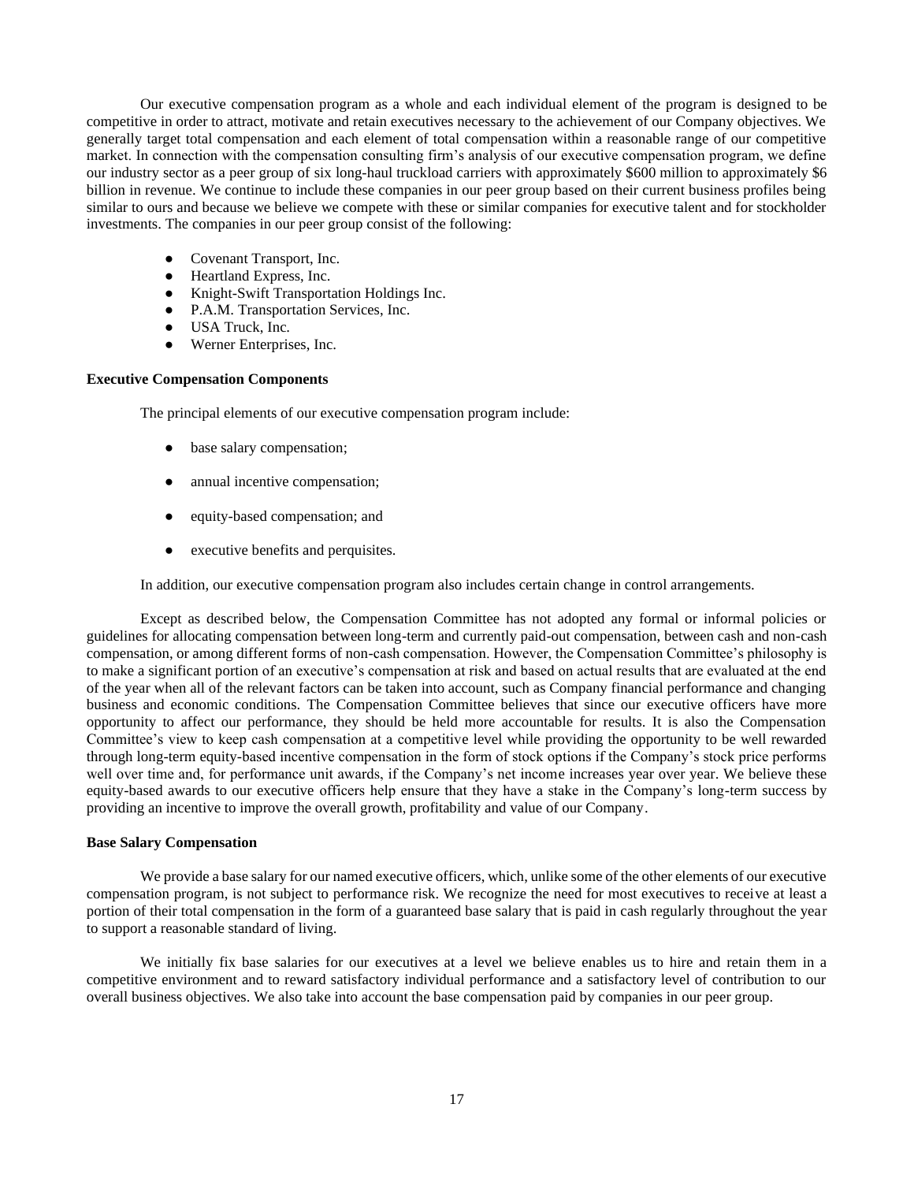Our executive compensation program as a whole and each individual element of the program is designed to be competitive in order to attract, motivate and retain executives necessary to the achievement of our Company objectives. We generally target total compensation and each element of total compensation within a reasonable range of our competitive market. In connection with the compensation consulting firm's analysis of our executive compensation program, we define our industry sector as a peer group of six long-haul truckload carriers with approximately $600 million to approximately $6 billion in revenue. We continue to include these companies in our peer group based on their current business profiles being similar to ours and because we believe we compete with these or similar companies for executive talent and for stockholder investments. The companies in our peer group consist of the following:

- Covenant Transport, Inc.
- Heartland Express, Inc.
- Knight-Swift Transportation Holdings Inc.
- P.A.M. Transportation Services, Inc.
- USA Truck, Inc.
- Werner Enterprises, Inc.

**Executive Compensation Components**

The principal elements of our executive compensation program include:

- base salary compensation;
- annual incentive compensation;
- equity-based compensation; and
- executive benefits and perquisites.

In addition, our executive compensation program also includes certain change in control arrangements.

Except as described below, the Compensation Committee has not adopted any formal or informal policies or guidelines for allocating compensation between long-term and currently paid-out compensation, between cash and non-cash compensation, or among different forms of non-cash compensation. However, the Compensation Committee's philosophy is to make a significant portion of an executive's compensation at risk and based on actual results that are evaluated at the end of the year when all of the relevant factors can be taken into account, such as Company financial performance and changing business and economic conditions. The Compensation Committee believes that since our executive officers have more opportunity to affect our performance, they should be held more accountable for results. It is also the Compensation Committee's view to keep cash compensation at a competitive level while providing the opportunity to be well rewarded through long-term equity-based incentive compensation in the form of stock options if the Company's stock price performs well over time and, for performance unit awards, if the Company's net income increases year over year. We believe these equity-based awards to our executive officers help ensure that they have a stake in the Company's long-term success by providing an incentive to improve the overall growth, profitability and value of our Company.

**Base Salary Compensation**

We provide a base salary for our named executive officers, which, unlike some of the other elements of our executive compensation program, is not subject to performance risk. We recognize the need for most executives to receive at least a portion of their total compensation in the form of a guaranteed base salary that is paid in cash regularly throughout the year to support a reasonable standard of living.

We initially fix base salaries for our executives at a level we believe enables us to hire and retain them in a competitive environment and to reward satisfactory individual performance and a satisfactory level of contribution to our overall business objectives. We also take into account the base compensation paid by companies in our peer group.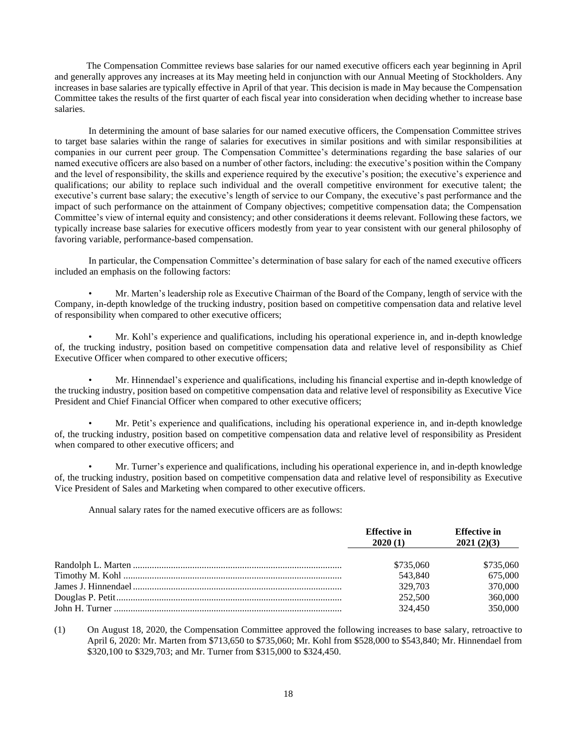The Compensation Committee reviews base salaries for our named executive officers each year beginning in April and generally approves any increases at its May meeting held in conjunction with our Annual Meeting of Stockholders. Any increases in base salaries are typically effective in April of that year. This decision is made in May because the Compensation Committee takes the results of the first quarter of each fiscal year into consideration when deciding whether to increase base salaries.

In determining the amount of base salaries for our named executive officers, the Compensation Committee strives to target base salaries within the range of salaries for executives in similar positions and with similar responsibilities at companies in our current peer group. The Compensation Committee's determinations regarding the base salaries of our named executive officers are also based on a number of other factors, including: the executive's position within the Company and the level of responsibility, the skills and experience required by the executive's position; the executive's experience and qualifications; our ability to replace such individual and the overall competitive environment for executive talent; the executive's current base salary; the executive's length of service to our Company, the executive's past performance and the impact of such performance on the attainment of Company objectives; competitive compensation data; the Compensation Committee's view of internal equity and consistency; and other considerations it deems relevant. Following these factors, we typically increase base salaries for executive officers modestly from year to year consistent with our general philosophy of favoring variable, performance-based compensation.

In particular, the Compensation Committee's determination of base salary for each of the named executive officers included an emphasis on the following factors:

- Mr. Marten's leadership role as Executive Chairman of the Board of the Company, length of service with the Company, in-depth knowledge of the trucking industry, position based on competitive compensation data and relative level of responsibility when compared to other executive officers;
- Mr. Kohl's experience and qualifications, including his operational experience in, and in-depth knowledge of, the trucking industry, position based on competitive compensation data and relative level of responsibility as Chief Executive Officer when compared to other executive officers;
- Mr. Hinnendael's experience and qualifications, including his financial expertise and in-depth knowledge of the trucking industry, position based on competitive compensation data and relative level of responsibility as Executive Vice President and Chief Financial Officer when compared to other executive officers;
- Mr. Petit's experience and qualifications, including his operational experience in, and in-depth knowledge of, the trucking industry, position based on competitive compensation data and relative level of responsibility as President when compared to other executive officers; and
- Mr. Turner's experience and qualifications, including his operational experience in, and in-depth knowledge of, the trucking industry, position based on competitive compensation data and relative level of responsibility as Executive Vice President of Sales and Marketing when compared to other executive officers.

Annual salary rates for the named executive officers are as follows:

| | Effective in 2020 (1) | Effective in 2021 (2)(3) |
|---|---|---|
| Randolph L. Marten | $735,060 | $735,060 |
| Timothy M. Kohl | 543,840 | 675,000 |
| James J. Hinnendael | 329,703 | 370,000 |
| Douglas P. Petit | 252,500 | 360,000 |
| John H. Turner | 324,450 | 350,000 |

(1) On August 18, 2020, the Compensation Committee approved the following increases to base salary, retroactive to April 6, 2020: Mr. Marten from $713,650 to $735,060; Mr. Kohl from $528,000 to $543,840; Mr. Hinnendael from $320,100 to $329,703; and Mr. Turner from $315,000 to $324,450.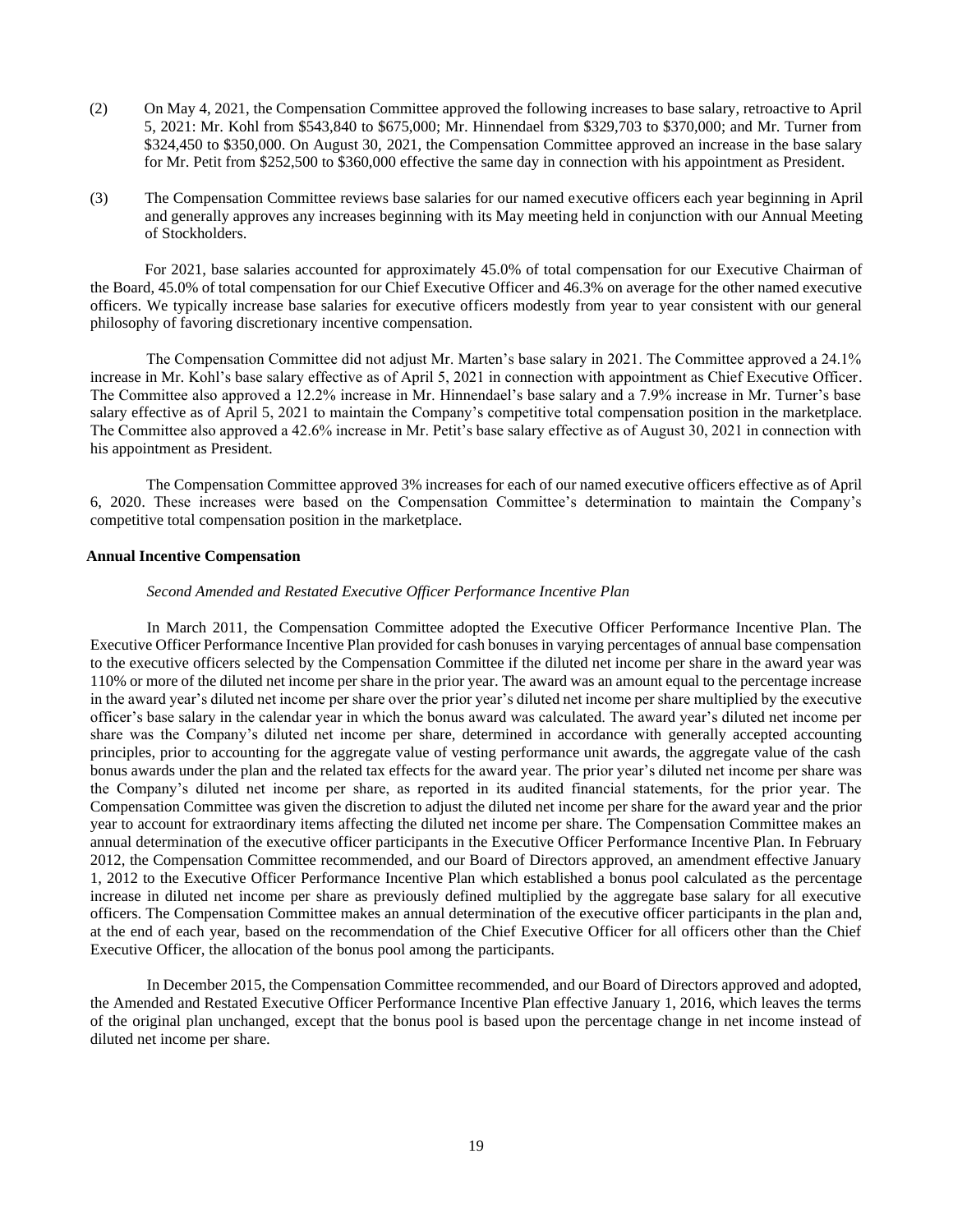(2) On May 4, 2021, the Compensation Committee approved the following increases to base salary, retroactive to April 5, 2021: Mr. Kohl from $543,840 to $675,000; Mr. Hinnendael from $329,703 to $370,000; and Mr. Turner from $324,450 to $350,000. On August 30, 2021, the Compensation Committee approved an increase in the base salary for Mr. Petit from $252,500 to $360,000 effective the same day in connection with his appointment as President.

(3) The Compensation Committee reviews base salaries for our named executive officers each year beginning in April and generally approves any increases beginning with its May meeting held in conjunction with our Annual Meeting of Stockholders.

For 2021, base salaries accounted for approximately 45.0% of total compensation for our Executive Chairman of the Board, 45.0% of total compensation for our Chief Executive Officer and 46.3% on average for the other named executive officers. We typically increase base salaries for executive officers modestly from year to year consistent with our general philosophy of favoring discretionary incentive compensation.

The Compensation Committee did not adjust Mr. Marten's base salary in 2021. The Committee approved a 24.1% increase in Mr. Kohl's base salary effective as of April 5, 2021 in connection with appointment as Chief Executive Officer. The Committee also approved a 12.2% increase in Mr. Hinnendael's base salary and a 7.9% increase in Mr. Turner's base salary effective as of April 5, 2021 to maintain the Company's competitive total compensation position in the marketplace. The Committee also approved a 42.6% increase in Mr. Petit's base salary effective as of August 30, 2021 in connection with his appointment as President.

The Compensation Committee approved 3% increases for each of our named executive officers effective as of April 6, 2020. These increases were based on the Compensation Committee's determination to maintain the Company's competitive total compensation position in the marketplace.

**Annual Incentive Compensation**

*Second Amended and Restated Executive Officer Performance Incentive Plan*

In March 2011, the Compensation Committee adopted the Executive Officer Performance Incentive Plan. The Executive Officer Performance Incentive Plan provided for cash bonuses in varying percentages of annual base compensation to the executive officers selected by the Compensation Committee if the diluted net income per share in the award year was 110% or more of the diluted net income per share in the prior year. The award was an amount equal to the percentage increase in the award year's diluted net income per share over the prior year's diluted net income per share multiplied by the executive officer's base salary in the calendar year in which the bonus award was calculated. The award year's diluted net income per share was the Company's diluted net income per share, determined in accordance with generally accepted accounting principles, prior to accounting for the aggregate value of vesting performance unit awards, the aggregate value of the cash bonus awards under the plan and the related tax effects for the award year. The prior year's diluted net income per share was the Company's diluted net income per share, as reported in its audited financial statements, for the prior year. The Compensation Committee was given the discretion to adjust the diluted net income per share for the award year and the prior year to account for extraordinary items affecting the diluted net income per share. The Compensation Committee makes an annual determination of the executive officer participants in the Executive Officer Performance Incentive Plan. In February 2012, the Compensation Committee recommended, and our Board of Directors approved, an amendment effective January 1, 2012 to the Executive Officer Performance Incentive Plan which established a bonus pool calculated as the percentage increase in diluted net income per share as previously defined multiplied by the aggregate base salary for all executive officers. The Compensation Committee makes an annual determination of the executive officer participants in the plan and, at the end of each year, based on the recommendation of the Chief Executive Officer for all officers other than the Chief Executive Officer, the allocation of the bonus pool among the participants.

In December 2015, the Compensation Committee recommended, and our Board of Directors approved and adopted, the Amended and Restated Executive Officer Performance Incentive Plan effective January 1, 2016, which leaves the terms of the original plan unchanged, except that the bonus pool is based upon the percentage change in net income instead of diluted net income per share.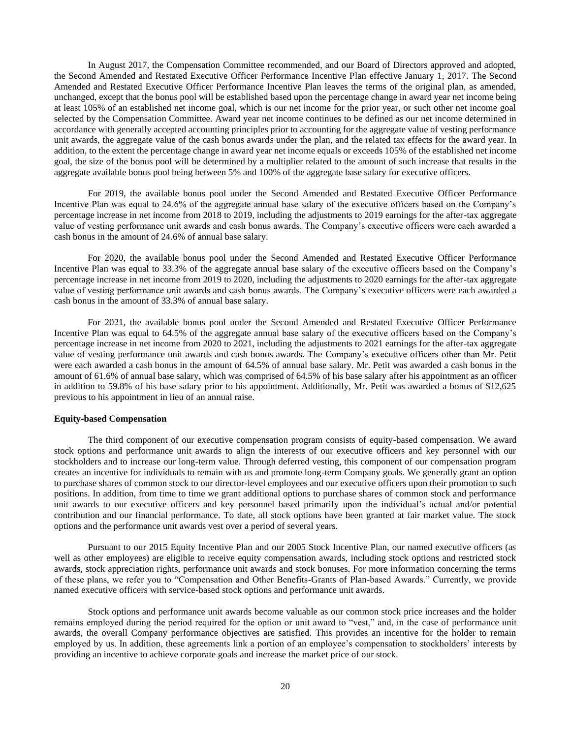In August 2017, the Compensation Committee recommended, and our Board of Directors approved and adopted, the Second Amended and Restated Executive Officer Performance Incentive Plan effective January 1, 2017. The Second Amended and Restated Executive Officer Performance Incentive Plan leaves the terms of the original plan, as amended, unchanged, except that the bonus pool will be established based upon the percentage change in award year net income being at least 105% of an established net income goal, which is our net income for the prior year, or such other net income goal selected by the Compensation Committee. Award year net income continues to be defined as our net income determined in accordance with generally accepted accounting principles prior to accounting for the aggregate value of vesting performance unit awards, the aggregate value of the cash bonus awards under the plan, and the related tax effects for the award year. In addition, to the extent the percentage change in award year net income equals or exceeds 105% of the established net income goal, the size of the bonus pool will be determined by a multiplier related to the amount of such increase that results in the aggregate available bonus pool being between 5% and 100% of the aggregate base salary for executive officers.

For 2019, the available bonus pool under the Second Amended and Restated Executive Officer Performance Incentive Plan was equal to 24.6% of the aggregate annual base salary of the executive officers based on the Company's percentage increase in net income from 2018 to 2019, including the adjustments to 2019 earnings for the after-tax aggregate value of vesting performance unit awards and cash bonus awards. The Company's executive officers were each awarded a cash bonus in the amount of 24.6% of annual base salary.

For 2020, the available bonus pool under the Second Amended and Restated Executive Officer Performance Incentive Plan was equal to 33.3% of the aggregate annual base salary of the executive officers based on the Company's percentage increase in net income from 2019 to 2020, including the adjustments to 2020 earnings for the after-tax aggregate value of vesting performance unit awards and cash bonus awards. The Company's executive officers were each awarded a cash bonus in the amount of 33.3% of annual base salary.

For 2021, the available bonus pool under the Second Amended and Restated Executive Officer Performance Incentive Plan was equal to 64.5% of the aggregate annual base salary of the executive officers based on the Company's percentage increase in net income from 2020 to 2021, including the adjustments to 2021 earnings for the after-tax aggregate value of vesting performance unit awards and cash bonus awards. The Company's executive officers other than Mr. Petit were each awarded a cash bonus in the amount of 64.5% of annual base salary. Mr. Petit was awarded a cash bonus in the amount of 61.6% of annual base salary, which was comprised of 64.5% of his base salary after his appointment as an officer in addition to 59.8% of his base salary prior to his appointment. Additionally, Mr. Petit was awarded a bonus of $12,625 previous to his appointment in lieu of an annual raise.

**Equity-based Compensation**

The third component of our executive compensation program consists of equity-based compensation. We award stock options and performance unit awards to align the interests of our executive officers and key personnel with our stockholders and to increase our long-term value. Through deferred vesting, this component of our compensation program creates an incentive for individuals to remain with us and promote long-term Company goals. We generally grant an option to purchase shares of common stock to our director-level employees and our executive officers upon their promotion to such positions. In addition, from time to time we grant additional options to purchase shares of common stock and performance unit awards to our executive officers and key personnel based primarily upon the individual's actual and/or potential contribution and our financial performance. To date, all stock options have been granted at fair market value. The stock options and the performance unit awards vest over a period of several years.

Pursuant to our 2015 Equity Incentive Plan and our 2005 Stock Incentive Plan, our named executive officers (as well as other employees) are eligible to receive equity compensation awards, including stock options and restricted stock awards, stock appreciation rights, performance unit awards and stock bonuses. For more information concerning the terms of these plans, we refer you to "Compensation and Other Benefits-Grants of Plan-based Awards." Currently, we provide named executive officers with service-based stock options and performance unit awards.

Stock options and performance unit awards become valuable as our common stock price increases and the holder remains employed during the period required for the option or unit award to "vest," and, in the case of performance unit awards, the overall Company performance objectives are satisfied. This provides an incentive for the holder to remain employed by us. In addition, these agreements link a portion of an employee's compensation to stockholders' interests by providing an incentive to achieve corporate goals and increase the market price of our stock.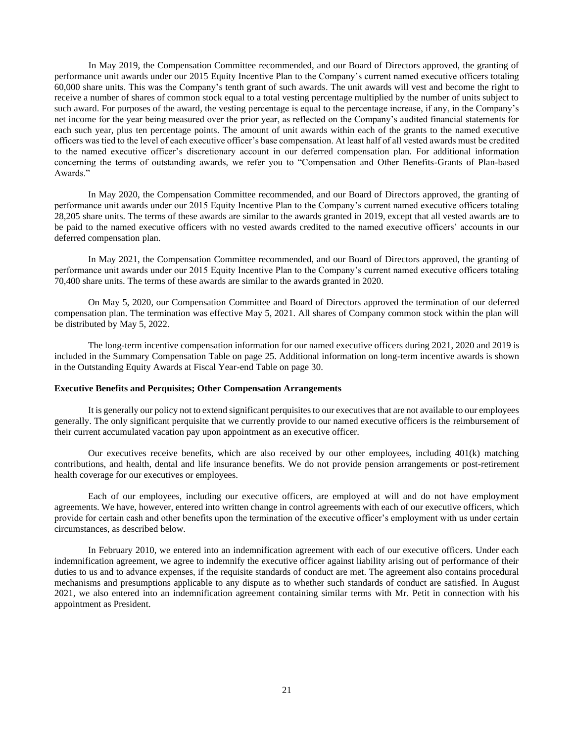In May 2019, the Compensation Committee recommended, and our Board of Directors approved, the granting of performance unit awards under our 2015 Equity Incentive Plan to the Company's current named executive officers totaling 60,000 share units. This was the Company's tenth grant of such awards. The unit awards will vest and become the right to receive a number of shares of common stock equal to a total vesting percentage multiplied by the number of units subject to such award. For purposes of the award, the vesting percentage is equal to the percentage increase, if any, in the Company's net income for the year being measured over the prior year, as reflected on the Company's audited financial statements for each such year, plus ten percentage points. The amount of unit awards within each of the grants to the named executive officers was tied to the level of each executive officer's base compensation. At least half of all vested awards must be credited to the named executive officer's discretionary account in our deferred compensation plan. For additional information concerning the terms of outstanding awards, we refer you to "Compensation and Other Benefits-Grants of Plan-based Awards."

In May 2020, the Compensation Committee recommended, and our Board of Directors approved, the granting of performance unit awards under our 2015 Equity Incentive Plan to the Company's current named executive officers totaling 28,205 share units. The terms of these awards are similar to the awards granted in 2019, except that all vested awards are to be paid to the named executive officers with no vested awards credited to the named executive officers' accounts in our deferred compensation plan.

In May 2021, the Compensation Committee recommended, and our Board of Directors approved, the granting of performance unit awards under our 2015 Equity Incentive Plan to the Company's current named executive officers totaling 70,400 share units. The terms of these awards are similar to the awards granted in 2020.

On May 5, 2020, our Compensation Committee and Board of Directors approved the termination of our deferred compensation plan. The termination was effective May 5, 2021. All shares of Company common stock within the plan will be distributed by May 5, 2022.

The long-term incentive compensation information for our named executive officers during 2021, 2020 and 2019 is included in the Summary Compensation Table on page 25. Additional information on long-term incentive awards is shown in the Outstanding Equity Awards at Fiscal Year-end Table on page 30.

**Executive Benefits and Perquisites; Other Compensation Arrangements**

It is generally our policy not to extend significant perquisites to our executives that are not available to our employees generally. The only significant perquisite that we currently provide to our named executive officers is the reimbursement of their current accumulated vacation pay upon appointment as an executive officer.

Our executives receive benefits, which are also received by our other employees, including 401(k) matching contributions, and health, dental and life insurance benefits. We do not provide pension arrangements or post-retirement health coverage for our executives or employees.

Each of our employees, including our executive officers, are employed at will and do not have employment agreements. We have, however, entered into written change in control agreements with each of our executive officers, which provide for certain cash and other benefits upon the termination of the executive officer's employment with us under certain circumstances, as described below.

In February 2010, we entered into an indemnification agreement with each of our executive officers. Under each indemnification agreement, we agree to indemnify the executive officer against liability arising out of performance of their duties to us and to advance expenses, if the requisite standards of conduct are met. The agreement also contains procedural mechanisms and presumptions applicable to any dispute as to whether such standards of conduct are satisfied. In August 2021, we also entered into an indemnification agreement containing similar terms with Mr. Petit in connection with his appointment as President.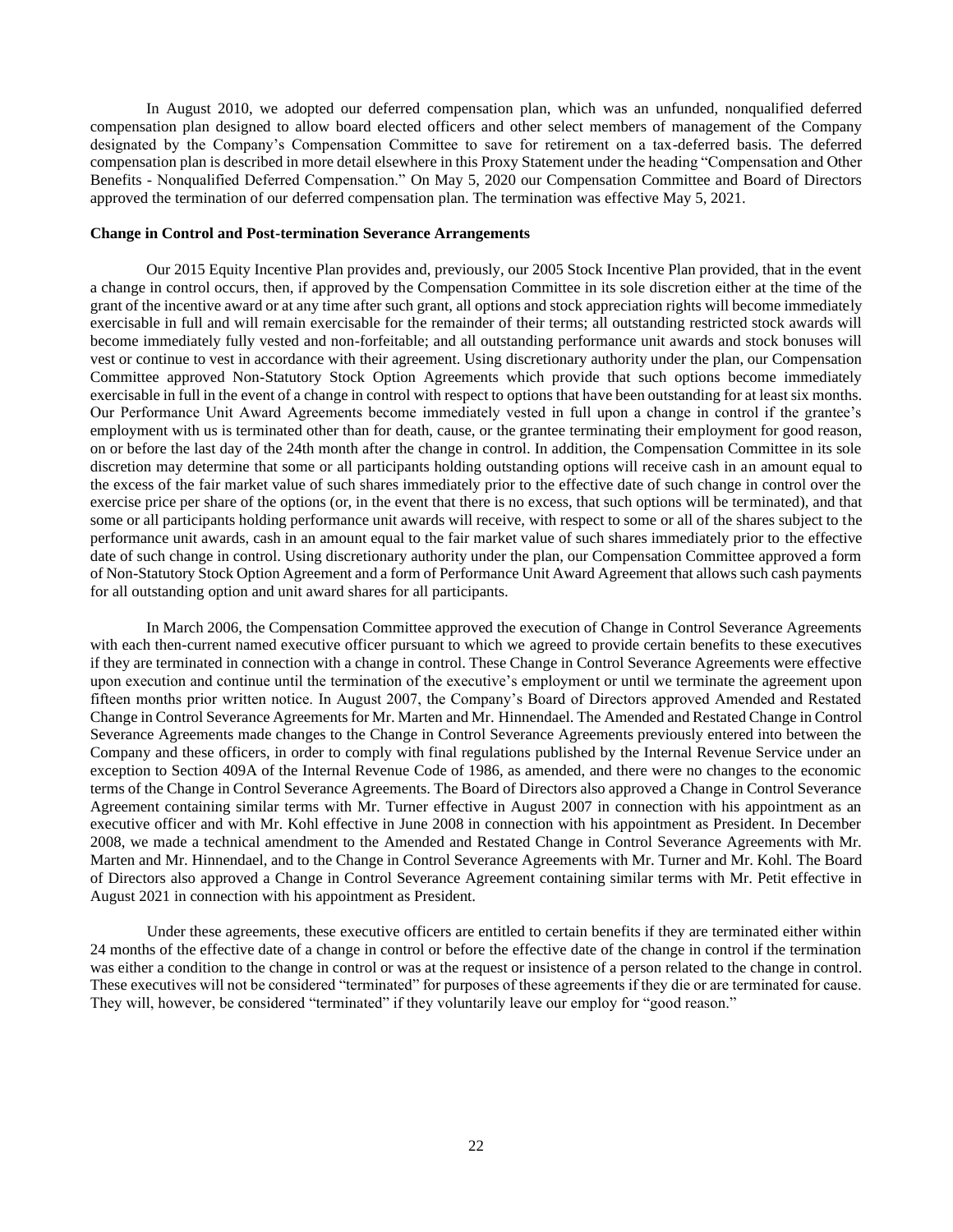In August 2010, we adopted our deferred compensation plan, which was an unfunded, nonqualified deferred compensation plan designed to allow board elected officers and other select members of management of the Company designated by the Company's Compensation Committee to save for retirement on a tax-deferred basis. The deferred compensation plan is described in more detail elsewhere in this Proxy Statement under the heading "Compensation and Other Benefits - Nonqualified Deferred Compensation." On May 5, 2020 our Compensation Committee and Board of Directors approved the termination of our deferred compensation plan. The termination was effective May 5, 2021.

**Change in Control and Post-termination Severance Arrangements**

Our 2015 Equity Incentive Plan provides and, previously, our 2005 Stock Incentive Plan provided, that in the event a change in control occurs, then, if approved by the Compensation Committee in its sole discretion either at the time of the grant of the incentive award or at any time after such grant, all options and stock appreciation rights will become immediately exercisable in full and will remain exercisable for the remainder of their terms; all outstanding restricted stock awards will become immediately fully vested and non-forfeitable; and all outstanding performance unit awards and stock bonuses will vest or continue to vest in accordance with their agreement. Using discretionary authority under the plan, our Compensation Committee approved Non-Statutory Stock Option Agreements which provide that such options become immediately exercisable in full in the event of a change in control with respect to options that have been outstanding for at least six months. Our Performance Unit Award Agreements become immediately vested in full upon a change in control if the grantee's employment with us is terminated other than for death, cause, or the grantee terminating their employment for good reason, on or before the last day of the 24th month after the change in control. In addition, the Compensation Committee in its sole discretion may determine that some or all participants holding outstanding options will receive cash in an amount equal to the excess of the fair market value of such shares immediately prior to the effective date of such change in control over the exercise price per share of the options (or, in the event that there is no excess, that such options will be terminated), and that some or all participants holding performance unit awards will receive, with respect to some or all of the shares subject to the performance unit awards, cash in an amount equal to the fair market value of such shares immediately prior to the effective date of such change in control. Using discretionary authority under the plan, our Compensation Committee approved a form of Non-Statutory Stock Option Agreement and a form of Performance Unit Award Agreement that allows such cash payments for all outstanding option and unit award shares for all participants.

In March 2006, the Compensation Committee approved the execution of Change in Control Severance Agreements with each then-current named executive officer pursuant to which we agreed to provide certain benefits to these executives if they are terminated in connection with a change in control. These Change in Control Severance Agreements were effective upon execution and continue until the termination of the executive's employment or until we terminate the agreement upon fifteen months prior written notice. In August 2007, the Company's Board of Directors approved Amended and Restated Change in Control Severance Agreements for Mr. Marten and Mr. Hinnendael. The Amended and Restated Change in Control Severance Agreements made changes to the Change in Control Severance Agreements previously entered into between the Company and these officers, in order to comply with final regulations published by the Internal Revenue Service under an exception to Section 409A of the Internal Revenue Code of 1986, as amended, and there were no changes to the economic terms of the Change in Control Severance Agreements. The Board of Directors also approved a Change in Control Severance Agreement containing similar terms with Mr. Turner effective in August 2007 in connection with his appointment as an executive officer and with Mr. Kohl effective in June 2008 in connection with his appointment as President. In December 2008, we made a technical amendment to the Amended and Restated Change in Control Severance Agreements with Mr. Marten and Mr. Hinnendael, and to the Change in Control Severance Agreements with Mr. Turner and Mr. Kohl. The Board of Directors also approved a Change in Control Severance Agreement containing similar terms with Mr. Petit effective in August 2021 in connection with his appointment as President.

Under these agreements, these executive officers are entitled to certain benefits if they are terminated either within 24 months of the effective date of a change in control or before the effective date of the change in control if the termination was either a condition to the change in control or was at the request or insistence of a person related to the change in control. These executives will not be considered "terminated" for purposes of these agreements if they die or are terminated for cause. They will, however, be considered "terminated" if they voluntarily leave our employ for "good reason."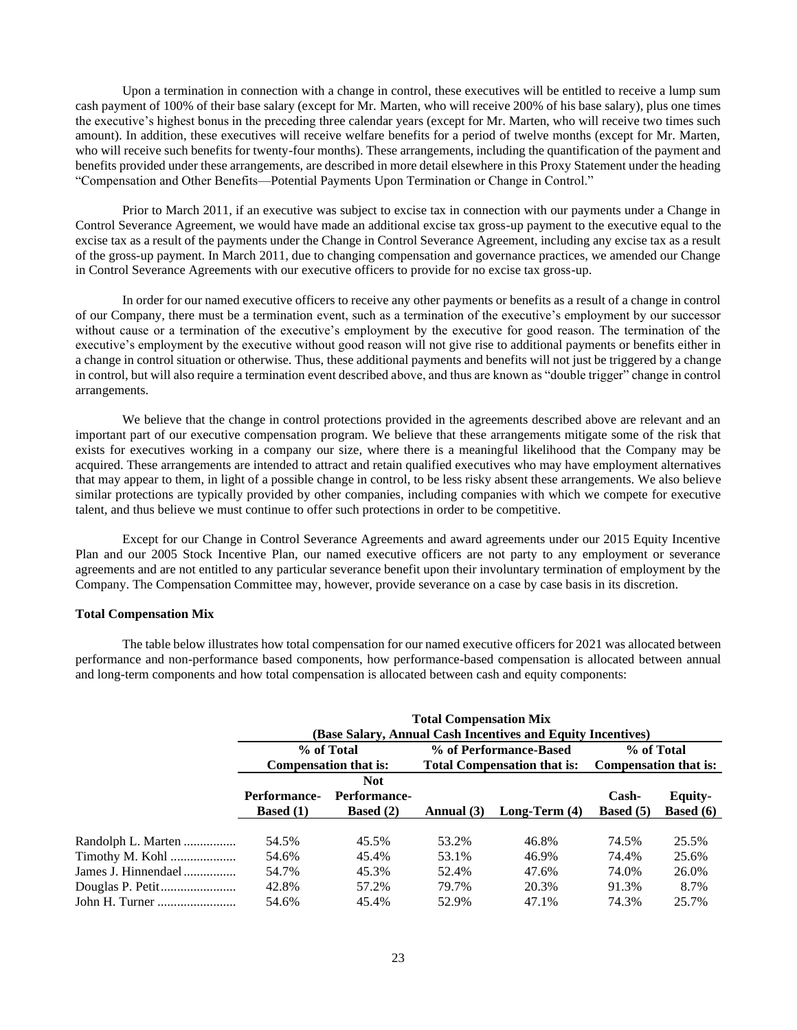Upon a termination in connection with a change in control, these executives will be entitled to receive a lump sum cash payment of 100% of their base salary (except for Mr. Marten, who will receive 200% of his base salary), plus one times the executive's highest bonus in the preceding three calendar years (except for Mr. Marten, who will receive two times such amount). In addition, these executives will receive welfare benefits for a period of twelve months (except for Mr. Marten, who will receive such benefits for twenty-four months). These arrangements, including the quantification of the payment and benefits provided under these arrangements, are described in more detail elsewhere in this Proxy Statement under the heading "Compensation and Other Benefits—Potential Payments Upon Termination or Change in Control."

Prior to March 2011, if an executive was subject to excise tax in connection with our payments under a Change in Control Severance Agreement, we would have made an additional excise tax gross-up payment to the executive equal to the excise tax as a result of the payments under the Change in Control Severance Agreement, including any excise tax as a result of the gross-up payment. In March 2011, due to changing compensation and governance practices, we amended our Change in Control Severance Agreements with our executive officers to provide for no excise tax gross-up.

In order for our named executive officers to receive any other payments or benefits as a result of a change in control of our Company, there must be a termination event, such as a termination of the executive's employment by our successor without cause or a termination of the executive's employment by the executive for good reason. The termination of the executive's employment by the executive without good reason will not give rise to additional payments or benefits either in a change in control situation or otherwise. Thus, these additional payments and benefits will not just be triggered by a change in control, but will also require a termination event described above, and thus are known as "double trigger" change in control arrangements.

We believe that the change in control protections provided in the agreements described above are relevant and an important part of our executive compensation program. We believe that these arrangements mitigate some of the risk that exists for executives working in a company our size, where there is a meaningful likelihood that the Company may be acquired. These arrangements are intended to attract and retain qualified executives who may have employment alternatives that may appear to them, in light of a possible change in control, to be less risky absent these arrangements. We also believe similar protections are typically provided by other companies, including companies with which we compete for executive talent, and thus believe we must continue to offer such protections in order to be competitive.

Except for our Change in Control Severance Agreements and award agreements under our 2015 Equity Incentive Plan and our 2005 Stock Incentive Plan, our named executive officers are not party to any employment or severance agreements and are not entitled to any particular severance benefit upon their involuntary termination of employment by the Company. The Compensation Committee may, however, provide severance on a case by case basis in its discretion.

**Total Compensation Mix**

The table below illustrates how total compensation for our named executive officers for 2021 was allocated between performance and non-performance based components, how performance-based compensation is allocated between annual and long-term components and how total compensation is allocated between cash and equity components:

| | Total Compensation Mix (Base Salary, Annual Cash Incentives and Equity Incentives) | | | | | |
|---|---|---|---|---|---|---|
| | % of Total Compensation that is: | | % of Performance-Based Total Compensation that is: | | % of Total Compensation that is: | |
| | Performance-Based (1) | Not Performance-Based (2) | Annual (3) | Long-Term (4) | Cash-Based (5) | Equity-Based (6) |
| Randolph L. Marten | 54.5% | 45.5% | 53.2% | 46.8% | 74.5% | 25.5% |
| Timothy M. Kohl | 54.6% | 45.4% | 53.1% | 46.9% | 74.4% | 25.6% |
| James J. Hinnendael | 54.7% | 45.3% | 52.4% | 47.6% | 74.0% | 26.0% |
| Douglas P. Petit | 42.8% | 57.2% | 79.7% | 20.3% | 91.3% | 8.7% |
| John H. Turner | 54.6% | 45.4% | 52.9% | 47.1% | 74.3% | 25.7% |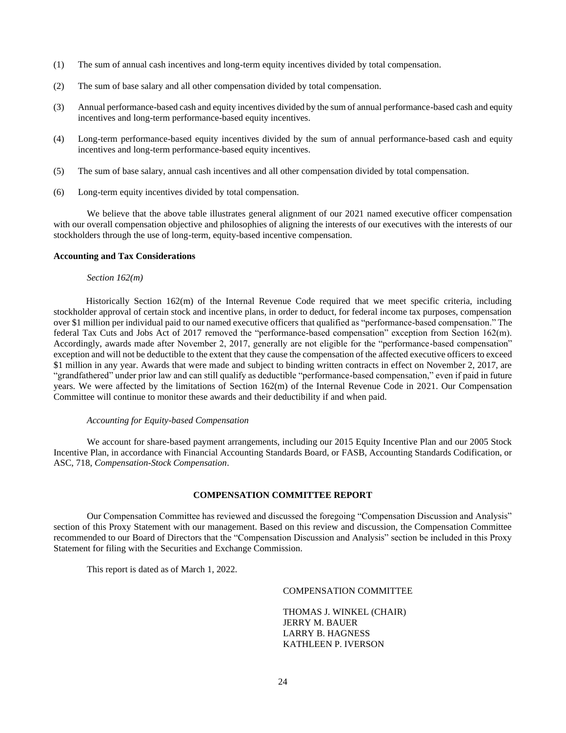(1) The sum of annual cash incentives and long-term equity incentives divided by total compensation.

(2) The sum of base salary and all other compensation divided by total compensation.

(3) Annual performance-based cash and equity incentives divided by the sum of annual performance-based cash and equity incentives and long-term performance-based equity incentives.

(4) Long-term performance-based equity incentives divided by the sum of annual performance-based cash and equity incentives and long-term performance-based equity incentives.

(5) The sum of base salary, annual cash incentives and all other compensation divided by total compensation.

(6) Long-term equity incentives divided by total compensation.

We believe that the above table illustrates general alignment of our 2021 named executive officer compensation with our overall compensation objective and philosophies of aligning the interests of our executives with the interests of our stockholders through the use of long-term, equity-based incentive compensation.

**Accounting and Tax Considerations**

*Section 162(m)*

Historically Section 162(m) of the Internal Revenue Code required that we meet specific criteria, including stockholder approval of certain stock and incentive plans, in order to deduct, for federal income tax purposes, compensation over $1 million per individual paid to our named executive officers that qualified as "performance-based compensation." The federal Tax Cuts and Jobs Act of 2017 removed the "performance-based compensation" exception from Section 162(m). Accordingly, awards made after November 2, 2017, generally are not eligible for the "performance-based compensation" exception and will not be deductible to the extent that they cause the compensation of the affected executive officers to exceed $1 million in any year. Awards that were made and subject to binding written contracts in effect on November 2, 2017, are "grandfathered" under prior law and can still qualify as deductible "performance-based compensation," even if paid in future years. We were affected by the limitations of Section 162(m) of the Internal Revenue Code in 2021. Our Compensation Committee will continue to monitor these awards and their deductibility if and when paid.

*Accounting for Equity-based Compensation*

We account for share-based payment arrangements, including our 2015 Equity Incentive Plan and our 2005 Stock Incentive Plan, in accordance with Financial Accounting Standards Board, or FASB, Accounting Standards Codification, or ASC, 718, *Compensation-Stock Compensation*.

## COMPENSATION COMMITTEE REPORT

Our Compensation Committee has reviewed and discussed the foregoing "Compensation Discussion and Analysis" section of this Proxy Statement with our management. Based on this review and discussion, the Compensation Committee recommended to our Board of Directors that the "Compensation Discussion and Analysis" section be included in this Proxy Statement for filing with the Securities and Exchange Commission.

This report is dated as of March 1, 2022.

COMPENSATION COMMITTEE

THOMAS J. WINKEL (CHAIR)
JERRY M. BAUER
LARRY B. HAGNESS
KATHLEEN P. IVERSON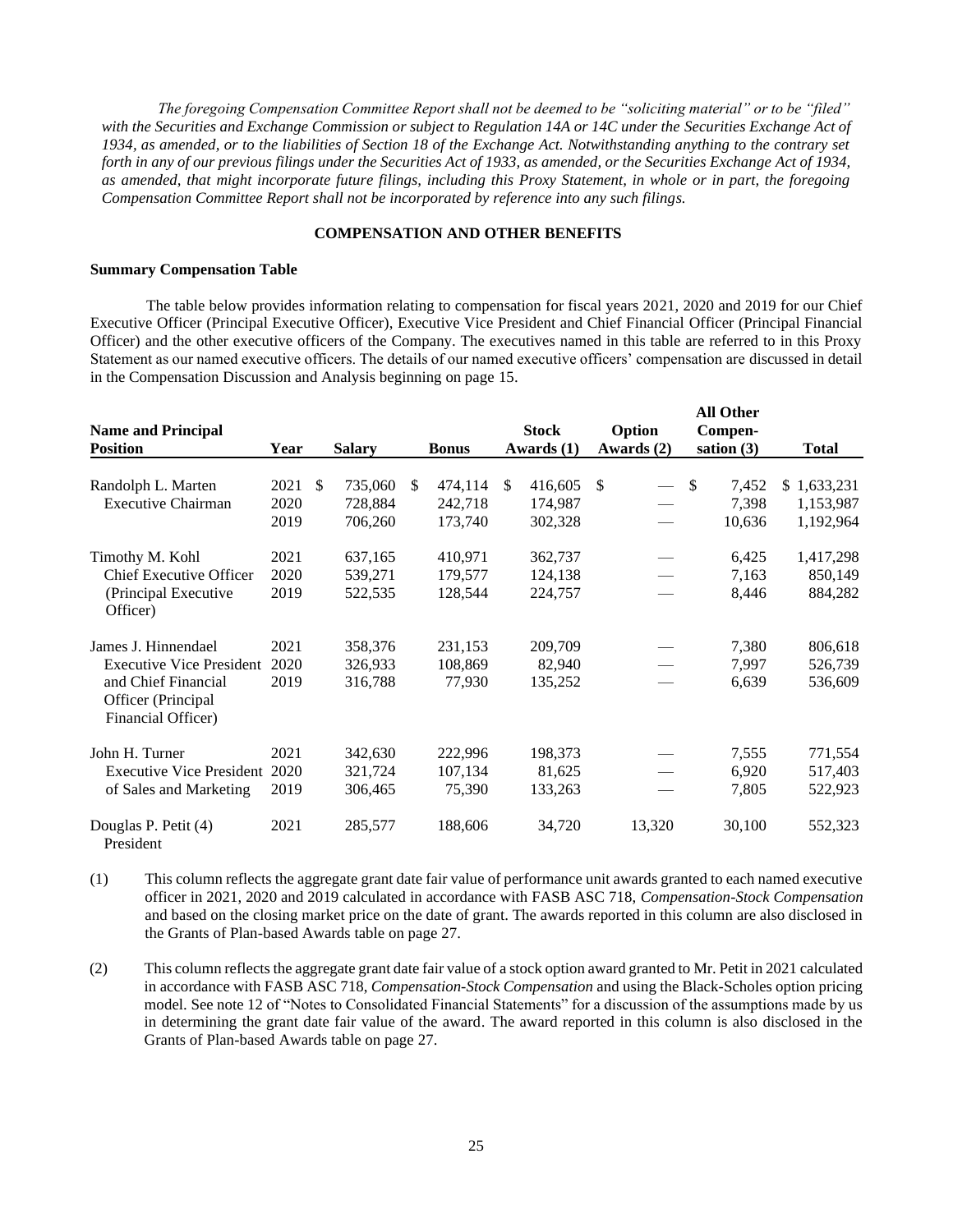*The foregoing Compensation Committee Report shall not be deemed to be "soliciting material" or to be "filed" with the Securities and Exchange Commission or subject to Regulation 14A or 14C under the Securities Exchange Act of 1934, as amended, or to the liabilities of Section 18 of the Exchange Act. Notwithstanding anything to the contrary set forth in any of our previous filings under the Securities Act of 1933, as amended, or the Securities Exchange Act of 1934, as amended, that might incorporate future filings, including this Proxy Statement, in whole or in part, the foregoing Compensation Committee Report shall not be incorporated by reference into any such filings.*

## COMPENSATION AND OTHER BENEFITS

### Summary Compensation Table

The table below provides information relating to compensation for fiscal years 2021, 2020 and 2019 for our Chief Executive Officer (Principal Executive Officer), Executive Vice President and Chief Financial Officer (Principal Financial Officer) and the other executive officers of the Company. The executives named in this table are referred to in this Proxy Statement as our named executive officers. The details of our named executive officers' compensation are discussed in detail in the Compensation Discussion and Analysis beginning on page 15.

| Name and Principal Position | Year | Salary | Bonus | Stock Awards (1) | Option Awards (2) | All Other Compensation (3) | Total |
|---|---|---|---|---|---|---|---|
| Randolph L. Marten | 2021 | $ 735,060 | $ 474,114 | $ 416,605 | $ — | $ 7,452 | $ 1,633,231 |
| Executive Chairman | 2020 | 728,884 | 242,718 | 174,987 | — | 7,398 | 1,153,987 |
| | 2019 | 706,260 | 173,740 | 302,328 | — | 10,636 | 1,192,964 |
| Timothy M. Kohl | 2021 | 637,165 | 410,971 | 362,737 | — | 6,425 | 1,417,298 |
| Chief Executive Officer | 2020 | 539,271 | 179,577 | 124,138 | — | 7,163 | 850,149 |
| (Principal Executive Officer) | 2019 | 522,535 | 128,544 | 224,757 | — | 8,446 | 884,282 |
| James J. Hinnendael | 2021 | 358,376 | 231,153 | 209,709 | — | 7,380 | 806,618 |
| Executive Vice President | 2020 | 326,933 | 108,869 | 82,940 | — | 7,997 | 526,739 |
| and Chief Financial Officer (Principal Financial Officer) | 2019 | 316,788 | 77,930 | 135,252 | — | 6,639 | 536,609 |
| John H. Turner | 2021 | 342,630 | 222,996 | 198,373 | — | 7,555 | 771,554 |
| Executive Vice President | 2020 | 321,724 | 107,134 | 81,625 | — | 6,920 | 517,403 |
| of Sales and Marketing | 2019 | 306,465 | 75,390 | 133,263 | — | 7,805 | 522,923 |
| Douglas P. Petit (4) President | 2021 | 285,577 | 188,606 | 34,720 | 13,320 | 30,100 | 552,323 |

(1) This column reflects the aggregate grant date fair value of performance unit awards granted to each named executive officer in 2021, 2020 and 2019 calculated in accordance with FASB ASC 718, *Compensation-Stock Compensation* and based on the closing market price on the date of grant. The awards reported in this column are also disclosed in the Grants of Plan-based Awards table on page 27.

(2) This column reflects the aggregate grant date fair value of a stock option award granted to Mr. Petit in 2021 calculated in accordance with FASB ASC 718, *Compensation-Stock Compensation* and using the Black-Scholes option pricing model. See note 12 of "Notes to Consolidated Financial Statements" for a discussion of the assumptions made by us in determining the grant date fair value of the award. The award reported in this column is also disclosed in the Grants of Plan-based Awards table on page 27.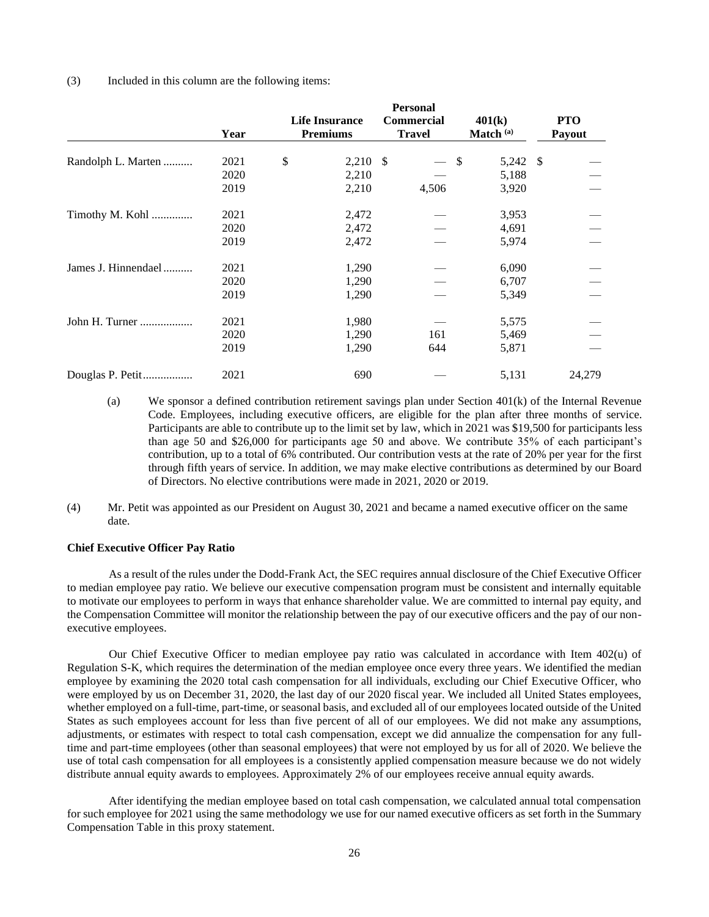(3) Included in this column are the following items:

| | Year | Life Insurance Premiums | Personal Commercial Travel | 401(k) Match [(a)] | PTO Payout |
|---|---|---|---|---|---|
| Randolph L. Marten | 2021 | $ 2,210 | $ — | $ 5,242 | $ — |
| | 2020 | 2,210 | — | 5,188 | — |
| | 2019 | 2,210 | 4,506 | 3,920 | — |
| Timothy M. Kohl | 2021 | 2,472 | — | 3,953 | — |
| | 2020 | 2,472 | — | 4,691 | — |
| | 2019 | 2,472 | — | 5,974 | — |
| James J. Hinnendael | 2021 | 1,290 | — | 6,090 | — |
| | 2020 | 1,290 | — | 6,707 | — |
| | 2019 | 1,290 | — | 5,349 | — |
| John H. Turner | 2021 | 1,980 | — | 5,575 | — |
| | 2020 | 1,290 | 161 | 5,469 | — |
| | 2019 | 1,290 | 644 | 5,871 | — |
| Douglas P. Petit | 2021 | 690 | — | 5,131 | 24,279 |

(a) We sponsor a defined contribution retirement savings plan under Section 401(k) of the Internal Revenue Code. Employees, including executive officers, are eligible for the plan after three months of service. Participants are able to contribute up to the limit set by law, which in 2021 was $19,500 for participants less than age 50 and $26,000 for participants age 50 and above. We contribute 35% of each participant's contribution, up to a total of 6% contributed. Our contribution vests at the rate of 20% per year for the first through fifth years of service. In addition, we may make elective contributions as determined by our Board of Directors. No elective contributions were made in 2021, 2020 or 2019.

(4) Mr. Petit was appointed as our President on August 30, 2021 and became a named executive officer on the same date.

**Chief Executive Officer Pay Ratio**

As a result of the rules under the Dodd-Frank Act, the SEC requires annual disclosure of the Chief Executive Officer to median employee pay ratio. We believe our executive compensation program must be consistent and internally equitable to motivate our employees to perform in ways that enhance shareholder value. We are committed to internal pay equity, and the Compensation Committee will monitor the relationship between the pay of our executive officers and the pay of our non-executive employees.

Our Chief Executive Officer to median employee pay ratio was calculated in accordance with Item 402(u) of Regulation S-K, which requires the determination of the median employee once every three years. We identified the median employee by examining the 2020 total cash compensation for all individuals, excluding our Chief Executive Officer, who were employed by us on December 31, 2020, the last day of our 2020 fiscal year. We included all United States employees, whether employed on a full-time, part-time, or seasonal basis, and excluded all of our employees located outside of the United States as such employees account for less than five percent of all of our employees. We did not make any assumptions, adjustments, or estimates with respect to total cash compensation, except we did annualize the compensation for any full-time and part-time employees (other than seasonal employees) that were not employed by us for all of 2020. We believe the use of total cash compensation for all employees is a consistently applied compensation measure because we do not widely distribute annual equity awards to employees. Approximately 2% of our employees receive annual equity awards.

After identifying the median employee based on total cash compensation, we calculated annual total compensation for such employee for 2021 using the same methodology we use for our named executive officers as set forth in the Summary Compensation Table in this proxy statement.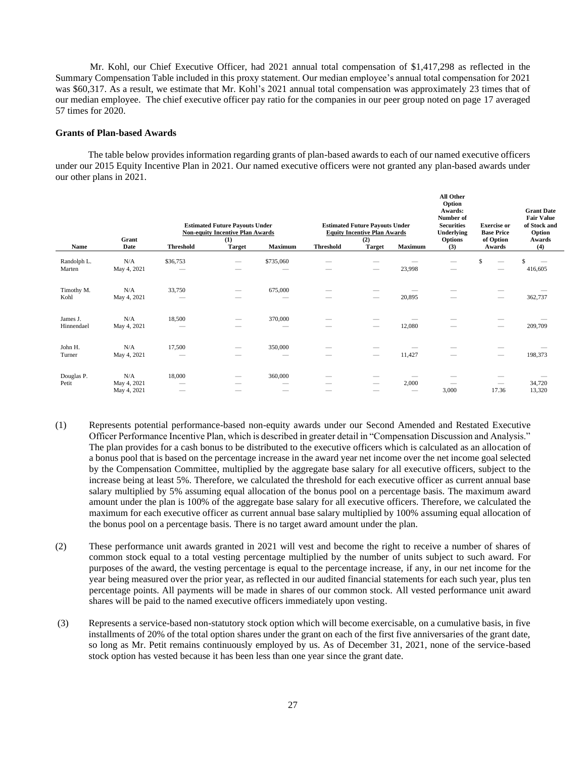Mr. Kohl, our Chief Executive Officer, had 2021 annual total compensation of $1,417,298 as reflected in the Summary Compensation Table included in this proxy statement. Our median employee's annual total compensation for 2021 was $60,317. As a result, we estimate that Mr. Kohl's 2021 annual total compensation was approximately 23 times that of our median employee. The chief executive officer pay ratio for the companies in our peer group noted on page 17 averaged 57 times for 2020.

**Grants of Plan-based Awards**

The table below provides information regarding grants of plan-based awards to each of our named executive officers under our 2015 Equity Incentive Plan in 2021. Our named executive officers were not granted any plan-based awards under our other plans in 2021.

| Name | Grant Date | Estimated Future Payouts Under Non-equity Incentive Plan Awards (1) | | | Estimated Future Payouts Under Equity Incentive Plan Awards (2) | | | All Other Option Awards: Number of Securities Underlying Options (3) | Exercise or Base Price of Option Awards | Grant Date Fair Value of Stock and Option Awards (4) |
|---|---|---|---|---|---|---|---|---|---|---|
| | | Threshold | Target | Maximum | Threshold | Target | Maximum | | | |
| Randolph L. Marten | N/A | $36,753 | — | $735,060 | — | — | — | — | $ — | $ — |
| | May 4, 2021 | — | — | — | — | — | 23,998 | — | — | 416,605 |
| Timothy M. Kohl | N/A | 33,750 | — | 675,000 | — | — | — | — | — | — |
| | May 4, 2021 | — | — | — | — | — | 20,895 | — | — | 362,737 |
| James J. Hinnendael | N/A | 18,500 | — | 370,000 | — | — | — | — | — | — |
| | May 4, 2021 | — | — | — | — | — | 12,080 | — | — | 209,709 |
| John H. Turner | N/A | 17,500 | — | 350,000 | — | — | — | — | — | — |
| | May 4, 2021 | — | — | — | — | — | 11,427 | — | — | 198,373 |
| Douglas P. Petit | N/A | 18,000 | — | 360,000 | — | — | — | — | — | — |
| | May 4, 2021 | — | — | — | — | — | 2,000 | — | — | 34,720 |
| | May 4, 2021 | — | — | — | — | — | — | 3,000 | 17.36 | 13,320 |

(1) Represents potential performance-based non-equity awards under our Second Amended and Restated Executive Officer Performance Incentive Plan, which is described in greater detail in "Compensation Discussion and Analysis." The plan provides for a cash bonus to be distributed to the executive officers which is calculated as an allocation of a bonus pool that is based on the percentage increase in the award year net income over the net income goal selected by the Compensation Committee, multiplied by the aggregate base salary for all executive officers, subject to the increase being at least 5%. Therefore, we calculated the threshold for each executive officer as current annual base salary multiplied by 5% assuming equal allocation of the bonus pool on a percentage basis. The maximum award amount under the plan is 100% of the aggregate base salary for all executive officers. Therefore, we calculated the maximum for each executive officer as current annual base salary multiplied by 100% assuming equal allocation of the bonus pool on a percentage basis. There is no target award amount under the plan.

(2) These performance unit awards granted in 2021 will vest and become the right to receive a number of shares of common stock equal to a total vesting percentage multiplied by the number of units subject to such award. For purposes of the award, the vesting percentage is equal to the percentage increase, if any, in our net income for the year being measured over the prior year, as reflected in our audited financial statements for each such year, plus ten percentage points. All payments will be made in shares of our common stock. All vested performance unit award shares will be paid to the named executive officers immediately upon vesting.

(3) Represents a service-based non-statutory stock option which will become exercisable, on a cumulative basis, in five installments of 20% of the total option shares under the grant on each of the first five anniversaries of the grant date, so long as Mr. Petit remains continuously employed by us. As of December 31, 2021, none of the service-based stock option has vested because it has been less than one year since the grant date.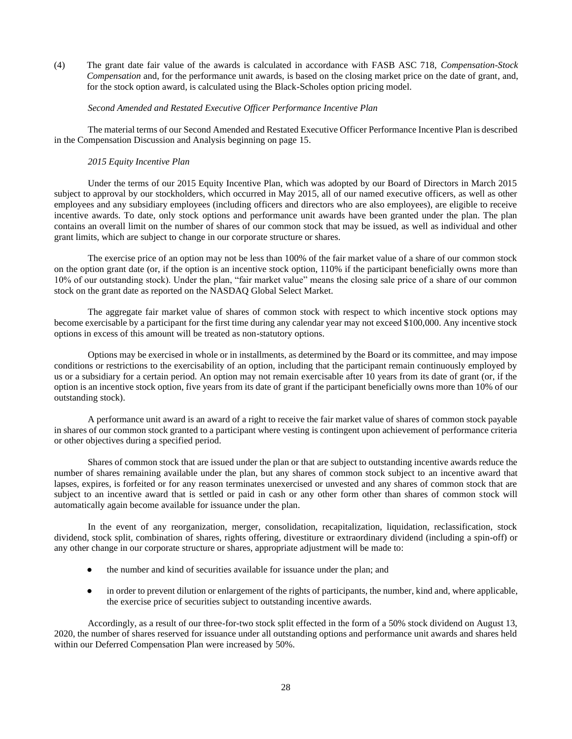(4) The grant date fair value of the awards is calculated in accordance with FASB ASC 718, *Compensation-Stock Compensation* and, for the performance unit awards, is based on the closing market price on the date of grant, and, for the stock option award, is calculated using the Black-Scholes option pricing model.

*Second Amended and Restated Executive Officer Performance Incentive Plan*

The material terms of our Second Amended and Restated Executive Officer Performance Incentive Plan is described in the Compensation Discussion and Analysis beginning on page 15.

*2015 Equity Incentive Plan*

Under the terms of our 2015 Equity Incentive Plan, which was adopted by our Board of Directors in March 2015 subject to approval by our stockholders, which occurred in May 2015, all of our named executive officers, as well as other employees and any subsidiary employees (including officers and directors who are also employees), are eligible to receive incentive awards. To date, only stock options and performance unit awards have been granted under the plan. The plan contains an overall limit on the number of shares of our common stock that may be issued, as well as individual and other grant limits, which are subject to change in our corporate structure or shares.

The exercise price of an option may not be less than 100% of the fair market value of a share of our common stock on the option grant date (or, if the option is an incentive stock option, 110% if the participant beneficially owns more than 10% of our outstanding stock). Under the plan, "fair market value" means the closing sale price of a share of our common stock on the grant date as reported on the NASDAQ Global Select Market.

The aggregate fair market value of shares of common stock with respect to which incentive stock options may become exercisable by a participant for the first time during any calendar year may not exceed $100,000. Any incentive stock options in excess of this amount will be treated as non-statutory options.

Options may be exercised in whole or in installments, as determined by the Board or its committee, and may impose conditions or restrictions to the exercisability of an option, including that the participant remain continuously employed by us or a subsidiary for a certain period. An option may not remain exercisable after 10 years from its date of grant (or, if the option is an incentive stock option, five years from its date of grant if the participant beneficially owns more than 10% of our outstanding stock).

A performance unit award is an award of a right to receive the fair market value of shares of common stock payable in shares of our common stock granted to a participant where vesting is contingent upon achievement of performance criteria or other objectives during a specified period.

Shares of common stock that are issued under the plan or that are subject to outstanding incentive awards reduce the number of shares remaining available under the plan, but any shares of common stock subject to an incentive award that lapses, expires, is forfeited or for any reason terminates unexercised or unvested and any shares of common stock that are subject to an incentive award that is settled or paid in cash or any other form other than shares of common stock will automatically again become available for issuance under the plan.

In the event of any reorganization, merger, consolidation, recapitalization, liquidation, reclassification, stock dividend, stock split, combination of shares, rights offering, divestiture or extraordinary dividend (including a spin-off) or any other change in our corporate structure or shares, appropriate adjustment will be made to:

- the number and kind of securities available for issuance under the plan; and
- in order to prevent dilution or enlargement of the rights of participants, the number, kind and, where applicable, the exercise price of securities subject to outstanding incentive awards.

Accordingly, as a result of our three-for-two stock split effected in the form of a 50% stock dividend on August 13, 2020, the number of shares reserved for issuance under all outstanding options and performance unit awards and shares held within our Deferred Compensation Plan were increased by 50%.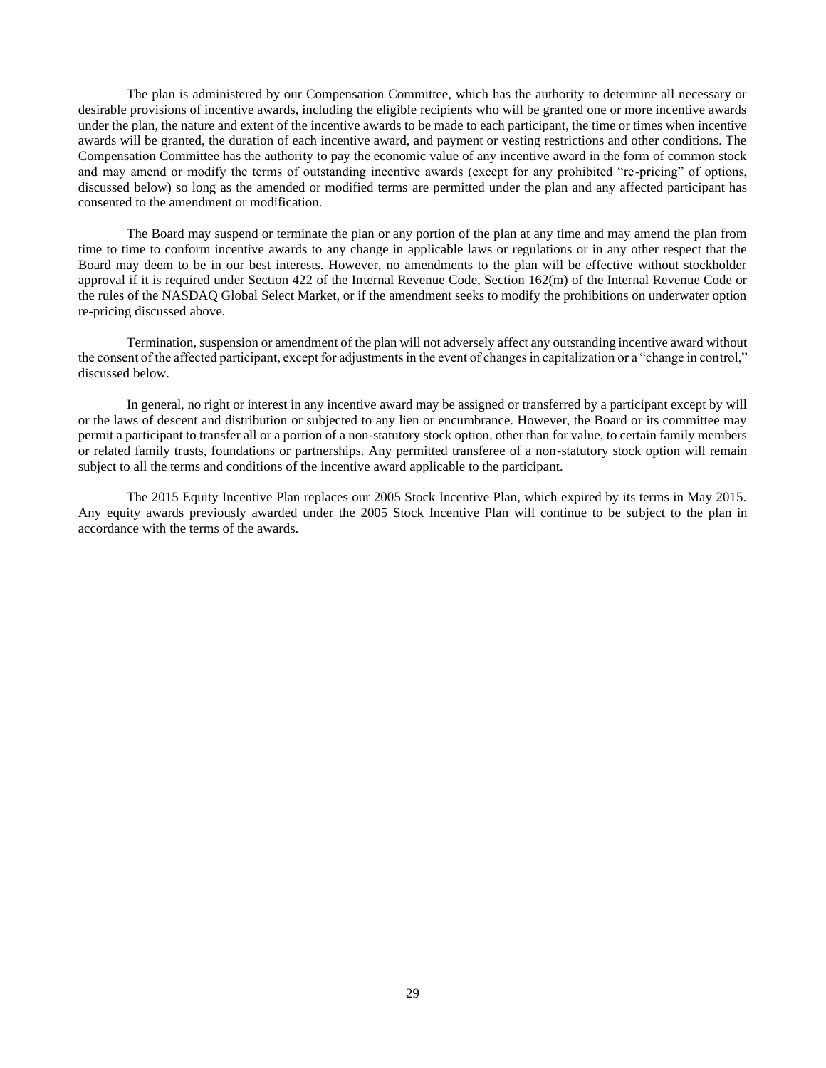The plan is administered by our Compensation Committee, which has the authority to determine all necessary or desirable provisions of incentive awards, including the eligible recipients who will be granted one or more incentive awards under the plan, the nature and extent of the incentive awards to be made to each participant, the time or times when incentive awards will be granted, the duration of each incentive award, and payment or vesting restrictions and other conditions. The Compensation Committee has the authority to pay the economic value of any incentive award in the form of common stock and may amend or modify the terms of outstanding incentive awards (except for any prohibited "re-pricing" of options, discussed below) so long as the amended or modified terms are permitted under the plan and any affected participant has consented to the amendment or modification.

The Board may suspend or terminate the plan or any portion of the plan at any time and may amend the plan from time to time to conform incentive awards to any change in applicable laws or regulations or in any other respect that the Board may deem to be in our best interests. However, no amendments to the plan will be effective without stockholder approval if it is required under Section 422 of the Internal Revenue Code, Section 162(m) of the Internal Revenue Code or the rules of the NASDAQ Global Select Market, or if the amendment seeks to modify the prohibitions on underwater option re-pricing discussed above.

Termination, suspension or amendment of the plan will not adversely affect any outstanding incentive award without the consent of the affected participant, except for adjustments in the event of changes in capitalization or a "change in control," discussed below.

In general, no right or interest in any incentive award may be assigned or transferred by a participant except by will or the laws of descent and distribution or subjected to any lien or encumbrance. However, the Board or its committee may permit a participant to transfer all or a portion of a non-statutory stock option, other than for value, to certain family members or related family trusts, foundations or partnerships. Any permitted transferee of a non-statutory stock option will remain subject to all the terms and conditions of the incentive award applicable to the participant.

The 2015 Equity Incentive Plan replaces our 2005 Stock Incentive Plan, which expired by its terms in May 2015. Any equity awards previously awarded under the 2005 Stock Incentive Plan will continue to be subject to the plan in accordance with the terms of the awards.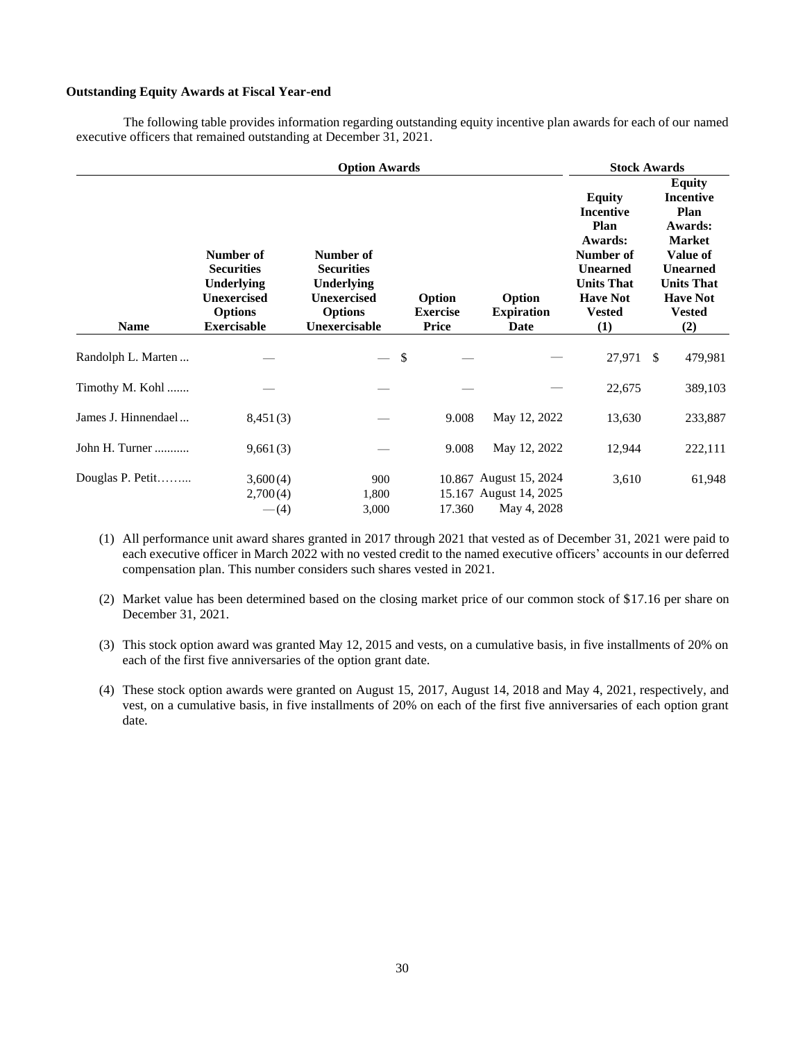**Outstanding Equity Awards at Fiscal Year-end**

The following table provides information regarding outstanding equity incentive plan awards for each of our named executive officers that remained outstanding at December 31, 2021.

| | Option Awards | | | | Stock Awards | |
|---|---|---|---|---|---|---|
| **Name** | **Number of Securities Underlying Unexercised Options Exercisable** | **Number of Securities Underlying Unexercised Options Unexercisable** | **Option Exercise Price** | **Option Expiration Date** | **Equity Incentive Plan Awards: Number of Unearned Units That Have Not Vested (1)** | **Equity Incentive Plan Awards: Market Value of Unearned Units That Have Not Vested (2)** |
| Randolph L. Marten ... | — | — | $ — | — | 27,971 | $ 479,981 |
| Timothy M. Kohl ....... | — | — | — | — | 22,675 | 389,103 |
| James J. Hinnendael ... | 8,451 (3) | — | 9.008 | May 12, 2022 | 13,630 | 233,887 |
| John H. Turner ........... | 9,661 (3) | — | 9.008 | May 12, 2022 | 12,944 | 222,111 |
| Douglas P. Petit……... | 3,600 (4) | 900 | 10.867 | August 15, 2024 | 3,610 | 61,948 |
| | 2,700 (4) | 1,800 | 15.167 | August 14, 2025 | | |
| | — (4) | 3,000 | 17.360 | May 4, 2028 | | |

(1) All performance unit award shares granted in 2017 through 2021 that vested as of December 31, 2021 were paid to each executive officer in March 2022 with no vested credit to the named executive officers' accounts in our deferred compensation plan. This number considers such shares vested in 2021.

(2) Market value has been determined based on the closing market price of our common stock of $17.16 per share on December 31, 2021.

(3) This stock option award was granted May 12, 2015 and vests, on a cumulative basis, in five installments of 20% on each of the first five anniversaries of the option grant date.

(4) These stock option awards were granted on August 15, 2017, August 14, 2018 and May 4, 2021, respectively, and vest, on a cumulative basis, in five installments of 20% on each of the first five anniversaries of each option grant date.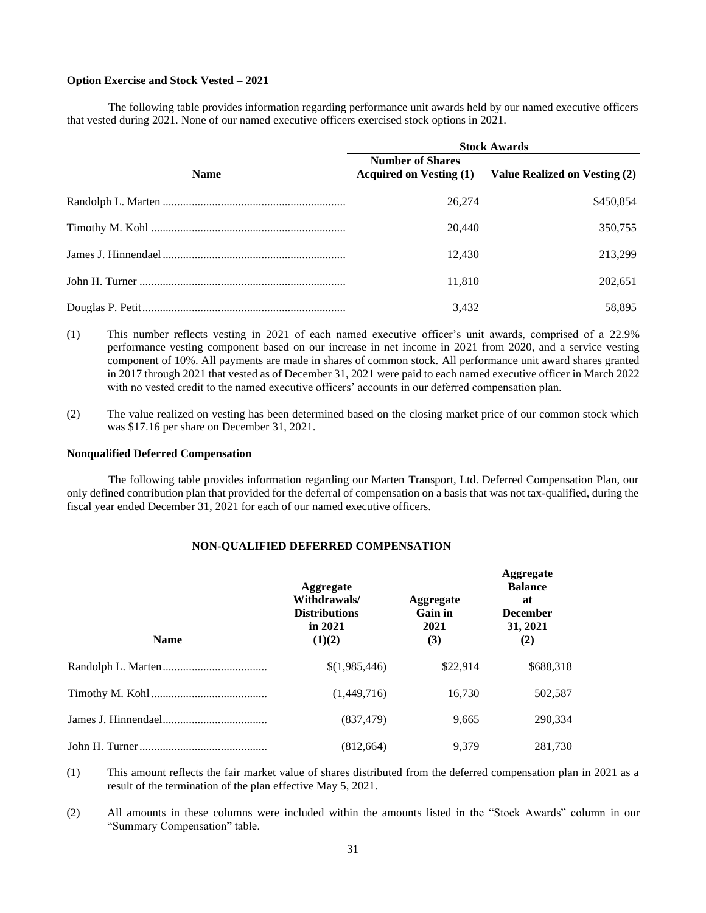**Option Exercise and Stock Vested – 2021**

The following table provides information regarding performance unit awards held by our named executive officers that vested during 2021. None of our named executive officers exercised stock options in 2021.

| | Stock Awards | |
|---|---|---|
| Name | Number of Shares Acquired on Vesting (1) | Value Realized on Vesting (2) |
| Randolph L. Marten | 26,274 | $450,854 |
| Timothy M. Kohl | 20,440 | 350,755 |
| James J. Hinnendael | 12,430 | 213,299 |
| John H. Turner | 11,810 | 202,651 |
| Douglas P. Petit | 3,432 | 58,895 |

(1) This number reflects vesting in 2021 of each named executive officer's unit awards, comprised of a 22.9% performance vesting component based on our increase in net income in 2021 from 2020, and a service vesting component of 10%. All payments are made in shares of common stock. All performance unit award shares granted in 2017 through 2021 that vested as of December 31, 2021 were paid to each named executive officer in March 2022 with no vested credit to the named executive officers' accounts in our deferred compensation plan.

(2) The value realized on vesting has been determined based on the closing market price of our common stock which was $17.16 per share on December 31, 2021.

**Nonqualified Deferred Compensation**

The following table provides information regarding our Marten Transport, Ltd. Deferred Compensation Plan, our only defined contribution plan that provided for the deferral of compensation on a basis that was not tax-qualified, during the fiscal year ended December 31, 2021 for each of our named executive officers.

**NON-QUALIFIED DEFERRED COMPENSATION**

| Name | Aggregate Withdrawals/ Distributions in 2021 (1)(2) | Aggregate Gain in 2021 (3) | Aggregate Balance at December 31, 2021 (2) |
|---|---|---|---|
| Randolph L. Marten | $(1,985,446) | $22,914 | $688,318 |
| Timothy M. Kohl | (1,449,716) | 16,730 | 502,587 |
| James J. Hinnendael | (837,479) | 9,665 | 290,334 |
| John H. Turner | (812,664) | 9,379 | 281,730 |

(1) This amount reflects the fair market value of shares distributed from the deferred compensation plan in 2021 as a result of the termination of the plan effective May 5, 2021.

(2) All amounts in these columns were included within the amounts listed in the "Stock Awards" column in our "Summary Compensation" table.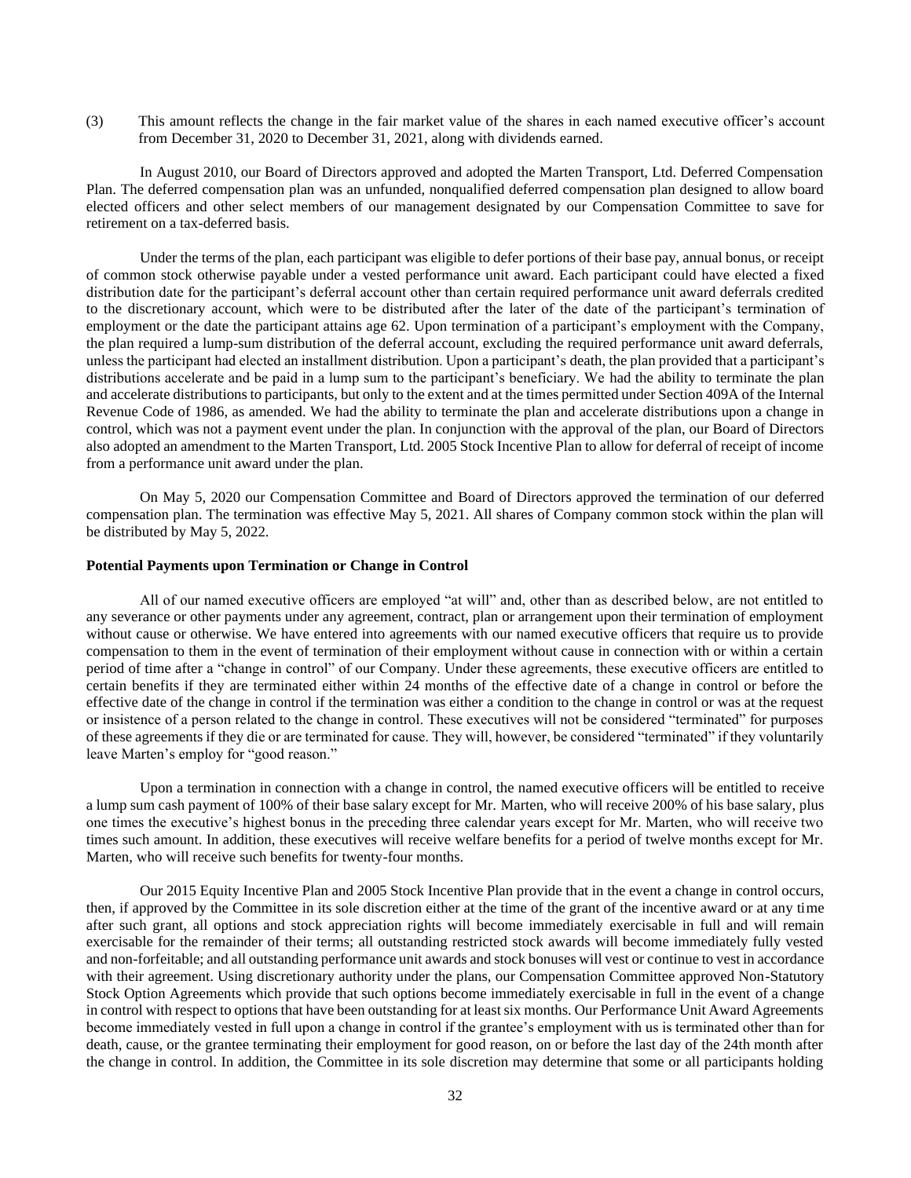(3) This amount reflects the change in the fair market value of the shares in each named executive officer's account from December 31, 2020 to December 31, 2021, along with dividends earned.

In August 2010, our Board of Directors approved and adopted the Marten Transport, Ltd. Deferred Compensation Plan. The deferred compensation plan was an unfunded, nonqualified deferred compensation plan designed to allow board elected officers and other select members of our management designated by our Compensation Committee to save for retirement on a tax-deferred basis.

Under the terms of the plan, each participant was eligible to defer portions of their base pay, annual bonus, or receipt of common stock otherwise payable under a vested performance unit award. Each participant could have elected a fixed distribution date for the participant's deferral account other than certain required performance unit award deferrals credited to the discretionary account, which were to be distributed after the later of the date of the participant's termination of employment or the date the participant attains age 62. Upon termination of a participant's employment with the Company, the plan required a lump-sum distribution of the deferral account, excluding the required performance unit award deferrals, unless the participant had elected an installment distribution. Upon a participant's death, the plan provided that a participant's distributions accelerate and be paid in a lump sum to the participant's beneficiary. We had the ability to terminate the plan and accelerate distributions to participants, but only to the extent and at the times permitted under Section 409A of the Internal Revenue Code of 1986, as amended. We had the ability to terminate the plan and accelerate distributions upon a change in control, which was not a payment event under the plan. In conjunction with the approval of the plan, our Board of Directors also adopted an amendment to the Marten Transport, Ltd. 2005 Stock Incentive Plan to allow for deferral of receipt of income from a performance unit award under the plan.

On May 5, 2020 our Compensation Committee and Board of Directors approved the termination of our deferred compensation plan. The termination was effective May 5, 2021. All shares of Company common stock within the plan will be distributed by May 5, 2022.

**Potential Payments upon Termination or Change in Control**

All of our named executive officers are employed "at will" and, other than as described below, are not entitled to any severance or other payments under any agreement, contract, plan or arrangement upon their termination of employment without cause or otherwise. We have entered into agreements with our named executive officers that require us to provide compensation to them in the event of termination of their employment without cause in connection with or within a certain period of time after a "change in control" of our Company. Under these agreements, these executive officers are entitled to certain benefits if they are terminated either within 24 months of the effective date of a change in control or before the effective date of the change in control if the termination was either a condition to the change in control or was at the request or insistence of a person related to the change in control. These executives will not be considered "terminated" for purposes of these agreements if they die or are terminated for cause. They will, however, be considered "terminated" if they voluntarily leave Marten's employ for "good reason."

Upon a termination in connection with a change in control, the named executive officers will be entitled to receive a lump sum cash payment of 100% of their base salary except for Mr. Marten, who will receive 200% of his base salary, plus one times the executive's highest bonus in the preceding three calendar years except for Mr. Marten, who will receive two times such amount. In addition, these executives will receive welfare benefits for a period of twelve months except for Mr. Marten, who will receive such benefits for twenty-four months.

Our 2015 Equity Incentive Plan and 2005 Stock Incentive Plan provide that in the event a change in control occurs, then, if approved by the Committee in its sole discretion either at the time of the grant of the incentive award or at any time after such grant, all options and stock appreciation rights will become immediately exercisable in full and will remain exercisable for the remainder of their terms; all outstanding restricted stock awards will become immediately fully vested and non-forfeitable; and all outstanding performance unit awards and stock bonuses will vest or continue to vest in accordance with their agreement. Using discretionary authority under the plans, our Compensation Committee approved Non-Statutory Stock Option Agreements which provide that such options become immediately exercisable in full in the event of a change in control with respect to options that have been outstanding for at least six months. Our Performance Unit Award Agreements become immediately vested in full upon a change in control if the grantee's employment with us is terminated other than for death, cause, or the grantee terminating their employment for good reason, on or before the last day of the 24th month after the change in control. In addition, the Committee in its sole discretion may determine that some or all participants holding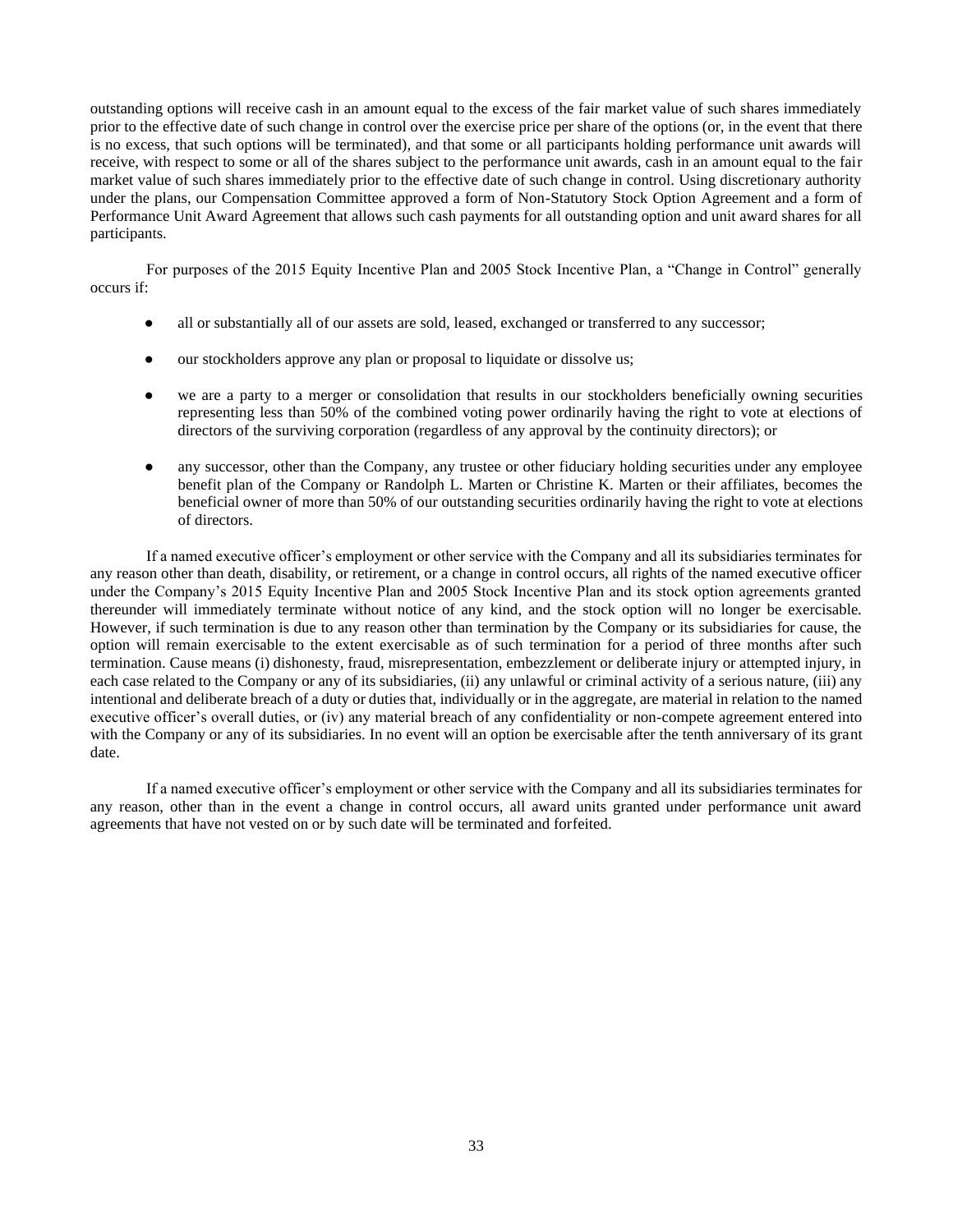outstanding options will receive cash in an amount equal to the excess of the fair market value of such shares immediately prior to the effective date of such change in control over the exercise price per share of the options (or, in the event that there is no excess, that such options will be terminated), and that some or all participants holding performance unit awards will receive, with respect to some or all of the shares subject to the performance unit awards, cash in an amount equal to the fair market value of such shares immediately prior to the effective date of such change in control. Using discretionary authority under the plans, our Compensation Committee approved a form of Non-Statutory Stock Option Agreement and a form of Performance Unit Award Agreement that allows such cash payments for all outstanding option and unit award shares for all participants.

For purposes of the 2015 Equity Incentive Plan and 2005 Stock Incentive Plan, a "Change in Control" generally occurs if:

- all or substantially all of our assets are sold, leased, exchanged or transferred to any successor;
- our stockholders approve any plan or proposal to liquidate or dissolve us;
- we are a party to a merger or consolidation that results in our stockholders beneficially owning securities representing less than 50% of the combined voting power ordinarily having the right to vote at elections of directors of the surviving corporation (regardless of any approval by the continuity directors); or
- any successor, other than the Company, any trustee or other fiduciary holding securities under any employee benefit plan of the Company or Randolph L. Marten or Christine K. Marten or their affiliates, becomes the beneficial owner of more than 50% of our outstanding securities ordinarily having the right to vote at elections of directors.

If a named executive officer's employment or other service with the Company and all its subsidiaries terminates for any reason other than death, disability, or retirement, or a change in control occurs, all rights of the named executive officer under the Company's 2015 Equity Incentive Plan and 2005 Stock Incentive Plan and its stock option agreements granted thereunder will immediately terminate without notice of any kind, and the stock option will no longer be exercisable. However, if such termination is due to any reason other than termination by the Company or its subsidiaries for cause, the option will remain exercisable to the extent exercisable as of such termination for a period of three months after such termination. Cause means (i) dishonesty, fraud, misrepresentation, embezzlement or deliberate injury or attempted injury, in each case related to the Company or any of its subsidiaries, (ii) any unlawful or criminal activity of a serious nature, (iii) any intentional and deliberate breach of a duty or duties that, individually or in the aggregate, are material in relation to the named executive officer's overall duties, or (iv) any material breach of any confidentiality or non-compete agreement entered into with the Company or any of its subsidiaries. In no event will an option be exercisable after the tenth anniversary of its grant date.

If a named executive officer's employment or other service with the Company and all its subsidiaries terminates for any reason, other than in the event a change in control occurs, all award units granted under performance unit award agreements that have not vested on or by such date will be terminated and forfeited.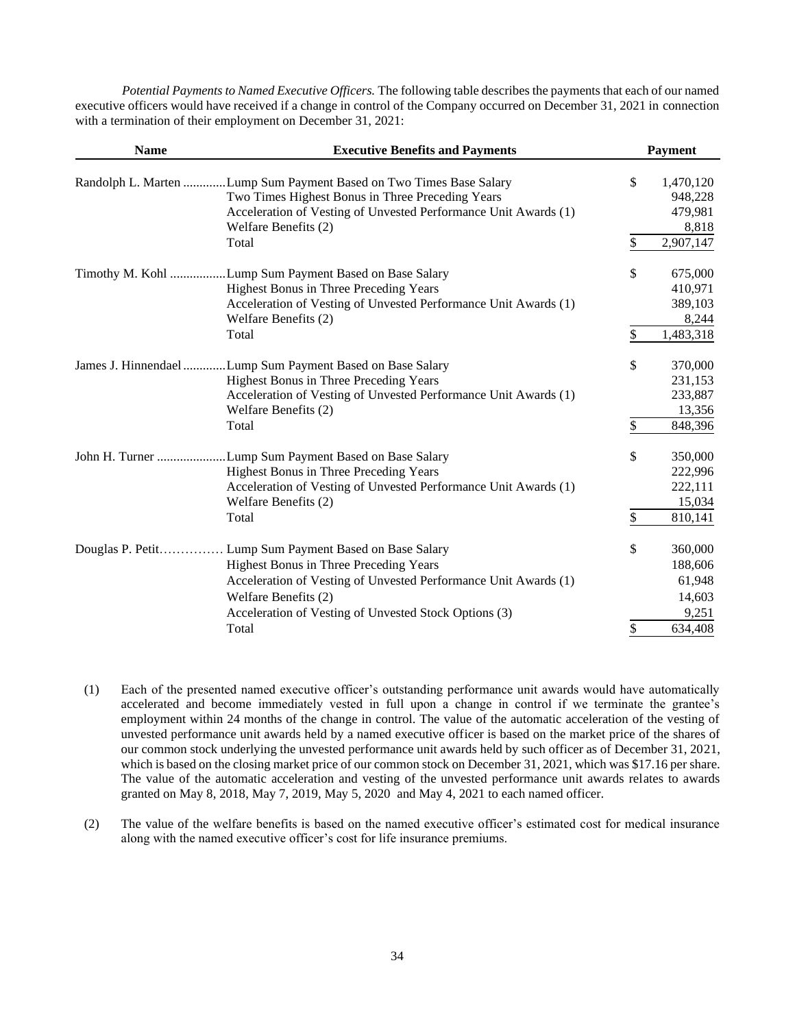*Potential Payments to Named Executive Officers.* The following table describes the payments that each of our named executive officers would have received if a change in control of the Company occurred on December 31, 2021 in connection with a termination of their employment on December 31, 2021:

| Name | Executive Benefits and Payments | Payment |
|---|---|---|
| Randolph L. Marten | Lump Sum Payment Based on Two Times Base Salary | $ 1,470,120 |
| | Two Times Highest Bonus in Three Preceding Years | 948,228 |
| | Acceleration of Vesting of Unvested Performance Unit Awards (1) | 479,981 |
| | Welfare Benefits (2) | 8,818 |
| | Total | $ 2,907,147 |
| Timothy M. Kohl | Lump Sum Payment Based on Base Salary | $ 675,000 |
| | Highest Bonus in Three Preceding Years | 410,971 |
| | Acceleration of Vesting of Unvested Performance Unit Awards (1) | 389,103 |
| | Welfare Benefits (2) | 8,244 |
| | Total | $ 1,483,318 |
| James J. Hinnendael | Lump Sum Payment Based on Base Salary | $ 370,000 |
| | Highest Bonus in Three Preceding Years | 231,153 |
| | Acceleration of Vesting of Unvested Performance Unit Awards (1) | 233,887 |
| | Welfare Benefits (2) | 13,356 |
| | Total | $ 848,396 |
| John H. Turner | Lump Sum Payment Based on Base Salary | $ 350,000 |
| | Highest Bonus in Three Preceding Years | 222,996 |
| | Acceleration of Vesting of Unvested Performance Unit Awards (1) | 222,111 |
| | Welfare Benefits (2) | 15,034 |
| | Total | $ 810,141 |
| Douglas P. Petit | Lump Sum Payment Based on Base Salary | $ 360,000 |
| | Highest Bonus in Three Preceding Years | 188,606 |
| | Acceleration of Vesting of Unvested Performance Unit Awards (1) | 61,948 |
| | Welfare Benefits (2) | 14,603 |
| | Acceleration of Vesting of Unvested Stock Options (3) | 9,251 |
| | Total | $ 634,408 |

(1) Each of the presented named executive officer's outstanding performance unit awards would have automatically accelerated and become immediately vested in full upon a change in control if we terminate the grantee's employment within 24 months of the change in control. The value of the automatic acceleration of the vesting of unvested performance unit awards held by a named executive officer is based on the market price of the shares of our common stock underlying the unvested performance unit awards held by such officer as of December 31, 2021, which is based on the closing market price of our common stock on December 31, 2021, which was $17.16 per share. The value of the automatic acceleration and vesting of the unvested performance unit awards relates to awards granted on May 8, 2018, May 7, 2019, May 5, 2020 and May 4, 2021 to each named officer.

(2) The value of the welfare benefits is based on the named executive officer's estimated cost for medical insurance along with the named executive officer's cost for life insurance premiums.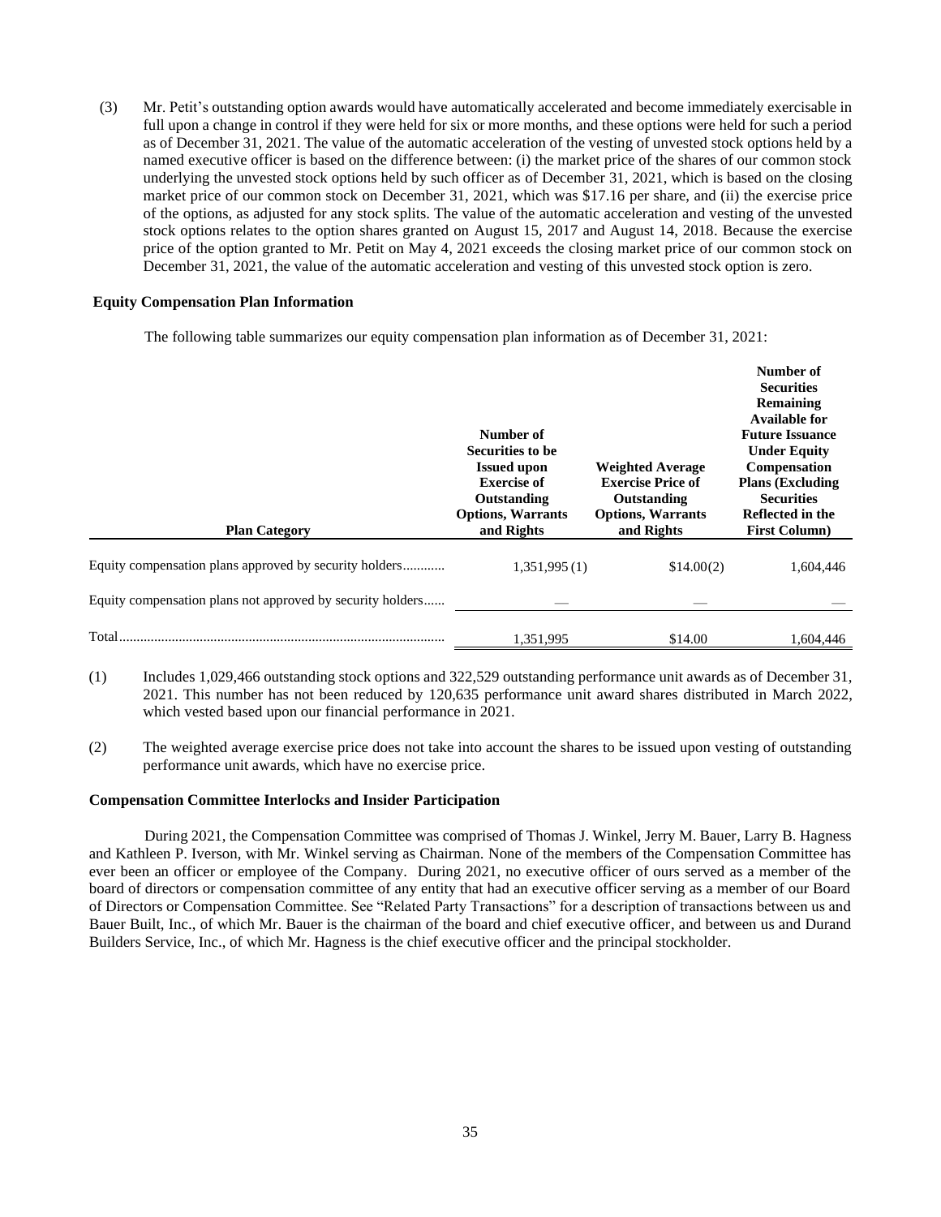(3) Mr. Petit's outstanding option awards would have automatically accelerated and become immediately exercisable in full upon a change in control if they were held for six or more months, and these options were held for such a period as of December 31, 2021. The value of the automatic acceleration of the vesting of unvested stock options held by a named executive officer is based on the difference between: (i) the market price of the shares of our common stock underlying the unvested stock options held by such officer as of December 31, 2021, which is based on the closing market price of our common stock on December 31, 2021, which was $17.16 per share, and (ii) the exercise price of the options, as adjusted for any stock splits. The value of the automatic acceleration and vesting of the unvested stock options relates to the option shares granted on August 15, 2017 and August 14, 2018. Because the exercise price of the option granted to Mr. Petit on May 4, 2021 exceeds the closing market price of our common stock on December 31, 2021, the value of the automatic acceleration and vesting of this unvested stock option is zero.

### Equity Compensation Plan Information

The following table summarizes our equity compensation plan information as of December 31, 2021:

| Plan Category | Number of Securities to be Issued upon Exercise of Outstanding Options, Warrants and Rights | Weighted Average Exercise Price of Outstanding Options, Warrants and Rights | Number of Securities Remaining Available for Future Issuance Under Equity Compensation Plans (Excluding Securities Reflected in the First Column) |
|---|---|---|---|
| Equity compensation plans approved by security holders | 1,351,995 (1) | $14.00(2) | 1,604,446 |
| Equity compensation plans not approved by security holders | — | — | — |
| Total | 1,351,995 | $14.00 | 1,604,446 |

(1) Includes 1,029,466 outstanding stock options and 322,529 outstanding performance unit awards as of December 31, 2021. This number has not been reduced by 120,635 performance unit award shares distributed in March 2022, which vested based upon our financial performance in 2021.

(2) The weighted average exercise price does not take into account the shares to be issued upon vesting of outstanding performance unit awards, which have no exercise price.

### Compensation Committee Interlocks and Insider Participation

During 2021, the Compensation Committee was comprised of Thomas J. Winkel, Jerry M. Bauer, Larry B. Hagness and Kathleen P. Iverson, with Mr. Winkel serving as Chairman. None of the members of the Compensation Committee has ever been an officer or employee of the Company. During 2021, no executive officer of ours served as a member of the board of directors or compensation committee of any entity that had an executive officer serving as a member of our Board of Directors or Compensation Committee. See "Related Party Transactions" for a description of transactions between us and Bauer Built, Inc., of which Mr. Bauer is the chairman of the board and chief executive officer, and between us and Durand Builders Service, Inc., of which Mr. Hagness is the chief executive officer and the principal stockholder.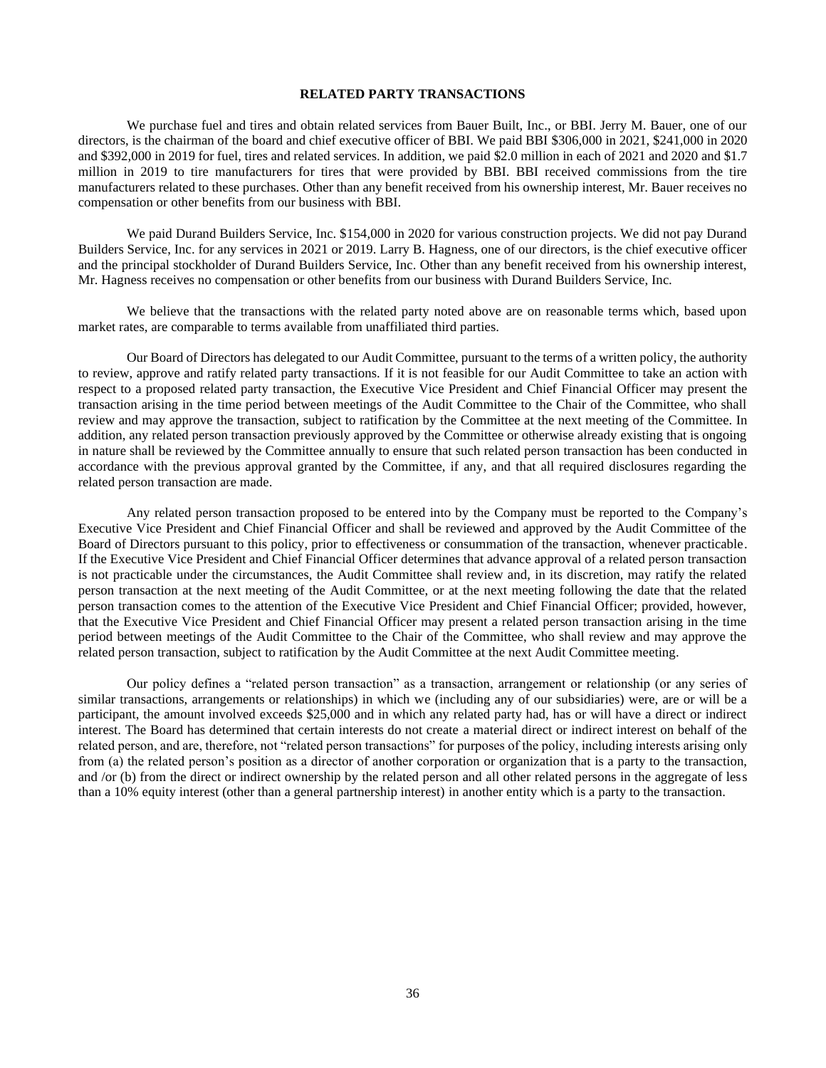## RELATED PARTY TRANSACTIONS

We purchase fuel and tires and obtain related services from Bauer Built, Inc., or BBI. Jerry M. Bauer, one of our directors, is the chairman of the board and chief executive officer of BBI. We paid BBI $306,000 in 2021, $241,000 in 2020 and $392,000 in 2019 for fuel, tires and related services. In addition, we paid $2.0 million in each of 2021 and 2020 and $1.7 million in 2019 to tire manufacturers for tires that were provided by BBI. BBI received commissions from the tire manufacturers related to these purchases. Other than any benefit received from his ownership interest, Mr. Bauer receives no compensation or other benefits from our business with BBI.

We paid Durand Builders Service, Inc. $154,000 in 2020 for various construction projects. We did not pay Durand Builders Service, Inc. for any services in 2021 or 2019. Larry B. Hagness, one of our directors, is the chief executive officer and the principal stockholder of Durand Builders Service, Inc. Other than any benefit received from his ownership interest, Mr. Hagness receives no compensation or other benefits from our business with Durand Builders Service, Inc.

We believe that the transactions with the related party noted above are on reasonable terms which, based upon market rates, are comparable to terms available from unaffiliated third parties.

Our Board of Directors has delegated to our Audit Committee, pursuant to the terms of a written policy, the authority to review, approve and ratify related party transactions. If it is not feasible for our Audit Committee to take an action with respect to a proposed related party transaction, the Executive Vice President and Chief Financial Officer may present the transaction arising in the time period between meetings of the Audit Committee to the Chair of the Committee, who shall review and may approve the transaction, subject to ratification by the Committee at the next meeting of the Committee. In addition, any related person transaction previously approved by the Committee or otherwise already existing that is ongoing in nature shall be reviewed by the Committee annually to ensure that such related person transaction has been conducted in accordance with the previous approval granted by the Committee, if any, and that all required disclosures regarding the related person transaction are made.

Any related person transaction proposed to be entered into by the Company must be reported to the Company's Executive Vice President and Chief Financial Officer and shall be reviewed and approved by the Audit Committee of the Board of Directors pursuant to this policy, prior to effectiveness or consummation of the transaction, whenever practicable. If the Executive Vice President and Chief Financial Officer determines that advance approval of a related person transaction is not practicable under the circumstances, the Audit Committee shall review and, in its discretion, may ratify the related person transaction at the next meeting of the Audit Committee, or at the next meeting following the date that the related person transaction comes to the attention of the Executive Vice President and Chief Financial Officer; provided, however, that the Executive Vice President and Chief Financial Officer may present a related person transaction arising in the time period between meetings of the Audit Committee to the Chair of the Committee, who shall review and may approve the related person transaction, subject to ratification by the Audit Committee at the next Audit Committee meeting.

Our policy defines a "related person transaction" as a transaction, arrangement or relationship (or any series of similar transactions, arrangements or relationships) in which we (including any of our subsidiaries) were, are or will be a participant, the amount involved exceeds $25,000 and in which any related party had, has or will have a direct or indirect interest. The Board has determined that certain interests do not create a material direct or indirect interest on behalf of the related person, and are, therefore, not "related person transactions" for purposes of the policy, including interests arising only from (a) the related person's position as a director of another corporation or organization that is a party to the transaction, and /or (b) from the direct or indirect ownership by the related person and all other related persons in the aggregate of less than a 10% equity interest (other than a general partnership interest) in another entity which is a party to the transaction.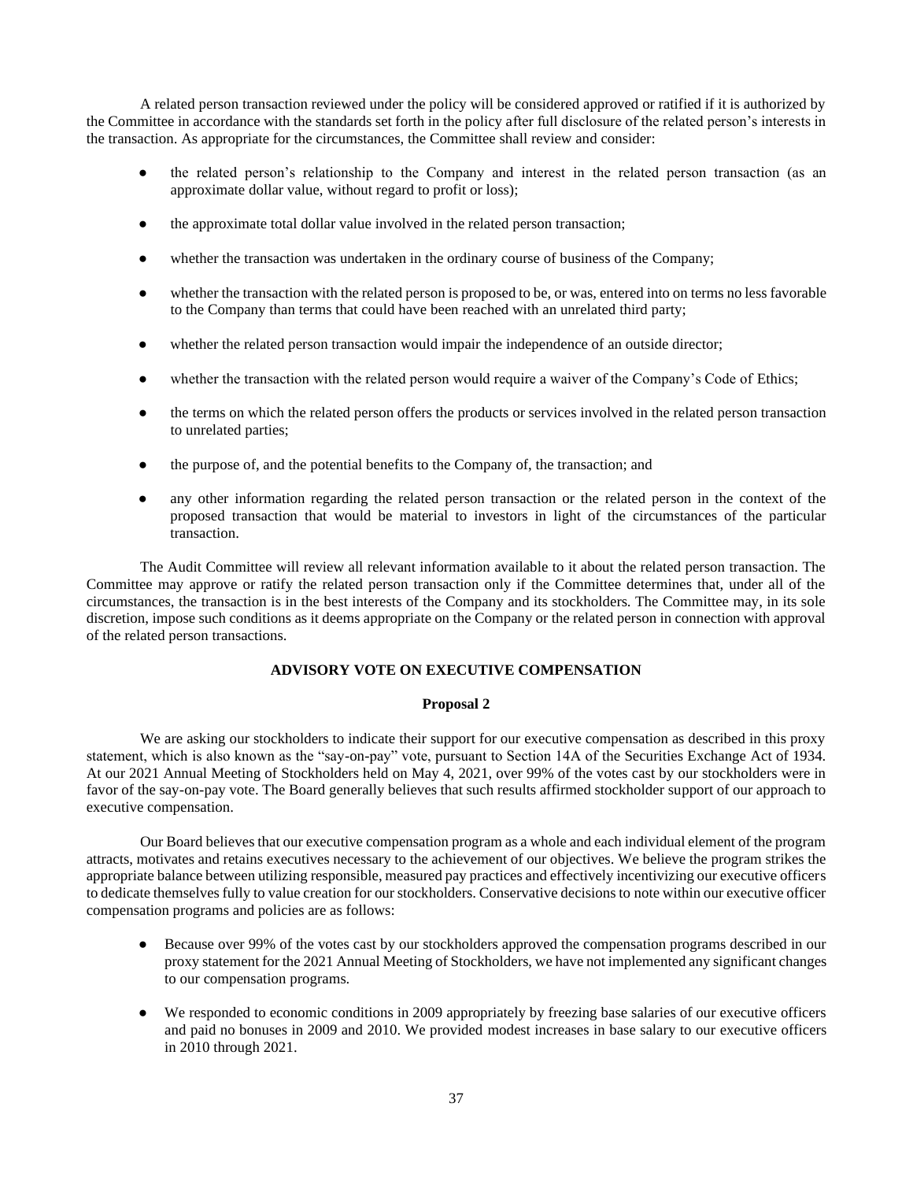A related person transaction reviewed under the policy will be considered approved or ratified if it is authorized by the Committee in accordance with the standards set forth in the policy after full disclosure of the related person's interests in the transaction. As appropriate for the circumstances, the Committee shall review and consider:

- the related person's relationship to the Company and interest in the related person transaction (as an approximate dollar value, without regard to profit or loss);
- the approximate total dollar value involved in the related person transaction;
- whether the transaction was undertaken in the ordinary course of business of the Company;
- whether the transaction with the related person is proposed to be, or was, entered into on terms no less favorable to the Company than terms that could have been reached with an unrelated third party;
- whether the related person transaction would impair the independence of an outside director;
- whether the transaction with the related person would require a waiver of the Company's Code of Ethics;
- the terms on which the related person offers the products or services involved in the related person transaction to unrelated parties;
- the purpose of, and the potential benefits to the Company of, the transaction; and
- any other information regarding the related person transaction or the related person in the context of the proposed transaction that would be material to investors in light of the circumstances of the particular transaction.

The Audit Committee will review all relevant information available to it about the related person transaction. The Committee may approve or ratify the related person transaction only if the Committee determines that, under all of the circumstances, the transaction is in the best interests of the Company and its stockholders. The Committee may, in its sole discretion, impose such conditions as it deems appropriate on the Company or the related person in connection with approval of the related person transactions.

## ADVISORY VOTE ON EXECUTIVE COMPENSATION

### Proposal 2

We are asking our stockholders to indicate their support for our executive compensation as described in this proxy statement, which is also known as the "say-on-pay" vote, pursuant to Section 14A of the Securities Exchange Act of 1934. At our 2021 Annual Meeting of Stockholders held on May 4, 2021, over 99% of the votes cast by our stockholders were in favor of the say-on-pay vote. The Board generally believes that such results affirmed stockholder support of our approach to executive compensation.

Our Board believes that our executive compensation program as a whole and each individual element of the program attracts, motivates and retains executives necessary to the achievement of our objectives. We believe the program strikes the appropriate balance between utilizing responsible, measured pay practices and effectively incentivizing our executive officers to dedicate themselves fully to value creation for our stockholders. Conservative decisions to note within our executive officer compensation programs and policies are as follows:

- Because over 99% of the votes cast by our stockholders approved the compensation programs described in our proxy statement for the 2021 Annual Meeting of Stockholders, we have not implemented any significant changes to our compensation programs.
- We responded to economic conditions in 2009 appropriately by freezing base salaries of our executive officers and paid no bonuses in 2009 and 2010. We provided modest increases in base salary to our executive officers in 2010 through 2021.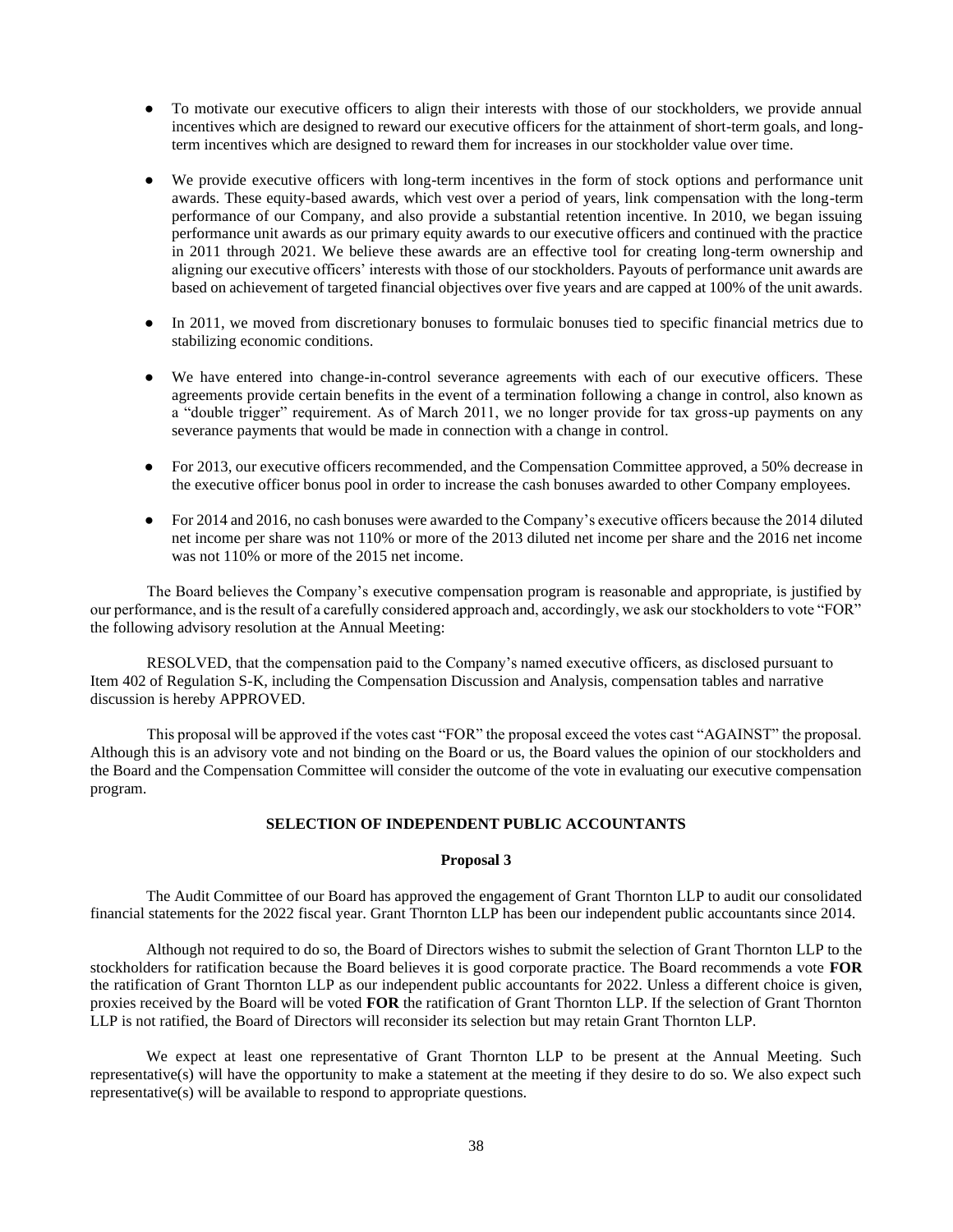- To motivate our executive officers to align their interests with those of our stockholders, we provide annual incentives which are designed to reward our executive officers for the attainment of short-term goals, and long-term incentives which are designed to reward them for increases in our stockholder value over time.

- We provide executive officers with long-term incentives in the form of stock options and performance unit awards. These equity-based awards, which vest over a period of years, link compensation with the long-term performance of our Company, and also provide a substantial retention incentive. In 2010, we began issuing performance unit awards as our primary equity awards to our executive officers and continued with the practice in 2011 through 2021. We believe these awards are an effective tool for creating long-term ownership and aligning our executive officers' interests with those of our stockholders. Payouts of performance unit awards are based on achievement of targeted financial objectives over five years and are capped at 100% of the unit awards.

- In 2011, we moved from discretionary bonuses to formulaic bonuses tied to specific financial metrics due to stabilizing economic conditions.

- We have entered into change-in-control severance agreements with each of our executive officers. These agreements provide certain benefits in the event of a termination following a change in control, also known as a "double trigger" requirement. As of March 2011, we no longer provide for tax gross-up payments on any severance payments that would be made in connection with a change in control.

- For 2013, our executive officers recommended, and the Compensation Committee approved, a 50% decrease in the executive officer bonus pool in order to increase the cash bonuses awarded to other Company employees.

- For 2014 and 2016, no cash bonuses were awarded to the Company's executive officers because the 2014 diluted net income per share was not 110% or more of the 2013 diluted net income per share and the 2016 net income was not 110% or more of the 2015 net income.

The Board believes the Company's executive compensation program is reasonable and appropriate, is justified by our performance, and is the result of a carefully considered approach and, accordingly, we ask our stockholders to vote "FOR" the following advisory resolution at the Annual Meeting:

RESOLVED, that the compensation paid to the Company's named executive officers, as disclosed pursuant to Item 402 of Regulation S-K, including the Compensation Discussion and Analysis, compensation tables and narrative discussion is hereby APPROVED.

This proposal will be approved if the votes cast "FOR" the proposal exceed the votes cast "AGAINST" the proposal. Although this is an advisory vote and not binding on the Board or us, the Board values the opinion of our stockholders and the Board and the Compensation Committee will consider the outcome of the vote in evaluating our executive compensation program.

## SELECTION OF INDEPENDENT PUBLIC ACCOUNTANTS

### Proposal 3

The Audit Committee of our Board has approved the engagement of Grant Thornton LLP to audit our consolidated financial statements for the 2022 fiscal year. Grant Thornton LLP has been our independent public accountants since 2014.

Although not required to do so, the Board of Directors wishes to submit the selection of Grant Thornton LLP to the stockholders for ratification because the Board believes it is good corporate practice. The Board recommends a vote **FOR** the ratification of Grant Thornton LLP as our independent public accountants for 2022. Unless a different choice is given, proxies received by the Board will be voted **FOR** the ratification of Grant Thornton LLP. If the selection of Grant Thornton LLP is not ratified, the Board of Directors will reconsider its selection but may retain Grant Thornton LLP.

We expect at least one representative of Grant Thornton LLP to be present at the Annual Meeting. Such representative(s) will have the opportunity to make a statement at the meeting if they desire to do so. We also expect such representative(s) will be available to respond to appropriate questions.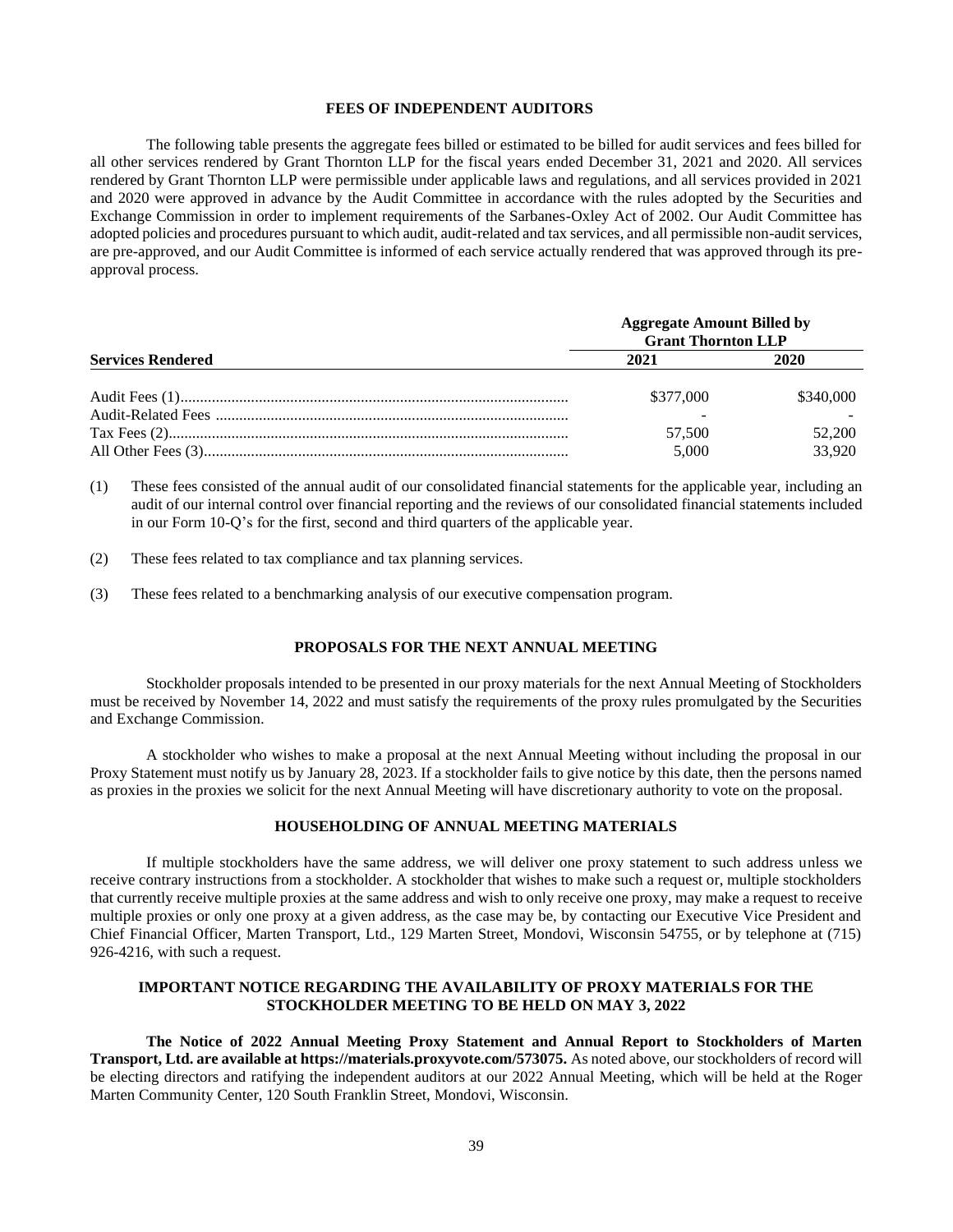## FEES OF INDEPENDENT AUDITORS

The following table presents the aggregate fees billed or estimated to be billed for audit services and fees billed for all other services rendered by Grant Thornton LLP for the fiscal years ended December 31, 2021 and 2020. All services rendered by Grant Thornton LLP were permissible under applicable laws and regulations, and all services provided in 2021 and 2020 were approved in advance by the Audit Committee in accordance with the rules adopted by the Securities and Exchange Commission in order to implement requirements of the Sarbanes-Oxley Act of 2002. Our Audit Committee has adopted policies and procedures pursuant to which audit, audit-related and tax services, and all permissible non-audit services, are pre-approved, and our Audit Committee is informed of each service actually rendered that was approved through its pre-approval process.

| | Aggregate Amount Billed by Grant Thornton LLP | |
|---|---|---|
| **Services Rendered** | **2021** | **2020** |
| Audit Fees (1) | $377,000 | $340,000 |
| Audit-Related Fees | - | - |
| Tax Fees (2) | 57,500 | 52,200 |
| All Other Fees (3) | 5,000 | 33,920 |

(1) These fees consisted of the annual audit of our consolidated financial statements for the applicable year, including an audit of our internal control over financial reporting and the reviews of our consolidated financial statements included in our Form 10-Q's for the first, second and third quarters of the applicable year.

(2) These fees related to tax compliance and tax planning services.

(3) These fees related to a benchmarking analysis of our executive compensation program.

## PROPOSALS FOR THE NEXT ANNUAL MEETING

Stockholder proposals intended to be presented in our proxy materials for the next Annual Meeting of Stockholders must be received by November 14, 2022 and must satisfy the requirements of the proxy rules promulgated by the Securities and Exchange Commission.

A stockholder who wishes to make a proposal at the next Annual Meeting without including the proposal in our Proxy Statement must notify us by January 28, 2023. If a stockholder fails to give notice by this date, then the persons named as proxies in the proxies we solicit for the next Annual Meeting will have discretionary authority to vote on the proposal.

## HOUSEHOLDING OF ANNUAL MEETING MATERIALS

If multiple stockholders have the same address, we will deliver one proxy statement to such address unless we receive contrary instructions from a stockholder. A stockholder that wishes to make such a request or, multiple stockholders that currently receive multiple proxies at the same address and wish to only receive one proxy, may make a request to receive multiple proxies or only one proxy at a given address, as the case may be, by contacting our Executive Vice President and Chief Financial Officer, Marten Transport, Ltd., 129 Marten Street, Mondovi, Wisconsin 54755, or by telephone at (715) 926-4216, with such a request.

## IMPORTANT NOTICE REGARDING THE AVAILABILITY OF PROXY MATERIALS FOR THE STOCKHOLDER MEETING TO BE HELD ON MAY 3, 2022

**The Notice of 2022 Annual Meeting Proxy Statement and Annual Report to Stockholders of Marten Transport, Ltd. are available at https://materials.proxyvote.com/573075.** As noted above, our stockholders of record will be electing directors and ratifying the independent auditors at our 2022 Annual Meeting, which will be held at the Roger Marten Community Center, 120 South Franklin Street, Mondovi, Wisconsin.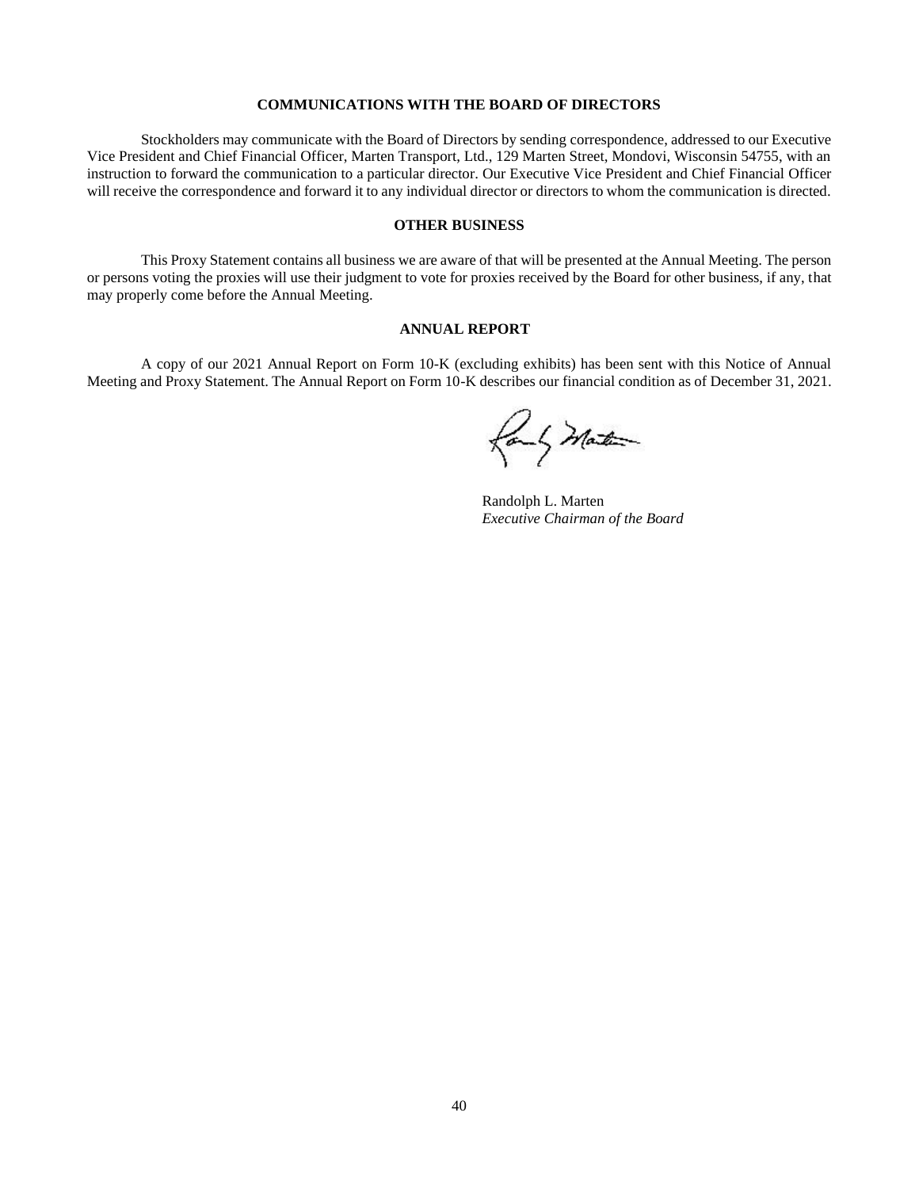## COMMUNICATIONS WITH THE BOARD OF DIRECTORS

Stockholders may communicate with the Board of Directors by sending correspondence, addressed to our Executive Vice President and Chief Financial Officer, Marten Transport, Ltd., 129 Marten Street, Mondovi, Wisconsin 54755, with an instruction to forward the communication to a particular director. Our Executive Vice President and Chief Financial Officer will receive the correspondence and forward it to any individual director or directors to whom the communication is directed.

## OTHER BUSINESS

This Proxy Statement contains all business we are aware of that will be presented at the Annual Meeting. The person or persons voting the proxies will use their judgment to vote for proxies received by the Board for other business, if any, that may properly come before the Annual Meeting.

## ANNUAL REPORT

A copy of our 2021 Annual Report on Form 10-K (excluding exhibits) has been sent with this Notice of Annual Meeting and Proxy Statement. The Annual Report on Form 10-K describes our financial condition as of December 31, 2021.

Randolph L. Marten
*Executive Chairman of the Board*